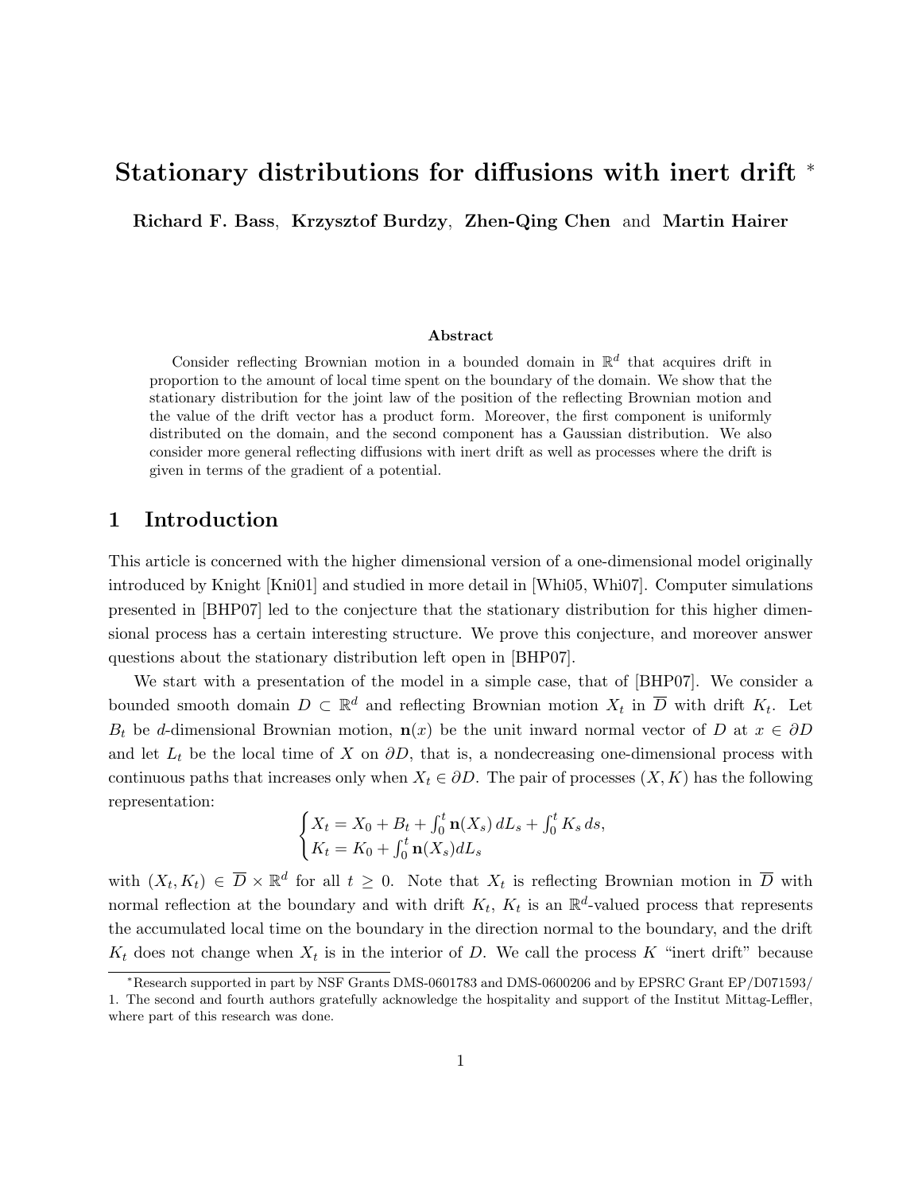# Stationary distributions for diffusions with inert drift *

**Richard F. Bass**, **Krzysztof Burdzy**, **Zhen-Qing Chen** and **Martin Hairer**

### Abstract

Consider reflecting Brownian motion in a bounded domain in $\mathbb{R}^d$ that acquires drift in proportion to the amount of local time spent on the boundary of the domain. We show that the stationary distribution for the joint law of the position of the reflecting Brownian motion and the value of the drift vector has a product form. Moreover, the first component is uniformly distributed on the domain, and the second component has a Gaussian distribution. We also consider more general reflecting diffusions with inert drift as well as processes where the drift is given in terms of the gradient of a potential.

## 1 Introduction

This article is concerned with the higher dimensional version of a one-dimensional model originally introduced by Knight [Kni01] and studied in more detail in [Whi05, Whi07]. Computer simulations presented in [BHP07] led to the conjecture that the stationary distribution for this higher dimensional process has a certain interesting structure. We prove this conjecture, and moreover answer questions about the stationary distribution left open in [BHP07].

We start with a presentation of the model in a simple case, that of [BHP07]. We consider a bounded smooth domain $D \subset \mathbb{R}^d$ and reflecting Brownian motion $X_t$ in $\overline{D}$ with drift $K_t$. Let $B_t$ be $d$-dimensional Brownian motion, $\mathbf{n}(x)$ be the unit inward normal vector of $D$ at $x \in \partial D$ and let $L_t$ be the local time of $X$ on $\partial D$, that is, a nondecreasing one-dimensional process with continuous paths that increases only when $X_t \in \partial D$. The pair of processes $(X, K)$ has the following representation:

$$
\begin{cases}
X_t = X_0 + B_t + \int_0^t \mathbf{n}(X_s)\, dL_s + \int_0^t K_s\, ds, \\
K_t = K_0 + \int_0^t \mathbf{n}(X_s) dL_s
\end{cases}
$$

with $(X_t, K_t) \in \overline{D} \times \mathbb{R}^d$ for all $t \geq 0$. Note that $X_t$ is reflecting Brownian motion in $\overline{D}$ with normal reflection at the boundary and with drift $K_t$, $K_t$ is an $\mathbb{R}^d$-valued process that represents the accumulated local time on the boundary in the direction normal to the boundary, and the drift $K_t$ does not change when $X_t$ is in the interior of $D$. We call the process $K$ "inert drift" because

*Research supported in part by NSF Grants DMS-0601783 and DMS-0600206 and by EPSRC Grant EP/D071593/1. The second and fourth authors gratefully acknowledge the hospitality and support of the Institut Mittag-Leffler, where part of this research was done.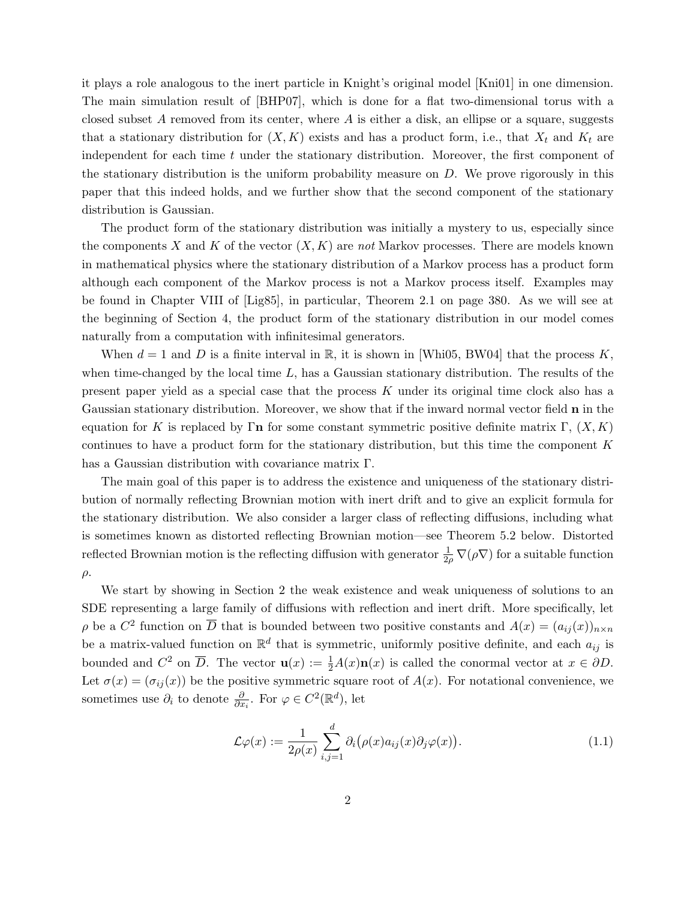it plays a role analogous to the inert particle in Knight's original model [Kni01] in one dimension. The main simulation result of [BHP07], which is done for a flat two-dimensional torus with a closed subset $A$ removed from its center, where $A$ is either a disk, an ellipse or a square, suggests that a stationary distribution for $(X, K)$ exists and has a product form, i.e., that $X_t$ and $K_t$ are independent for each time $t$ under the stationary distribution. Moreover, the first component of the stationary distribution is the uniform probability measure on $D$. We prove rigorously in this paper that this indeed holds, and we further show that the second component of the stationary distribution is Gaussian.

The product form of the stationary distribution was initially a mystery to us, especially since the components $X$ and $K$ of the vector $(X, K)$ are *not* Markov processes. There are models known in mathematical physics where the stationary distribution of a Markov process has a product form although each component of the Markov process is not a Markov process itself. Examples may be found in Chapter VIII of [Lig85], in particular, Theorem 2.1 on page 380. As we will see at the beginning of Section 4, the product form of the stationary distribution in our model comes naturally from a computation with infinitesimal generators.

When $d = 1$ and $D$ is a finite interval in $\mathbb{R}$, it is shown in [Whi05, BW04] that the process $K$, when time-changed by the local time $L$, has a Gaussian stationary distribution. The results of the present paper yield as a special case that the process $K$ under its original time clock also has a Gaussian stationary distribution. Moreover, we show that if the inward normal vector field $\mathbf{n}$ in the equation for $K$ is replaced by $\Gamma\mathbf{n}$ for some constant symmetric positive definite matrix $\Gamma$, $(X, K)$ continues to have a product form for the stationary distribution, but this time the component $K$ has a Gaussian distribution with covariance matrix $\Gamma$.

The main goal of this paper is to address the existence and uniqueness of the stationary distribution of normally reflecting Brownian motion with inert drift and to give an explicit formula for the stationary distribution. We also consider a larger class of reflecting diffusions, including what is sometimes known as distorted reflecting Brownian motion—see Theorem 5.2 below. Distorted reflected Brownian motion is the reflecting diffusion with generator $\frac{1}{2\rho}\nabla(\rho\nabla)$ for a suitable function $\rho$.

We start by showing in Section 2 the weak existence and weak uniqueness of solutions to an SDE representing a large family of diffusions with reflection and inert drift. More specifically, let $\rho$ be a $C^2$ function on $\overline{D}$ that is bounded between two positive constants and $A(x) = (a_{ij}(x))_{n\times n}$ be a matrix-valued function on $\mathbb{R}^d$ that is symmetric, uniformly positive definite, and each $a_{ij}$ is bounded and $C^2$ on $\overline{D}$. The vector $\mathbf{u}(x) := \frac{1}{2}A(x)\mathbf{n}(x)$ is called the conormal vector at $x \in \partial D$. Let $\sigma(x) = (\sigma_{ij}(x))$ be the positive symmetric square root of $A(x)$. For notational convenience, we sometimes use $\partial_i$ to denote $\frac{\partial}{\partial x_i}$. For $\varphi \in C^2(\mathbb{R}^d)$, let

$$\mathcal{L}\varphi(x) := \frac{1}{2\rho(x)}\sum_{i,j=1}^{d}\partial_i\big(\rho(x)a_{ij}(x)\partial_j\varphi(x)\big). \tag{1.1}$$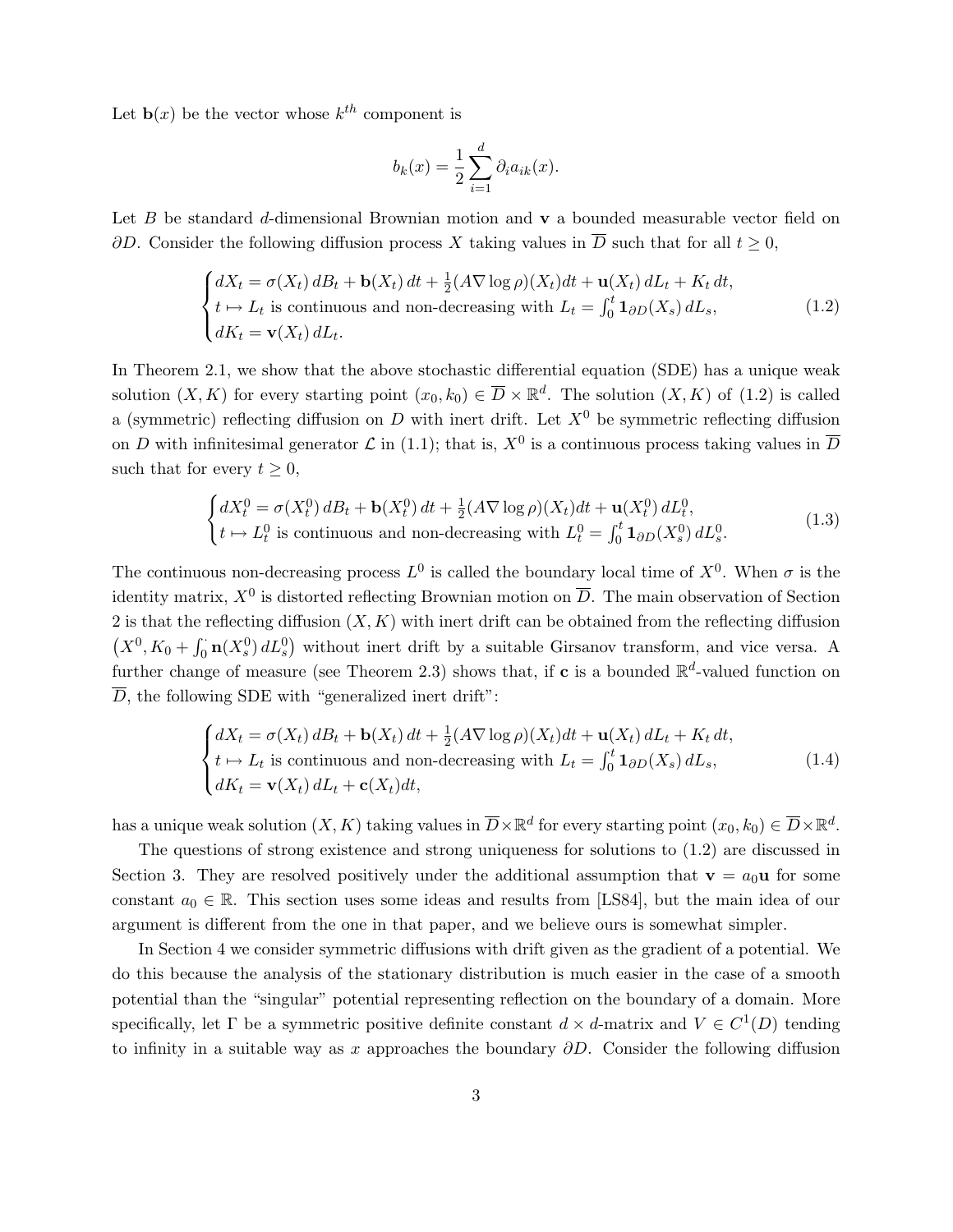Let $\mathbf{b}(x)$ be the vector whose $k^{th}$ component is

$$
b_k(x) = \frac{1}{2} \sum_{i=1}^{d} \partial_i a_{ik}(x).
$$

Let $B$ be standard $d$-dimensional Brownian motion and $\mathbf{v}$ a bounded measurable vector field on $\partial D$. Consider the following diffusion process $X$ taking values in $\overline{D}$ such that for all $t \geq 0$,

$$
\begin{cases}
dX_t = \sigma(X_t)\, dB_t + \mathbf{b}(X_t)\, dt + \frac{1}{2}(A\nabla \log \rho)(X_t)dt + \mathbf{u}(X_t)\, dL_t + K_t\, dt, \\
t \mapsto L_t \text{ is continuous and non-decreasing with } L_t = \int_0^t \mathbf{1}_{\partial D}(X_s)\, dL_s, \\
dK_t = \mathbf{v}(X_t)\, dL_t.
\end{cases}
\tag{1.2}
$$

In Theorem 2.1, we show that the above stochastic differential equation (SDE) has a unique weak solution $(X, K)$ for every starting point $(x_0, k_0) \in \overline{D} \times \mathbb{R}^d$. The solution $(X, K)$ of (1.2) is called a (symmetric) reflecting diffusion on $D$ with inert drift. Let $X^0$ be symmetric reflecting diffusion on $D$ with infinitesimal generator $\mathcal{L}$ in (1.1); that is, $X^0$ is a continuous process taking values in $\overline{D}$ such that for every $t \geq 0$,

$$
\begin{cases}
dX_t^0 = \sigma(X_t^0)\, dB_t + \mathbf{b}(X_t^0)\, dt + \frac{1}{2}(A\nabla \log \rho)(X_t)dt + \mathbf{u}(X_t^0)\, dL_t^0, \\
t \mapsto L_t^0 \text{ is continuous and non-decreasing with } L_t^0 = \int_0^t \mathbf{1}_{\partial D}(X_s^0)\, dL_s^0.
\end{cases}
\tag{1.3}
$$

The continuous non-decreasing process $L^0$ is called the boundary local time of $X^0$. When $\sigma$ is the identity matrix, $X^0$ is distorted reflecting Brownian motion on $\overline{D}$. The main observation of Section 2 is that the reflecting diffusion $(X, K)$ with inert drift can be obtained from the reflecting diffusion $\left(X^0, K_0 + \int_0^\cdot \mathbf{n}(X_s^0)\, dL_s^0\right)$ without inert drift by a suitable Girsanov transform, and vice versa. A further change of measure (see Theorem 2.3) shows that, if $\mathbf{c}$ is a bounded $\mathbb{R}^d$-valued function on $\overline{D}$, the following SDE with "generalized inert drift":

$$
\begin{cases}
dX_t = \sigma(X_t)\, dB_t + \mathbf{b}(X_t)\, dt + \frac{1}{2}(A\nabla \log \rho)(X_t)dt + \mathbf{u}(X_t)\, dL_t + K_t\, dt, \\
t \mapsto L_t \text{ is continuous and non-decreasing with } L_t = \int_0^t \mathbf{1}_{\partial D}(X_s)\, dL_s, \\
dK_t = \mathbf{v}(X_t)\, dL_t + \mathbf{c}(X_t)dt,
\end{cases}
\tag{1.4}
$$

has a unique weak solution $(X, K)$ taking values in $\overline{D} \times \mathbb{R}^d$ for every starting point $(x_0, k_0) \in \overline{D} \times \mathbb{R}^d$.

The questions of strong existence and strong uniqueness for solutions to (1.2) are discussed in Section 3. They are resolved positively under the additional assumption that $\mathbf{v} = a_0 \mathbf{u}$ for some constant $a_0 \in \mathbb{R}$. This section uses some ideas and results from [LS84], but the main idea of our argument is different from the one in that paper, and we believe ours is somewhat simpler.

In Section 4 we consider symmetric diffusions with drift given as the gradient of a potential. We do this because the analysis of the stationary distribution is much easier in the case of a smooth potential than the "singular" potential representing reflection on the boundary of a domain. More specifically, let $\Gamma$ be a symmetric positive definite constant $d \times d$-matrix and $V \in C^1(D)$ tending to infinity in a suitable way as $x$ approaches the boundary $\partial D$. Consider the following diffusion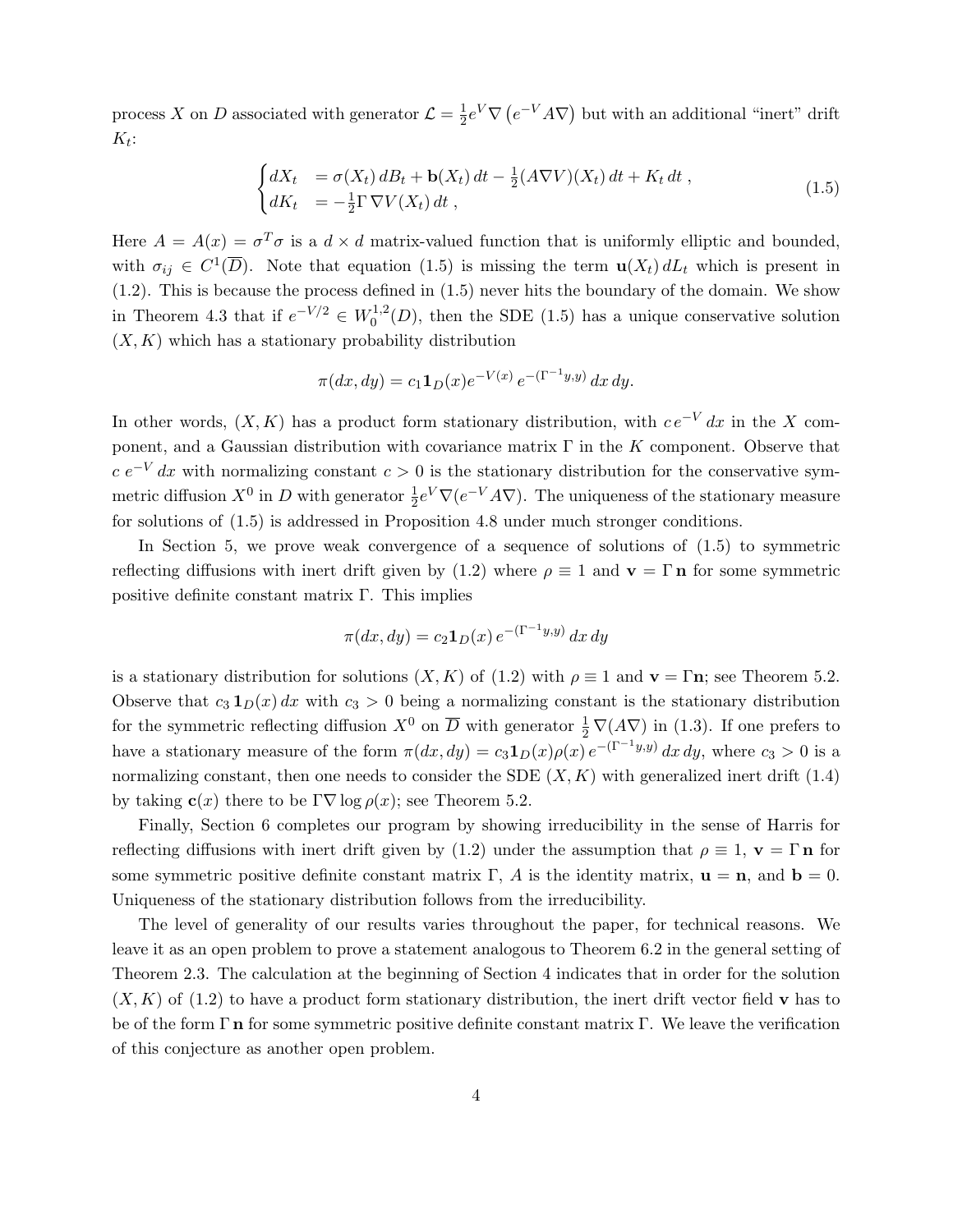process $X$ on $D$ associated with generator $\mathcal{L} = \frac{1}{2} e^V \nabla \left( e^{-V} A \nabla \right)$ but with an additional "inert" drift $K_t$:

$$
\begin{cases}
dX_t &= \sigma(X_t)\, dB_t + \mathbf{b}(X_t)\, dt - \frac{1}{2}(A \nabla V)(X_t)\, dt + K_t\, dt\,, \\
dK_t &= -\frac{1}{2} \Gamma\, \nabla V(X_t)\, dt\,,
\end{cases}
\tag{1.5}
$$

Here $A = A(x) = \sigma^T \sigma$ is a $d \times d$ matrix-valued function that is uniformly elliptic and bounded, with $\sigma_{ij} \in C^1(\overline{D})$. Note that equation (1.5) is missing the term $\mathbf{u}(X_t)\, dL_t$ which is present in (1.2). This is because the process defined in (1.5) never hits the boundary of the domain. We show in Theorem 4.3 that if $e^{-V/2} \in W^{1,2}_0(D)$, then the SDE (1.5) has a unique conservative solution $(X, K)$ which has a stationary probability distribution

$$
\pi(dx, dy) = c_1 \mathbf{1}_D(x) e^{-V(x)}\, e^{-(\Gamma^{-1} y, y)}\, dx\, dy.
$$

In other words, $(X, K)$ has a product form stationary distribution, with $c\, e^{-V}\, dx$ in the $X$ component, and a Gaussian distribution with covariance matrix $\Gamma$ in the $K$ component. Observe that $c\; e^{-V}\, dx$ with normalizing constant $c > 0$ is the stationary distribution for the conservative symmetric diffusion $X^0$ in $D$ with generator $\frac{1}{2} e^V \nabla (e^{-V} A \nabla)$. The uniqueness of the stationary measure for solutions of (1.5) is addressed in Proposition 4.8 under much stronger conditions.

In Section 5, we prove weak convergence of a sequence of solutions of (1.5) to symmetric reflecting diffusions with inert drift given by (1.2) where $\rho \equiv 1$ and $\mathbf{v} = \Gamma\, \mathbf{n}$ for some symmetric positive definite constant matrix $\Gamma$. This implies

$$
\pi(dx, dy) = c_2 \mathbf{1}_D(x)\, e^{-(\Gamma^{-1} y, y)}\, dx\, dy
$$

is a stationary distribution for solutions $(X, K)$ of (1.2) with $\rho \equiv 1$ and $\mathbf{v} = \Gamma \mathbf{n}$; see Theorem 5.2. Observe that $c_3\, \mathbf{1}_D(x)\, dx$ with $c_3 > 0$ being a normalizing constant is the stationary distribution for the symmetric reflecting diffusion $X^0$ on $\overline{D}$ with generator $\frac{1}{2}\, \nabla (A \nabla)$ in (1.3). If one prefers to have a stationary measure of the form $\pi(dx, dy) = c_3 \mathbf{1}_D(x) \rho(x)\, e^{-(\Gamma^{-1} y, y)}\, dx\, dy$, where $c_3 > 0$ is a normalizing constant, then one needs to consider the SDE $(X, K)$ with generalized inert drift (1.4) by taking $\mathbf{c}(x)$ there to be $\Gamma \nabla \log \rho(x)$; see Theorem 5.2.

Finally, Section 6 completes our program by showing irreducibility in the sense of Harris for reflecting diffusions with inert drift given by (1.2) under the assumption that $\rho \equiv 1$, $\mathbf{v} = \Gamma\, \mathbf{n}$ for some symmetric positive definite constant matrix $\Gamma$, $A$ is the identity matrix, $\mathbf{u} = \mathbf{n}$, and $\mathbf{b} = 0$. Uniqueness of the stationary distribution follows from the irreducibility.

The level of generality of our results varies throughout the paper, for technical reasons. We leave it as an open problem to prove a statement analogous to Theorem 6.2 in the general setting of Theorem 2.3. The calculation at the beginning of Section 4 indicates that in order for the solution $(X, K)$ of (1.2) to have a product form stationary distribution, the inert drift vector field $\mathbf{v}$ has to be of the form $\Gamma\, \mathbf{n}$ for some symmetric positive definite constant matrix $\Gamma$. We leave the verification of this conjecture as another open problem.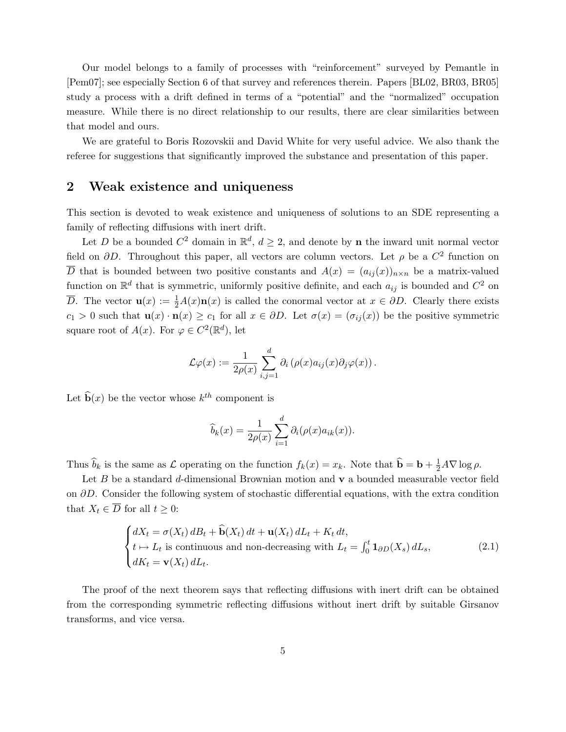Our model belongs to a family of processes with "reinforcement" surveyed by Pemantle in [Pem07]; see especially Section 6 of that survey and references therein. Papers [BL02, BR03, BR05] study a process with a drift defined in terms of a "potential" and the "normalized" occupation measure. While there is no direct relationship to our results, there are clear similarities between that model and ours.

We are grateful to Boris Rozovskii and David White for very useful advice. We also thank the referee for suggestions that significantly improved the substance and presentation of this paper.

## 2 Weak existence and uniqueness

This section is devoted to weak existence and uniqueness of solutions to an SDE representing a family of reflecting diffusions with inert drift.

Let $D$ be a bounded $C^2$ domain in $\mathbb{R}^d$, $d \geq 2$, and denote by $\mathbf{n}$ the inward unit normal vector field on $\partial D$. Throughout this paper, all vectors are column vectors. Let $\rho$ be a $C^2$ function on $\overline{D}$ that is bounded between two positive constants and $A(x) = (a_{ij}(x))_{n\times n}$ be a matrix-valued function on $\mathbb{R}^d$ that is symmetric, uniformly positive definite, and each $a_{ij}$ is bounded and $C^2$ on $\overline{D}$. The vector $\mathbf{u}(x) := \frac{1}{2}A(x)\mathbf{n}(x)$ is called the conormal vector at $x \in \partial D$. Clearly there exists $c_1 > 0$ such that $\mathbf{u}(x) \cdot \mathbf{n}(x) \geq c_1$ for all $x \in \partial D$. Let $\sigma(x) = (\sigma_{ij}(x))$ be the positive symmetric square root of $A(x)$. For $\varphi \in C^2(\mathbb{R}^d)$, let

$$\mathcal{L}\varphi(x) := \frac{1}{2\rho(x)} \sum_{i,j=1}^d \partial_i \left(\rho(x) a_{ij}(x) \partial_j \varphi(x)\right).$$

Let $\widehat{\mathbf{b}}(x)$ be the vector whose $k^{th}$ component is

$$\widehat{b}_k(x) = \frac{1}{2\rho(x)} \sum_{i=1}^d \partial_i (\rho(x) a_{ik}(x)).$$

Thus $\widehat{b}_k$ is the same as $\mathcal{L}$ operating on the function $f_k(x) = x_k$. Note that $\widehat{\mathbf{b}} = \mathbf{b} + \frac{1}{2}A\nabla \log \rho$.

Let $B$ be a standard $d$-dimensional Brownian motion and $\mathbf{v}$ a bounded measurable vector field on $\partial D$. Consider the following system of stochastic differential equations, with the extra condition that $X_t \in \overline{D}$ for all $t \geq 0$:

$$\begin{cases} dX_t = \sigma(X_t)\, dB_t + \widehat{\mathbf{b}}(X_t)\, dt + \mathbf{u}(X_t)\, dL_t + K_t\, dt, \\ t \mapsto L_t \text{ is continuous and non-decreasing with } L_t = \int_0^t \mathbf{1}_{\partial D}(X_s)\, dL_s, \\ dK_t = \mathbf{v}(X_t)\, dL_t. \end{cases} \tag{2.1}$$

The proof of the next theorem says that reflecting diffusions with inert drift can be obtained from the corresponding symmetric reflecting diffusions without inert drift by suitable Girsanov transforms, and vice versa.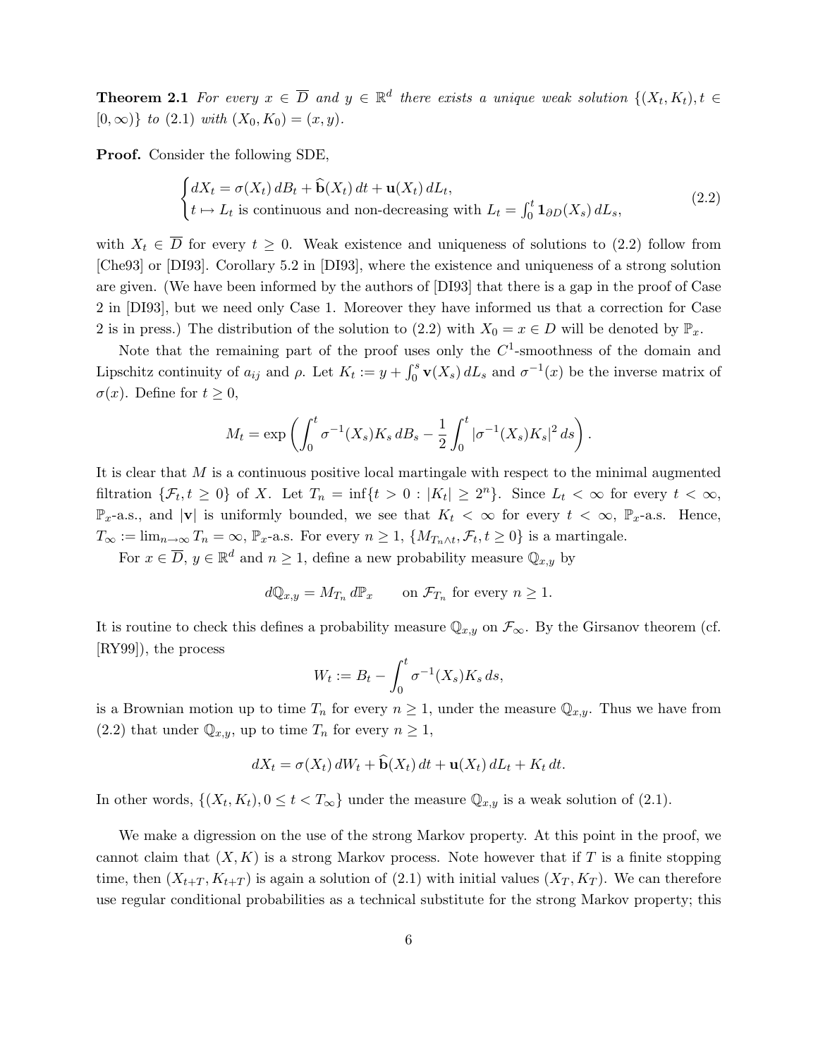**Theorem 2.1** *For every $x \in \overline{D}$ and $y \in \mathbb{R}^d$ there exists a unique weak solution $\{(X_t, K_t), t \in [0, \infty)\}$ to (2.1) with $(X_0, K_0) = (x, y)$.*

**Proof.** Consider the following SDE,

$$\begin{cases} dX_t = \sigma(X_t)\, dB_t + \widehat{\mathbf{b}}(X_t)\, dt + \mathbf{u}(X_t)\, dL_t, \\ t \mapsto L_t \text{ is continuous and non-decreasing with } L_t = \int_0^t \mathbf{1}_{\partial D}(X_s)\, dL_s, \end{cases} \tag{2.2}$$

with $X_t \in \overline{D}$ for every $t \geq 0$. Weak existence and uniqueness of solutions to (2.2) follow from [Che93] or [DI93]. Corollary 5.2 in [DI93], where the existence and uniqueness of a strong solution are given. (We have been informed by the authors of [DI93] that there is a gap in the proof of Case 2 in [DI93], but we need only Case 1. Moreover they have informed us that a correction for Case 2 is in press.) The distribution of the solution to (2.2) with $X_0 = x \in D$ will be denoted by $\mathbb{P}_x$.

Note that the remaining part of the proof uses only the $C^1$-smoothness of the domain and Lipschitz continuity of $a_{ij}$ and $\rho$. Let $K_t := y + \int_0^s \mathbf{v}(X_s)\, dL_s$ and $\sigma^{-1}(x)$ be the inverse matrix of $\sigma(x)$. Define for $t \geq 0$,

$$M_t = \exp\left( \int_0^t \sigma^{-1}(X_s) K_s\, dB_s - \frac{1}{2} \int_0^t |\sigma^{-1}(X_s) K_s|^2\, ds \right).$$

It is clear that $M$ is a continuous positive local martingale with respect to the minimal augmented filtration $\{\mathcal{F}_t, t \geq 0\}$ of $X$. Let $T_n = \inf\{t > 0 : |K_t| \geq 2^n\}$. Since $L_t < \infty$ for every $t < \infty$, $\mathbb{P}_x$-a.s., and $|\mathbf{v}|$ is uniformly bounded, we see that $K_t < \infty$ for every $t < \infty$, $\mathbb{P}_x$-a.s. Hence, $T_\infty := \lim_{n \to \infty} T_n = \infty$, $\mathbb{P}_x$-a.s. For every $n \geq 1$, $\{M_{T_n \wedge t}, \mathcal{F}_t, t \geq 0\}$ is a martingale.

For $x \in \overline{D}$, $y \in \mathbb{R}^d$ and $n \geq 1$, define a new probability measure $\mathbb{Q}_{x,y}$ by

$$d\mathbb{Q}_{x,y} = M_{T_n}\, d\mathbb{P}_x \qquad \text{on } \mathcal{F}_{T_n} \text{ for every } n \geq 1.$$

It is routine to check this defines a probability measure $\mathbb{Q}_{x,y}$ on $\mathcal{F}_\infty$. By the Girsanov theorem (cf. [RY99]), the process

$$W_t := B_t - \int_0^t \sigma^{-1}(X_s) K_s\, ds,$$

is a Brownian motion up to time $T_n$ for every $n \geq 1$, under the measure $\mathbb{Q}_{x,y}$. Thus we have from (2.2) that under $\mathbb{Q}_{x,y}$, up to time $T_n$ for every $n \geq 1$,

$$dX_t = \sigma(X_t)\, dW_t + \widehat{\mathbf{b}}(X_t)\, dt + \mathbf{u}(X_t)\, dL_t + K_t\, dt.$$

In other words, $\{(X_t, K_t), 0 \leq t < T_\infty\}$ under the measure $\mathbb{Q}_{x,y}$ is a weak solution of (2.1).

We make a digression on the use of the strong Markov property. At this point in the proof, we cannot claim that $(X, K)$ is a strong Markov process. Note however that if $T$ is a finite stopping time, then $(X_{t+T}, K_{t+T})$ is again a solution of (2.1) with initial values $(X_T, K_T)$. We can therefore use regular conditional probabilities as a technical substitute for the strong Markov property; this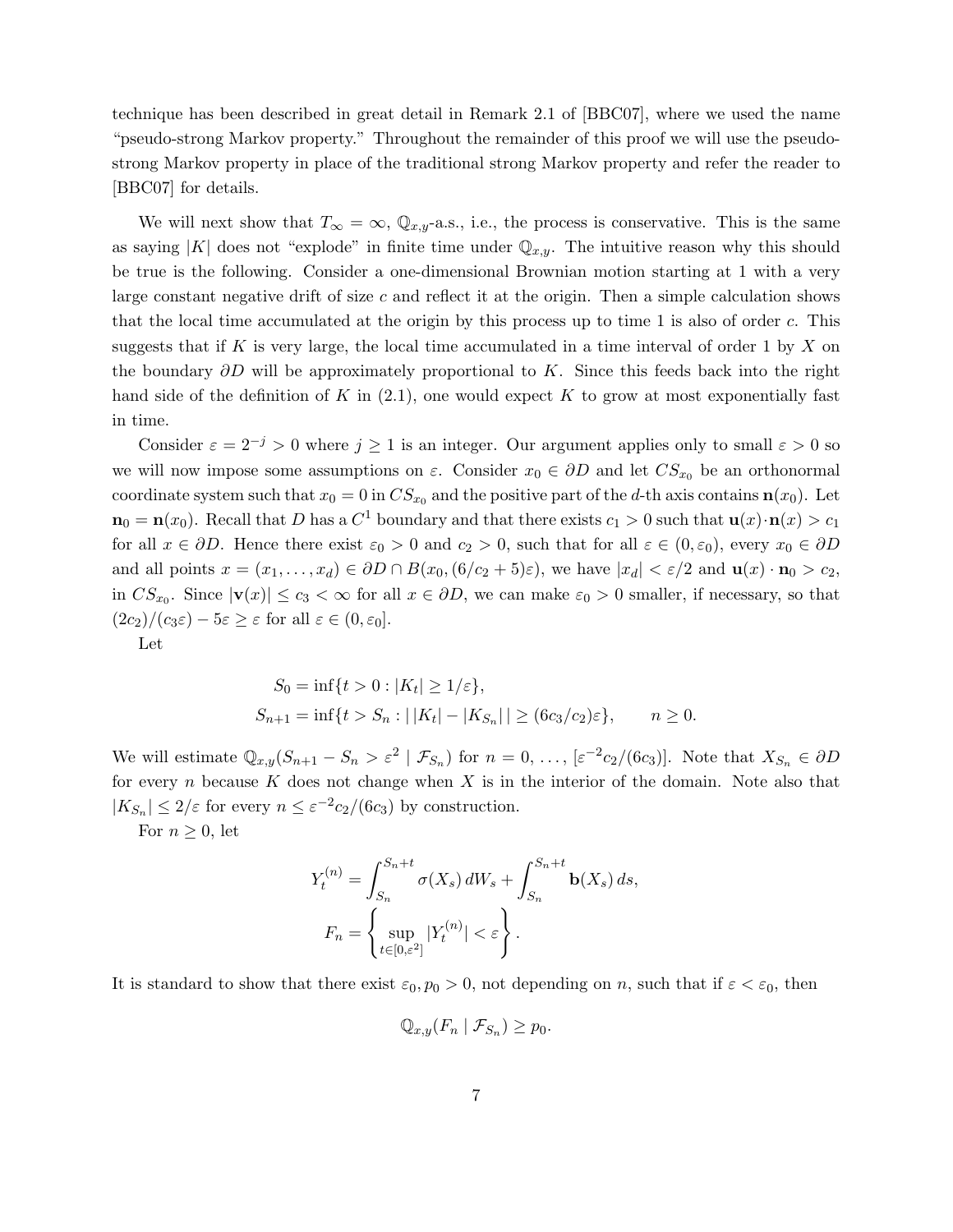technique has been described in great detail in Remark 2.1 of [BBC07], where we used the name "pseudo-strong Markov property." Throughout the remainder of this proof we will use the pseudo-strong Markov property in place of the traditional strong Markov property and refer the reader to [BBC07] for details.

We will next show that $T_\infty = \infty$, $\mathbb{Q}_{x,y}$-a.s., i.e., the process is conservative. This is the same as saying $|K|$ does not "explode" in finite time under $\mathbb{Q}_{x,y}$. The intuitive reason why this should be true is the following. Consider a one-dimensional Brownian motion starting at 1 with a very large constant negative drift of size $c$ and reflect it at the origin. Then a simple calculation shows that the local time accumulated at the origin by this process up to time 1 is also of order $c$. This suggests that if $K$ is very large, the local time accumulated in a time interval of order 1 by $X$ on the boundary $\partial D$ will be approximately proportional to $K$. Since this feeds back into the right hand side of the definition of $K$ in (2.1), one would expect $K$ to grow at most exponentially fast in time.

Consider $\varepsilon = 2^{-j} > 0$ where $j \geq 1$ is an integer. Our argument applies only to small $\varepsilon > 0$ so we will now impose some assumptions on $\varepsilon$. Consider $x_0 \in \partial D$ and let $CS_{x_0}$ be an orthonormal coordinate system such that $x_0 = 0$ in $CS_{x_0}$ and the positive part of the $d$-th axis contains $\mathbf{n}(x_0)$. Let $\mathbf{n}_0 = \mathbf{n}(x_0)$. Recall that $D$ has a $C^1$ boundary and that there exists $c_1 > 0$ such that $\mathbf{u}(x)\cdot\mathbf{n}(x) > c_1$ for all $x \in \partial D$. Hence there exist $\varepsilon_0 > 0$ and $c_2 > 0$, such that for all $\varepsilon \in (0, \varepsilon_0)$, every $x_0 \in \partial D$ and all points $x = (x_1, \ldots, x_d) \in \partial D \cap B(x_0, (6/c_2 + 5)\varepsilon)$, we have $|x_d| < \varepsilon/2$ and $\mathbf{u}(x)\cdot\mathbf{n}_0 > c_2$, in $CS_{x_0}$. Since $|\mathbf{v}(x)| \leq c_3 < \infty$ for all $x \in \partial D$, we can make $\varepsilon_0 > 0$ smaller, if necessary, so that $(2c_2)/(c_3\varepsilon) - 5\varepsilon \geq \varepsilon$ for all $\varepsilon \in (0, \varepsilon_0]$.

Let

$$
\begin{aligned}
S_0 &= \inf\{t > 0 : |K_t| \geq 1/\varepsilon\},\\
S_{n+1} &= \inf\{t > S_n : |\,|K_t| - |K_{S_n}|\,| \geq (6c_3/c_2)\varepsilon\}, \qquad n \geq 0.
\end{aligned}
$$

We will estimate $\mathbb{Q}_{x,y}(S_{n+1} - S_n > \varepsilon^2 \mid \mathcal{F}_{S_n})$ for $n = 0, \ldots, [\varepsilon^{-2}c_2/(6c_3)]$. Note that $X_{S_n} \in \partial D$ for every $n$ because $K$ does not change when $X$ is in the interior of the domain. Note also that $|K_{S_n}| \leq 2/\varepsilon$ for every $n \leq \varepsilon^{-2}c_2/(6c_3)$ by construction.

For $n \geq 0$, let

$$
\begin{aligned}
Y_t^{(n)} &= \int_{S_n}^{S_n+t} \sigma(X_s)\, dW_s + \int_{S_n}^{S_n+t} \mathbf{b}(X_s)\, ds,\\
F_n &= \left\{ \sup_{t\in[0,\varepsilon^2]} |Y_t^{(n)}| < \varepsilon \right\}.
\end{aligned}
$$

It is standard to show that there exist $\varepsilon_0, p_0 > 0$, not depending on $n$, such that if $\varepsilon < \varepsilon_0$, then

$$
\mathbb{Q}_{x,y}(F_n \mid \mathcal{F}_{S_n}) \geq p_0.
$$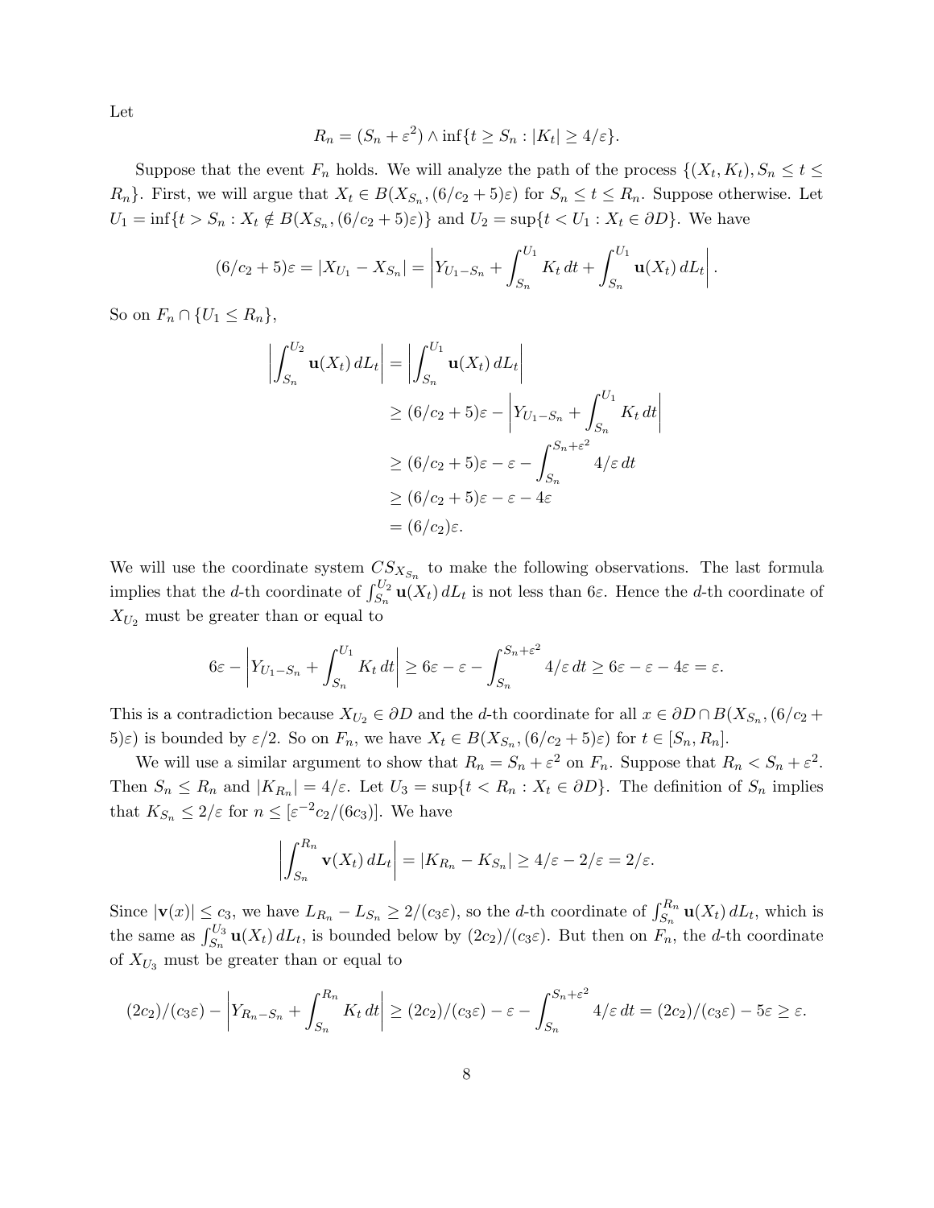Let

$$R_n = (S_n + \varepsilon^2) \wedge \inf\{t \geq S_n : |K_t| \geq 4/\varepsilon\}.$$

Suppose that the event $F_n$ holds. We will analyze the path of the process $\{(X_t, K_t), S_n \leq t \leq R_n\}$. First, we will argue that $X_t \in B(X_{S_n}, (6/c_2 + 5)\varepsilon)$ for $S_n \leq t \leq R_n$. Suppose otherwise. Let $U_1 = \inf\{t > S_n : X_t \notin B(X_{S_n}, (6/c_2 + 5)\varepsilon)\}$ and $U_2 = \sup\{t < U_1 : X_t \in \partial D\}$. We have

$$(6/c_2 + 5)\varepsilon = |X_{U_1} - X_{S_n}| = \left| Y_{U_1 - S_n} + \int_{S_n}^{U_1} K_t \, dt + \int_{S_n}^{U_1} \mathbf{u}(X_t) \, dL_t \right|.$$

So on $F_n \cap \{U_1 \leq R_n\}$,

$$\begin{aligned}
\left| \int_{S_n}^{U_2} \mathbf{u}(X_t) \, dL_t \right| &= \left| \int_{S_n}^{U_1} \mathbf{u}(X_t) \, dL_t \right| \\
&\geq (6/c_2 + 5)\varepsilon - \left| Y_{U_1 - S_n} + \int_{S_n}^{U_1} K_t \, dt \right| \\
&\geq (6/c_2 + 5)\varepsilon - \varepsilon - \int_{S_n}^{S_n + \varepsilon^2} 4/\varepsilon \, dt \\
&\geq (6/c_2 + 5)\varepsilon - \varepsilon - 4\varepsilon \\
&= (6/c_2)\varepsilon.
\end{aligned}$$

We will use the coordinate system $CS_{X_{S_n}}$ to make the following observations. The last formula implies that the $d$-th coordinate of $\int_{S_n}^{U_2} \mathbf{u}(X_t) \, dL_t$ is not less than $6\varepsilon$. Hence the $d$-th coordinate of $X_{U_2}$ must be greater than or equal to

$$6\varepsilon - \left| Y_{U_1 - S_n} + \int_{S_n}^{U_1} K_t \, dt \right| \geq 6\varepsilon - \varepsilon - \int_{S_n}^{S_n + \varepsilon^2} 4/\varepsilon \, dt \geq 6\varepsilon - \varepsilon - 4\varepsilon = \varepsilon.$$

This is a contradiction because $X_{U_2} \in \partial D$ and the $d$-th coordinate for all $x \in \partial D \cap B(X_{S_n}, (6/c_2 + 5)\varepsilon)$ is bounded by $\varepsilon/2$. So on $F_n$, we have $X_t \in B(X_{S_n}, (6/c_2 + 5)\varepsilon)$ for $t \in [S_n, R_n]$.

We will use a similar argument to show that $R_n = S_n + \varepsilon^2$ on $F_n$. Suppose that $R_n < S_n + \varepsilon^2$. Then $S_n \leq R_n$ and $|K_{R_n}| = 4/\varepsilon$. Let $U_3 = \sup\{t < R_n : X_t \in \partial D\}$. The definition of $S_n$ implies that $K_{S_n} \leq 2/\varepsilon$ for $n \leq [\varepsilon^{-2} c_2/(6c_3)]$. We have

$$\left| \int_{S_n}^{R_n} \mathbf{v}(X_t) \, dL_t \right| = |K_{R_n} - K_{S_n}| \geq 4/\varepsilon - 2/\varepsilon = 2/\varepsilon.$$

Since $|\mathbf{v}(x)| \leq c_3$, we have $L_{R_n} - L_{S_n} \geq 2/(c_3\varepsilon)$, so the $d$-th coordinate of $\int_{S_n}^{R_n} \mathbf{u}(X_t) \, dL_t$, which is the same as $\int_{S_n}^{U_3} \mathbf{u}(X_t) \, dL_t$, is bounded below by $(2c_2)/(c_3\varepsilon)$. But then on $F_n$, the $d$-th coordinate of $X_{U_3}$ must be greater than or equal to

$$(2c_2)/(c_3\varepsilon) - \left| Y_{R_n - S_n} + \int_{S_n}^{R_n} K_t \, dt \right| \geq (2c_2)/(c_3\varepsilon) - \varepsilon - \int_{S_n}^{S_n + \varepsilon^2} 4/\varepsilon \, dt = (2c_2)/(c_3\varepsilon) - 5\varepsilon \geq \varepsilon.$$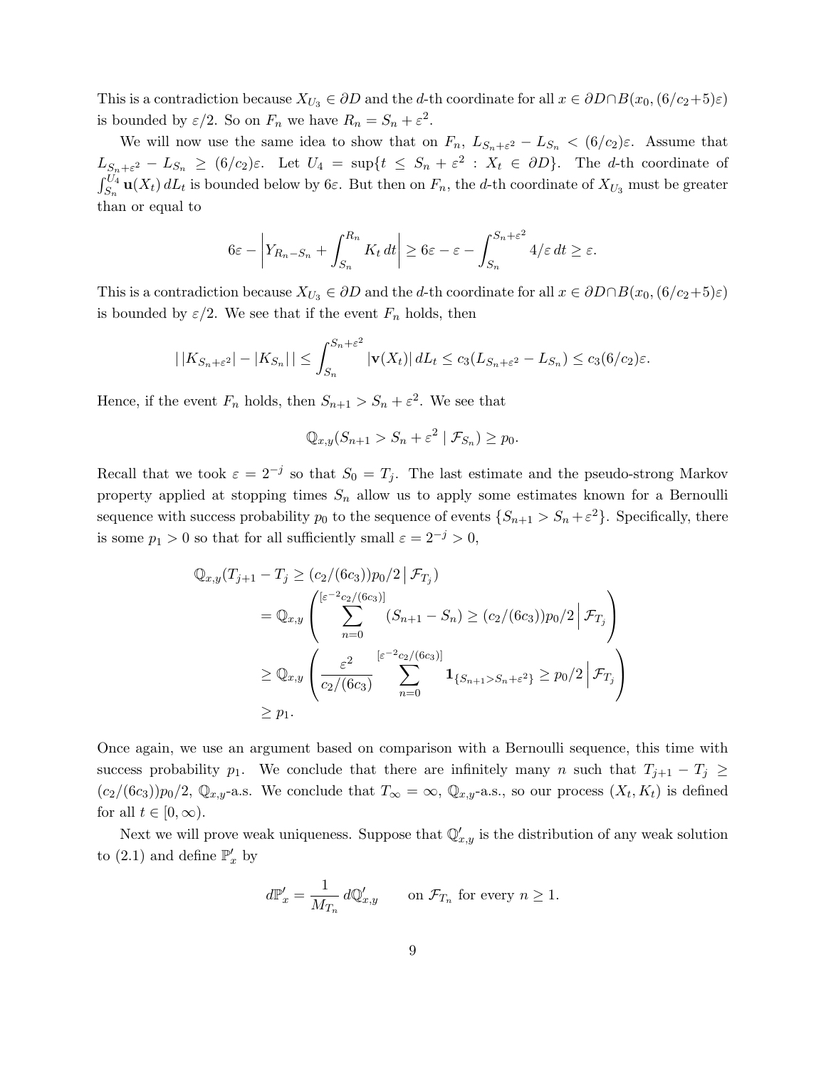This is a contradiction because $X_{U_3} \in \partial D$ and the $d$-th coordinate for all $x \in \partial D \cap B(x_0, (6/c_2+5)\varepsilon)$ is bounded by $\varepsilon/2$. So on $F_n$ we have $R_n = S_n + \varepsilon^2$.

We will now use the same idea to show that on $F_n$, $L_{S_n+\varepsilon^2} - L_{S_n} < (6/c_2)\varepsilon$. Assume that $L_{S_n+\varepsilon^2} - L_{S_n} \geq (6/c_2)\varepsilon$. Let $U_4 = \sup\{t \leq S_n + \varepsilon^2 : X_t \in \partial D\}$. The $d$-th coordinate of $\int_{S_n}^{U_4} \mathbf{u}(X_t)\, dL_t$ is bounded below by $6\varepsilon$. But then on $F_n$, the $d$-th coordinate of $X_{U_3}$ must be greater than or equal to

$$6\varepsilon - \left| Y_{R_n - S_n} + \int_{S_n}^{R_n} K_t\, dt \right| \geq 6\varepsilon - \varepsilon - \int_{S_n}^{S_n+\varepsilon^2} 4/\varepsilon\, dt \geq \varepsilon.$$

This is a contradiction because $X_{U_3} \in \partial D$ and the $d$-th coordinate for all $x \in \partial D \cap B(x_0, (6/c_2+5)\varepsilon)$ is bounded by $\varepsilon/2$. We see that if the event $F_n$ holds, then

$$\left| |K_{S_n+\varepsilon^2}| - |K_{S_n}| \right| \leq \int_{S_n}^{S_n+\varepsilon^2} |\mathbf{v}(X_t)|\, dL_t \leq c_3(L_{S_n+\varepsilon^2} - L_{S_n}) \leq c_3(6/c_2)\varepsilon.$$

Hence, if the event $F_n$ holds, then $S_{n+1} > S_n + \varepsilon^2$. We see that

$$\mathbb{Q}_{x,y}(S_{n+1} > S_n + \varepsilon^2 \mid \mathcal{F}_{S_n}) \geq p_0.$$

Recall that we took $\varepsilon = 2^{-j}$ so that $S_0 = T_j$. The last estimate and the pseudo-strong Markov property applied at stopping times $S_n$ allow us to apply some estimates known for a Bernoulli sequence with success probability $p_0$ to the sequence of events $\{S_{n+1} > S_n + \varepsilon^2\}$. Specifically, there is some $p_1 > 0$ so that for all sufficiently small $\varepsilon = 2^{-j} > 0$,

$$\begin{aligned}
\mathbb{Q}_{x,y}&(T_{j+1} - T_j \geq (c_2/(6c_3))p_0/2 \,|\, \mathcal{F}_{T_j}) \\
&= \mathbb{Q}_{x,y}\left( \sum_{n=0}^{[\varepsilon^{-2}c_2/(6c_3)]} (S_{n+1} - S_n) \geq (c_2/(6c_3))p_0/2 \,\Big|\, \mathcal{F}_{T_j} \right) \\
&\geq \mathbb{Q}_{x,y}\left( \frac{\varepsilon^2}{c_2/(6c_3)} \sum_{n=0}^{[\varepsilon^{-2}c_2/(6c_3)]} \mathbf{1}_{\{S_{n+1} > S_n + \varepsilon^2\}} \geq p_0/2 \,\Big|\, \mathcal{F}_{T_j} \right) \\
&\geq p_1.
\end{aligned}$$

Once again, we use an argument based on comparison with a Bernoulli sequence, this time with success probability $p_1$. We conclude that there are infinitely many $n$ such that $T_{j+1} - T_j \geq (c_2/(6c_3))p_0/2$, $\mathbb{Q}_{x,y}$-a.s. We conclude that $T_\infty = \infty$, $\mathbb{Q}_{x,y}$-a.s., so our process $(X_t, K_t)$ is defined for all $t \in [0, \infty)$.

Next we will prove weak uniqueness. Suppose that $\mathbb{Q}'_{x,y}$ is the distribution of any weak solution to (2.1) and define $\mathbb{P}'_x$ by

$$d\mathbb{P}'_x = \frac{1}{M_{T_n}}\, d\mathbb{Q}'_{x,y} \qquad \text{on } \mathcal{F}_{T_n} \text{ for every } n \geq 1.$$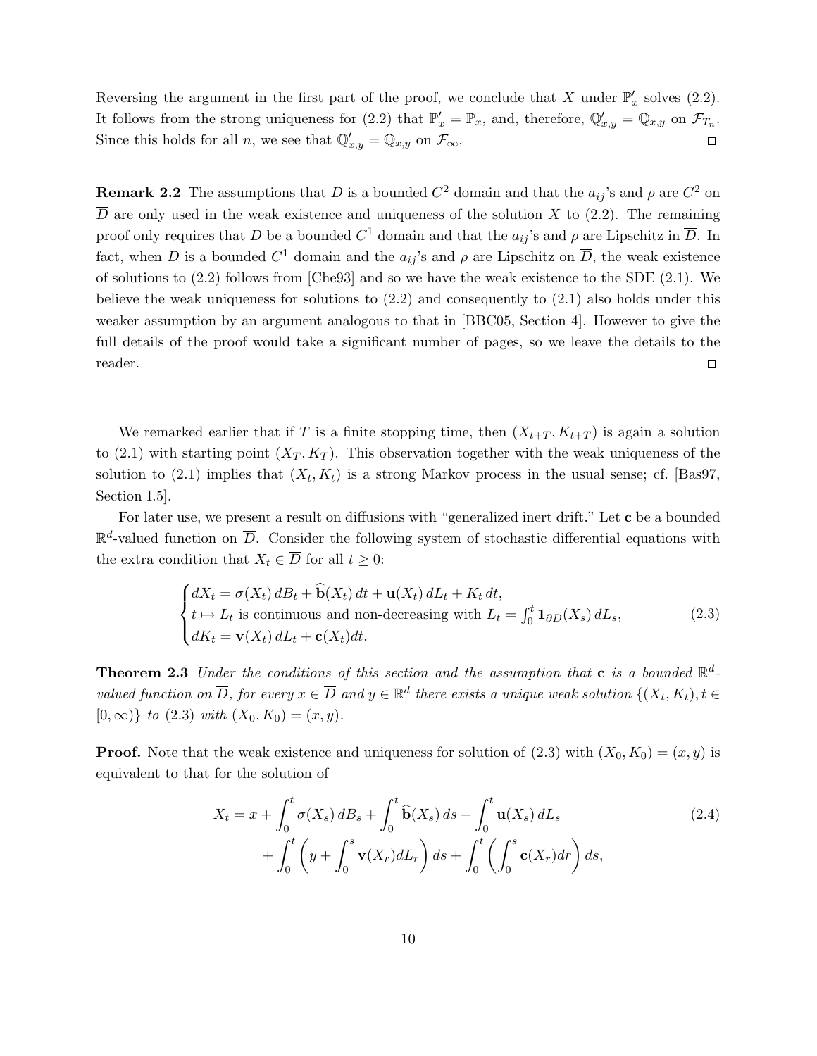Reversing the argument in the first part of the proof, we conclude that $X$ under $\mathbb{P}'_x$ solves (2.2). It follows from the strong uniqueness for (2.2) that $\mathbb{P}'_x = \mathbb{P}_x$, and, therefore, $\mathbb{Q}'_{x,y} = \mathbb{Q}_{x,y}$ on $\mathcal{F}_{T_n}$. Since this holds for all $n$, we see that $\mathbb{Q}'_{x,y} = \mathbb{Q}_{x,y}$ on $\mathcal{F}_\infty$. $\square$

**Remark 2.2** The assumptions that $D$ is a bounded $C^2$ domain and that the $a_{ij}$'s and $\rho$ are $C^2$ on $\overline{D}$ are only used in the weak existence and uniqueness of the solution $X$ to (2.2). The remaining proof only requires that $D$ be a bounded $C^1$ domain and that the $a_{ij}$'s and $\rho$ are Lipschitz in $\overline{D}$. In fact, when $D$ is a bounded $C^1$ domain and the $a_{ij}$'s and $\rho$ are Lipschitz on $\overline{D}$, the weak existence of solutions to (2.2) follows from [Che93] and so we have the weak existence to the SDE (2.1). We believe the weak uniqueness for solutions to (2.2) and consequently to (2.1) also holds under this weaker assumption by an argument analogous to that in [BBC05, Section 4]. However to give the full details of the proof would take a significant number of pages, so we leave the details to the reader. $\square$

We remarked earlier that if $T$ is a finite stopping time, then $(X_{t+T}, K_{t+T})$ is again a solution to (2.1) with starting point $(X_T, K_T)$. This observation together with the weak uniqueness of the solution to (2.1) implies that $(X_t, K_t)$ is a strong Markov process in the usual sense; cf. [Bas97, Section I.5].

For later use, we present a result on diffusions with "generalized inert drift." Let $\mathbf{c}$ be a bounded $\mathbb{R}^d$-valued function on $\overline{D}$. Consider the following system of stochastic differential equations with the extra condition that $X_t \in \overline{D}$ for all $t \geq 0$:

$$
\begin{cases}
dX_t = \sigma(X_t)\, dB_t + \widehat{\mathbf{b}}(X_t)\, dt + \mathbf{u}(X_t)\, dL_t + K_t\, dt, \\
t \mapsto L_t \text{ is continuous and non-decreasing with } L_t = \int_0^t \mathbf{1}_{\partial D}(X_s)\, dL_s, \\
dK_t = \mathbf{v}(X_t)\, dL_t + \mathbf{c}(X_t) dt.
\end{cases}
\tag{2.3}
$$

**Theorem 2.3** *Under the conditions of this section and the assumption that $\mathbf{c}$ is a bounded $\mathbb{R}^d$-valued function on $\overline{D}$, for every $x \in \overline{D}$ and $y \in \mathbb{R}^d$ there exists a unique weak solution $\{(X_t, K_t), t \in [0, \infty)\}$ to (2.3) with $(X_0, K_0) = (x, y)$.*

**Proof.** Note that the weak existence and uniqueness for solution of (2.3) with $(X_0, K_0) = (x, y)$ is equivalent to that for the solution of

$$
\begin{aligned}
X_t = x &+ \int_0^t \sigma(X_s)\, dB_s + \int_0^t \widehat{\mathbf{b}}(X_s)\, ds + \int_0^t \mathbf{u}(X_s)\, dL_s \\
&+ \int_0^t \left( y + \int_0^s \mathbf{v}(X_r) dL_r \right) ds + \int_0^t \left( \int_0^s \mathbf{c}(X_r) dr \right) ds,
\end{aligned}
\tag{2.4}
$$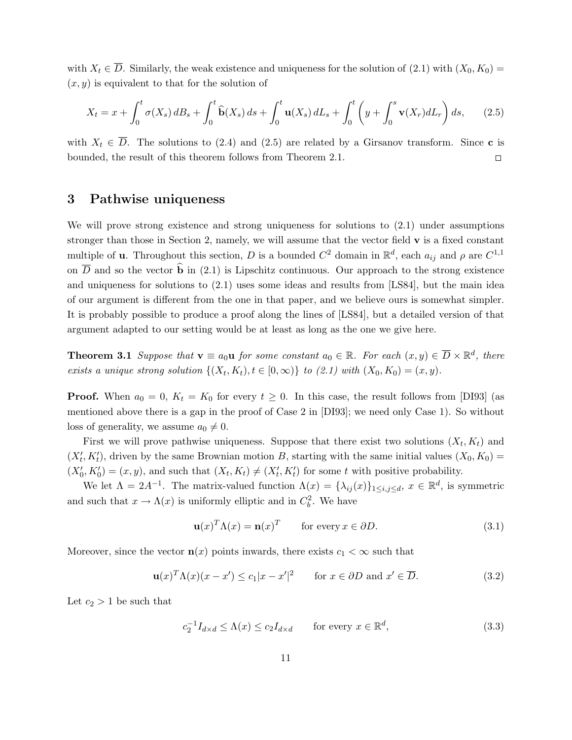with $X_t \in \overline{D}$. Similarly, the weak existence and uniqueness for the solution of (2.1) with $(X_0, K_0) = (x, y)$ is equivalent to that for the solution of

$$X_t = x + \int_0^t \sigma(X_s)\, dB_s + \int_0^t \widehat{\mathbf{b}}(X_s)\, ds + \int_0^t \mathbf{u}(X_s)\, dL_s + \int_0^t \left( y + \int_0^s \mathbf{v}(X_r) dL_r \right) ds, \qquad (2.5)$$

with $X_t \in \overline{D}$. The solutions to (2.4) and (2.5) are related by a Girsanov transform. Since $\mathbf{c}$ is bounded, the result of this theorem follows from Theorem 2.1. □

# 3 Pathwise uniqueness

We will prove strong existence and strong uniqueness for solutions to (2.1) under assumptions stronger than those in Section 2, namely, we will assume that the vector field $\mathbf{v}$ is a fixed constant multiple of $\mathbf{u}$. Throughout this section, $D$ is a bounded $C^2$ domain in $\mathbb{R}^d$, each $a_{ij}$ and $\rho$ are $C^{1,1}$ on $\overline{D}$ and so the vector $\widehat{\mathbf{b}}$ in (2.1) is Lipschitz continuous. Our approach to the strong existence and uniqueness for solutions to (2.1) uses some ideas and results from [LS84], but the main idea of our argument is different from the one in that paper, and we believe ours is somewhat simpler. It is probably possible to produce a proof along the lines of [LS84], but a detailed version of that argument adapted to our setting would be at least as long as the one we give here.

**Theorem 3.1** *Suppose that $\mathbf{v} \equiv a_0 \mathbf{u}$ for some constant $a_0 \in \mathbb{R}$. For each $(x, y) \in \overline{D} \times \mathbb{R}^d$, there exists a unique strong solution $\{(X_t, K_t), t \in [0, \infty)\}$ to (2.1) with $(X_0, K_0) = (x, y)$.*

**Proof.** When $a_0 = 0$, $K_t = K_0$ for every $t \geq 0$. In this case, the result follows from [DI93] (as mentioned above there is a gap in the proof of Case 2 in [DI93]; we need only Case 1). So without loss of generality, we assume $a_0 \neq 0$.

First we will prove pathwise uniqueness. Suppose that there exist two solutions $(X_t, K_t)$ and $(X'_t, K'_t)$, driven by the same Brownian motion $B$, starting with the same initial values $(X_0, K_0) = (X'_0, K'_0) = (x, y)$, and such that $(X_t, K_t) \neq (X'_t, K'_t)$ for some $t$ with positive probability.

We let $\Lambda = 2A^{-1}$. The matrix-valued function $\Lambda(x) = \{\lambda_{ij}(x)\}_{1 \leq i,j \leq d}$, $x \in \mathbb{R}^d$, is symmetric and such that $x \to \Lambda(x)$ is uniformly elliptic and in $C^2_b$. We have

$$\mathbf{u}(x)^T \Lambda(x) = \mathbf{n}(x)^T \qquad \text{for every } x \in \partial D. \qquad (3.1)$$

Moreover, since the vector $\mathbf{n}(x)$ points inwards, there exists $c_1 < \infty$ such that

$$\mathbf{u}(x)^T \Lambda(x)(x - x') \leq c_1 |x - x'|^2 \qquad \text{for } x \in \partial D \text{ and } x' \in \overline{D}. \qquad (3.2)$$

Let $c_2 > 1$ be such that

$$c_2^{-1} I_{d \times d} \leq \Lambda(x) \leq c_2 I_{d \times d} \qquad \text{for every } x \in \mathbb{R}^d, \qquad (3.3)$$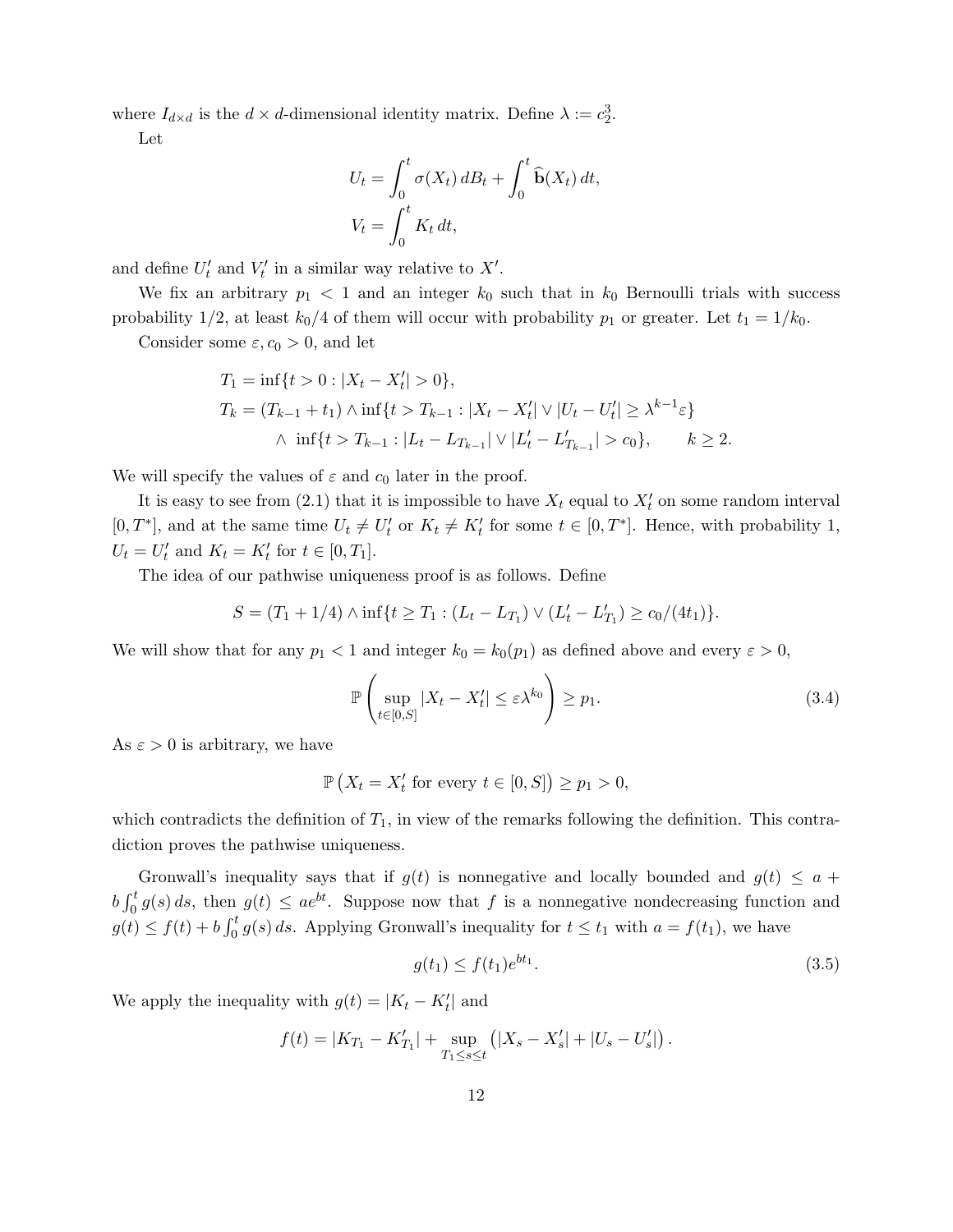where $I_{d\times d}$ is the $d \times d$-dimensional identity matrix. Define $\lambda := c_2^3$.

Let

$$U_t = \int_0^t \sigma(X_t)\, dB_t + \int_0^t \widehat{\mathbf{b}}(X_t)\, dt,$$
$$V_t = \int_0^t K_t\, dt,$$

and define $U_t'$ and $V_t'$ in a similar way relative to $X'$.

We fix an arbitrary $p_1 < 1$ and an integer $k_0$ such that in $k_0$ Bernoulli trials with success probability $1/2$, at least $k_0/4$ of them will occur with probability $p_1$ or greater. Let $t_1 = 1/k_0$.

Consider some $\varepsilon, c_0 > 0$, and let

$$\begin{aligned} T_1 &= \inf\{t > 0 : |X_t - X_t'| > 0\}, \\ T_k &= (T_{k-1} + t_1) \wedge \inf\{t > T_{k-1} : |X_t - X_t'| \vee |U_t - U_t'| \geq \lambda^{k-1}\varepsilon\} \\ &\quad \wedge \ \inf\{t > T_{k-1} : |L_t - L_{T_{k-1}}| \vee |L_t' - L_{T_{k-1}}'| > c_0\}, \qquad k \geq 2. \end{aligned}$$

We will specify the values of $\varepsilon$ and $c_0$ later in the proof.

It is easy to see from (2.1) that it is impossible to have $X_t$ equal to $X_t'$ on some random interval $[0, T^*]$, and at the same time $U_t \neq U_t'$ or $K_t \neq K_t'$ for some $t \in [0, T^*]$. Hence, with probability 1, $U_t = U_t'$ and $K_t = K_t'$ for $t \in [0, T_1]$.

The idea of our pathwise uniqueness proof is as follows. Define

$$S = (T_1 + 1/4) \wedge \inf\{t \geq T_1 : (L_t - L_{T_1}) \vee (L_t' - L_{T_1}') \geq c_0/(4t_1)\}.$$

We will show that for any $p_1 < 1$ and integer $k_0 = k_0(p_1)$ as defined above and every $\varepsilon > 0$,

$$\mathbb{P}\left( \sup_{t \in [0,S]} |X_t - X_t'| \leq \varepsilon \lambda^{k_0} \right) \geq p_1. \tag{3.4}$$

As $\varepsilon > 0$ is arbitrary, we have

$$\mathbb{P}\left( X_t = X_t' \text{ for every } t \in [0, S] \right) \geq p_1 > 0,$$

which contradicts the definition of $T_1$, in view of the remarks following the definition. This contradiction proves the pathwise uniqueness.

Gronwall's inequality says that if $g(t)$ is nonnegative and locally bounded and $g(t) \leq a + b\int_0^t g(s)\, ds$, then $g(t) \leq ae^{bt}$. Suppose now that $f$ is a nonnegative nondecreasing function and $g(t) \leq f(t) + b\int_0^t g(s)\, ds$. Applying Gronwall's inequality for $t \leq t_1$ with $a = f(t_1)$, we have

$$g(t_1) \leq f(t_1) e^{bt_1}. \tag{3.5}$$

We apply the inequality with $g(t) = |K_t - K_t'|$ and

$$f(t) = |K_{T_1} - K_{T_1}'| + \sup_{T_1 \leq s \leq t} \left( |X_s - X_s'| + |U_s - U_s'| \right).$$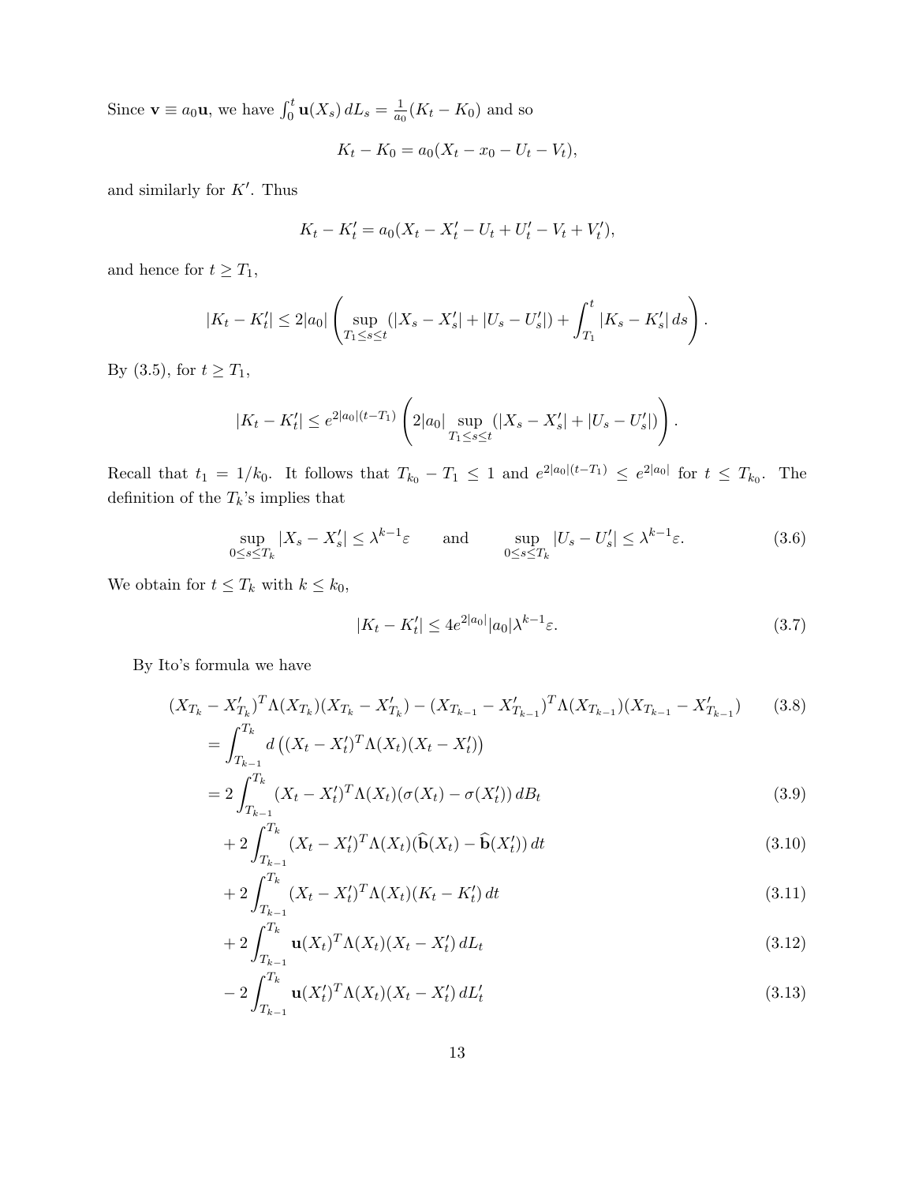Since $\mathbf{v} \equiv a_0 \mathbf{u}$, we have $\int_0^t \mathbf{u}(X_s)\, dL_s = \frac{1}{a_0}(K_t - K_0)$ and so

$$K_t - K_0 = a_0(X_t - x_0 - U_t - V_t),$$

and similarly for $K'$. Thus

$$K_t - K_t' = a_0(X_t - X_t' - U_t + U_t' - V_t + V_t'),$$

and hence for $t \geq T_1$,

$$|K_t - K_t'| \leq 2|a_0| \left( \sup_{T_1 \leq s \leq t} (|X_s - X_s'| + |U_s - U_s'|) + \int_{T_1}^t |K_s - K_s'|\, ds \right).$$

By (3.5), for $t \geq T_1$,

$$|K_t - K_t'| \leq e^{2|a_0|(t - T_1)} \left( 2|a_0| \sup_{T_1 \leq s \leq t} (|X_s - X_s'| + |U_s - U_s'|) \right).$$

Recall that $t_1 = 1/k_0$. It follows that $T_{k_0} - T_1 \leq 1$ and $e^{2|a_0|(t-T_1)} \leq e^{2|a_0|}$ for $t \leq T_{k_0}$. The definition of the $T_k$'s implies that

$$\sup_{0 \leq s \leq T_k} |X_s - X_s'| \leq \lambda^{k-1}\varepsilon \qquad \text{and} \qquad \sup_{0 \leq s \leq T_k} |U_s - U_s'| \leq \lambda^{k-1}\varepsilon. \tag{3.6}$$

We obtain for $t \leq T_k$ with $k \leq k_0$,

$$|K_t - K_t'| \leq 4 e^{2|a_0|} |a_0| \lambda^{k-1} \varepsilon. \tag{3.7}$$

By Ito's formula we have

$$(X_{T_k} - X_{T_k}')^T \Lambda(X_{T_k})(X_{T_k} - X_{T_k}') - (X_{T_{k-1}} - X_{T_{k-1}}')^T \Lambda(X_{T_{k-1}})(X_{T_{k-1}} - X_{T_{k-1}}') \tag{3.8}$$

$$= \int_{T_{k-1}}^{T_k} d\left( (X_t - X_t')^T \Lambda(X_t)(X_t - X_t') \right)$$

$$= 2 \int_{T_{k-1}}^{T_k} (X_t - X_t')^T \Lambda(X_t)(\sigma(X_t) - \sigma(X_t'))\, dB_t \tag{3.9}$$

$$+ 2 \int_{T_{k-1}}^{T_k} (X_t - X_t')^T \Lambda(X_t)(\widehat{\mathbf{b}}(X_t) - \widehat{\mathbf{b}}(X_t'))\, dt \tag{3.10}$$

$$+ 2 \int_{T_{k-1}}^{T_k} (X_t - X_t')^T \Lambda(X_t)(K_t - K_t')\, dt \tag{3.11}$$

$$+ 2 \int_{T_{k-1}}^{T_k} \mathbf{u}(X_t)^T \Lambda(X_t)(X_t - X_t')\, dL_t \tag{3.12}$$

$$- 2 \int_{T_{k-1}}^{T_k} \mathbf{u}(X_t')^T \Lambda(X_t)(X_t - X_t')\, dL_t' \tag{3.13}$$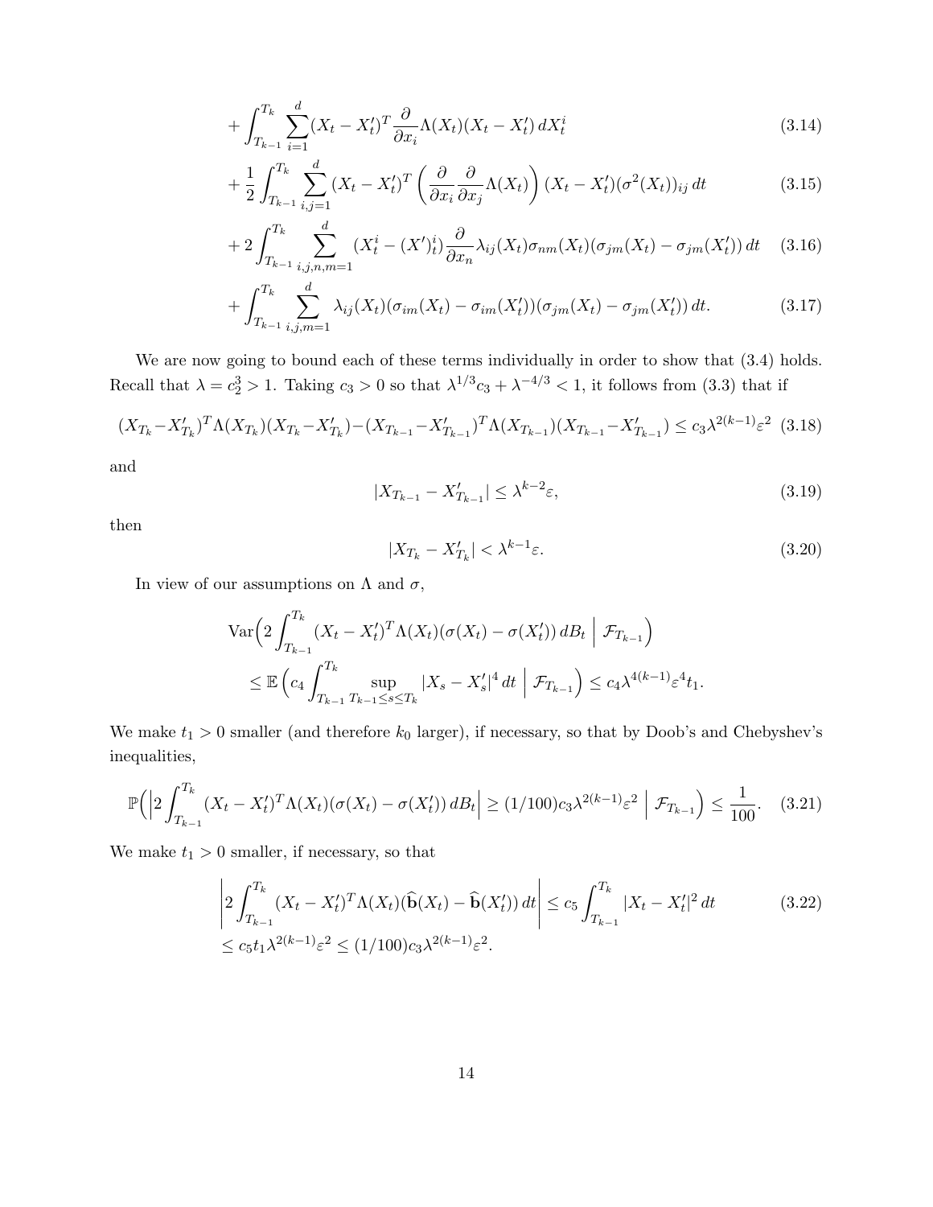$$+ \int_{T_{k-1}}^{T_k} \sum_{i=1}^d (X_t - X'_t)^T \frac{\partial}{\partial x_i} \Lambda(X_t)(X_t - X'_t)\, dX_t^i \tag{3.14}$$

$$+ \frac{1}{2} \int_{T_{k-1}}^{T_k} \sum_{i,j=1}^d (X_t - X'_t)^T \left( \frac{\partial}{\partial x_i} \frac{\partial}{\partial x_j} \Lambda(X_t) \right) (X_t - X'_t)(\sigma^2(X_t))_{ij}\, dt \tag{3.15}$$

$$+ 2 \int_{T_{k-1}}^{T_k} \sum_{i,j,n,m=1}^d (X_t^i - (X')_t^i) \frac{\partial}{\partial x_n} \lambda_{ij}(X_t) \sigma_{nm}(X_t)(\sigma_{jm}(X_t) - \sigma_{jm}(X'_t))\, dt \tag{3.16}$$

$$+ \int_{T_{k-1}}^{T_k} \sum_{i,j,m=1}^d \lambda_{ij}(X_t)(\sigma_{im}(X_t) - \sigma_{im}(X'_t))(\sigma_{jm}(X_t) - \sigma_{jm}(X'_t))\, dt. \tag{3.17}$$

We are now going to bound each of these terms individually in order to show that (3.4) holds. Recall that $\lambda = c_2^3 > 1$. Taking $c_3 > 0$ so that $\lambda^{1/3} c_3 + \lambda^{-4/3} < 1$, it follows from (3.3) that if

$$(X_{T_k} - X'_{T_k})^T \Lambda(X_{T_k})(X_{T_k} - X'_{T_k}) - (X_{T_{k-1}} - X'_{T_{k-1}})^T \Lambda(X_{T_{k-1}})(X_{T_{k-1}} - X'_{T_{k-1}}) \le c_3 \lambda^{2(k-1)} \varepsilon^2 \tag{3.18}$$

and

$$|X_{T_{k-1}} - X'_{T_{k-1}}| \le \lambda^{k-2} \varepsilon, \tag{3.19}$$

then

$$|X_{T_k} - X'_{T_k}| < \lambda^{k-1} \varepsilon. \tag{3.20}$$

In view of our assumptions on $\Lambda$ and $\sigma$,

$$\begin{aligned}
&\mathrm{Var}\Big( 2 \int_{T_{k-1}}^{T_k} (X_t - X'_t)^T \Lambda(X_t)(\sigma(X_t) - \sigma(X'_t))\, dB_t \;\Big|\; \mathcal{F}_{T_{k-1}} \Big) \\
&\quad \le \mathbb{E}\left( c_4 \int_{T_{k-1}}^{T_k} \sup_{T_{k-1} \le s \le T_k} |X_s - X'_s|^4\, dt \;\Big|\; \mathcal{F}_{T_{k-1}} \right) \le c_4 \lambda^{4(k-1)} \varepsilon^4 t_1.
\end{aligned}$$

We make $t_1 > 0$ smaller (and therefore $k_0$ larger), if necessary, so that by Doob's and Chebyshev's inequalities,

$$\mathbb{P}\Big( \Big| 2 \int_{T_{k-1}}^{T_k} (X_t - X'_t)^T \Lambda(X_t)(\sigma(X_t) - \sigma(X'_t))\, dB_t \Big| \ge (1/100) c_3 \lambda^{2(k-1)} \varepsilon^2 \;\Big|\; \mathcal{F}_{T_{k-1}} \Big) \le \frac{1}{100}. \tag{3.21}$$

We make $t_1 > 0$ smaller, if necessary, so that

$$\begin{aligned}
&\left| 2 \int_{T_{k-1}}^{T_k} (X_t - X'_t)^T \Lambda(X_t)(\widehat{\mathbf{b}}(X_t) - \widehat{\mathbf{b}}(X'_t))\, dt \right| \le c_5 \int_{T_{k-1}}^{T_k} |X_t - X'_t|^2\, dt \\
&\le c_5 t_1 \lambda^{2(k-1)} \varepsilon^2 \le (1/100) c_3 \lambda^{2(k-1)} \varepsilon^2.
\end{aligned} \tag{3.22}$$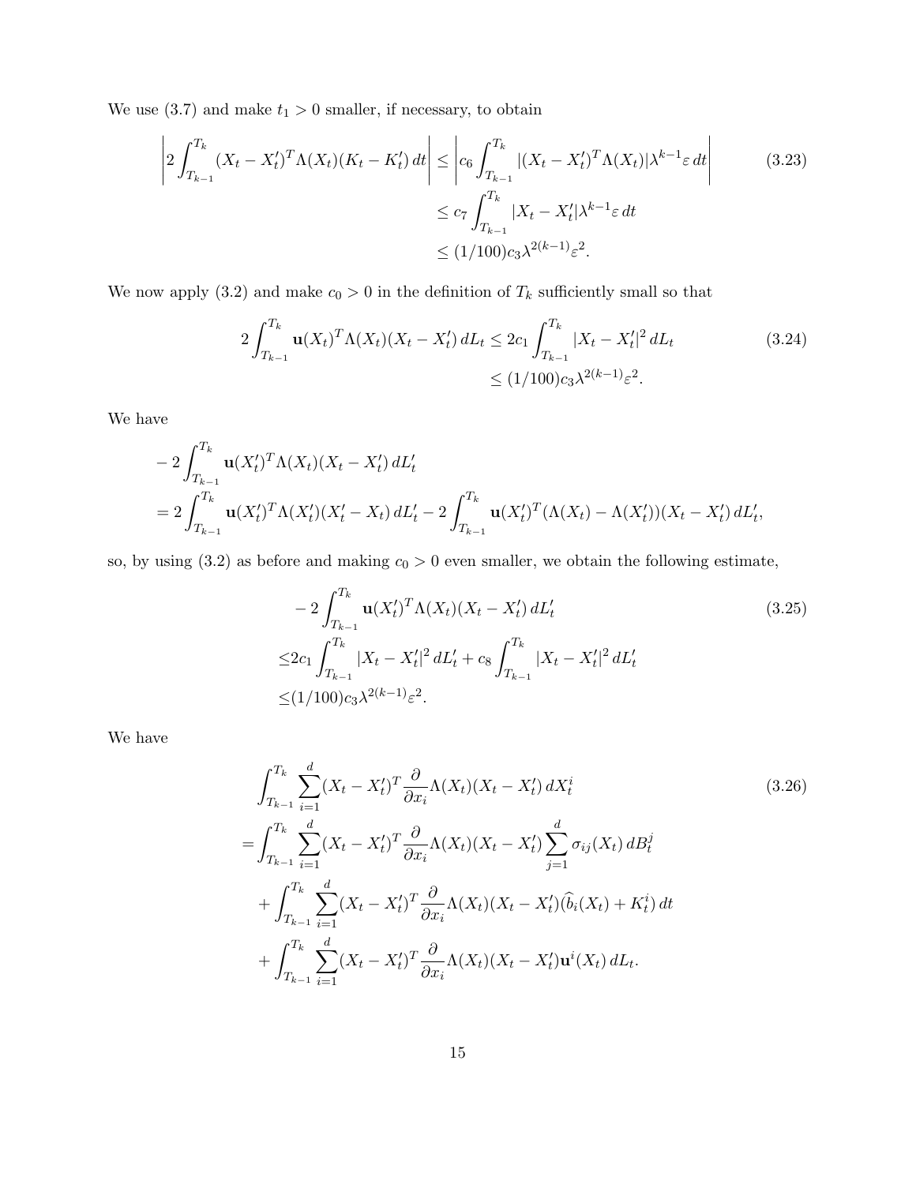We use (3.7) and make $t_1 > 0$ smaller, if necessary, to obtain

$$
\begin{aligned}
\left| 2\int_{T_{k-1}}^{T_k} (X_t - X_t')^T \Lambda(X_t)(K_t - K_t')\, dt \right| &\leq \left| c_6 \int_{T_{k-1}}^{T_k} |(X_t - X_t')^T \Lambda(X_t)| \lambda^{k-1} \varepsilon \, dt \right| \\
&\leq c_7 \int_{T_{k-1}}^{T_k} |X_t - X_t'| \lambda^{k-1} \varepsilon \, dt \\
&\leq (1/100) c_3 \lambda^{2(k-1)} \varepsilon^2.
\end{aligned} \tag{3.23}
$$

We now apply (3.2) and make $c_0 > 0$ in the definition of $T_k$ sufficiently small so that

$$
\begin{aligned}
2\int_{T_{k-1}}^{T_k} \mathbf{u}(X_t)^T \Lambda(X_t)(X_t - X_t')\, dL_t &\leq 2c_1 \int_{T_{k-1}}^{T_k} |X_t - X_t'|^2 \, dL_t \\
&\leq (1/100) c_3 \lambda^{2(k-1)} \varepsilon^2.
\end{aligned} \tag{3.24}
$$

We have

$$
\begin{aligned}
&- 2\int_{T_{k-1}}^{T_k} \mathbf{u}(X_t')^T \Lambda(X_t)(X_t - X_t')\, dL_t' \\
&= 2\int_{T_{k-1}}^{T_k} \mathbf{u}(X_t')^T \Lambda(X_t')(X_t' - X_t)\, dL_t' - 2\int_{T_{k-1}}^{T_k} \mathbf{u}(X_t')^T (\Lambda(X_t) - \Lambda(X_t'))(X_t - X_t')\, dL_t',
\end{aligned}
$$

so, by using (3.2) as before and making $c_0 > 0$ even smaller, we obtain the following estimate,

$$
\begin{aligned}
&- 2\int_{T_{k-1}}^{T_k} \mathbf{u}(X_t')^T \Lambda(X_t)(X_t - X_t')\, dL_t' \\
\leq& 2c_1 \int_{T_{k-1}}^{T_k} |X_t - X_t'|^2 \, dL_t' + c_8 \int_{T_{k-1}}^{T_k} |X_t - X_t'|^2 \, dL_t' \\
\leq& (1/100) c_3 \lambda^{2(k-1)} \varepsilon^2.
\end{aligned} \tag{3.25}
$$

We have

$$
\begin{aligned}
&\int_{T_{k-1}}^{T_k} \sum_{i=1}^d (X_t - X_t')^T \frac{\partial}{\partial x_i} \Lambda(X_t)(X_t - X_t')\, dX_t^i \\
=& \int_{T_{k-1}}^{T_k} \sum_{i=1}^d (X_t - X_t')^T \frac{\partial}{\partial x_i} \Lambda(X_t)(X_t - X_t') \sum_{j=1}^d \sigma_{ij}(X_t)\, dB_t^j \\
&+ \int_{T_{k-1}}^{T_k} \sum_{i=1}^d (X_t - X_t')^T \frac{\partial}{\partial x_i} \Lambda(X_t)(X_t - X_t')(\widehat{b}_i(X_t) + K_t^i)\, dt \\
&+ \int_{T_{k-1}}^{T_k} \sum_{i=1}^d (X_t - X_t')^T \frac{\partial}{\partial x_i} \Lambda(X_t)(X_t - X_t') \mathbf{u}^i(X_t)\, dL_t.
\end{aligned} \tag{3.26}
$$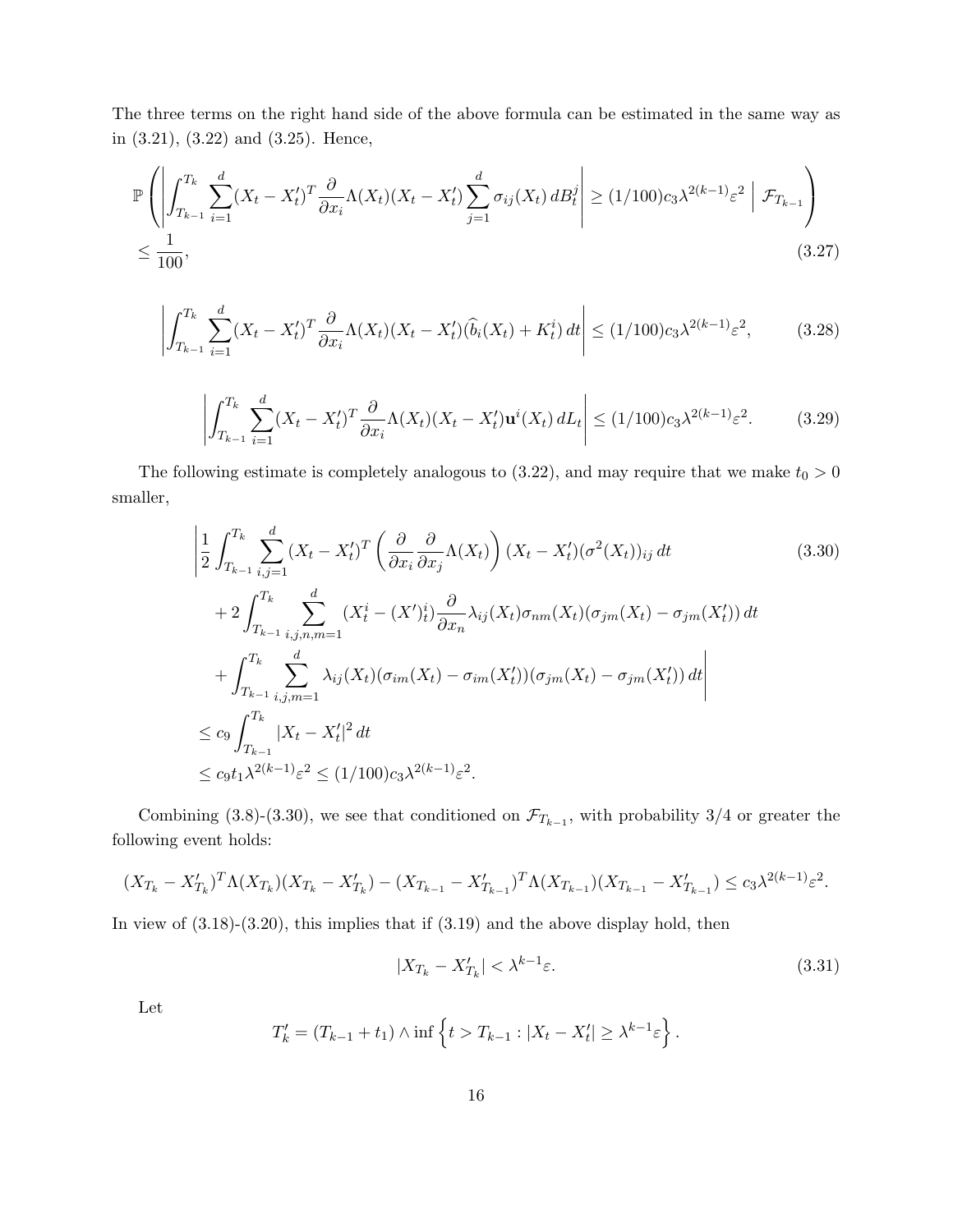The three terms on the right hand side of the above formula can be estimated in the same way as in (3.21), (3.22) and (3.25). Hence,

$$\mathbb{P}\left( \left| \int_{T_{k-1}}^{T_k} \sum_{i=1}^d (X_t - X_t')^T \frac{\partial}{\partial x_i} \Lambda(X_t)(X_t - X_t') \sum_{j=1}^d \sigma_{ij}(X_t)\, dB_t^j \right| \geq (1/100) c_3 \lambda^{2(k-1)} \varepsilon^2 \;\Big|\; \mathcal{F}_{T_{k-1}} \right) \\ \leq \frac{1}{100}, \tag{3.27}$$

$$\left| \int_{T_{k-1}}^{T_k} \sum_{i=1}^d (X_t - X_t')^T \frac{\partial}{\partial x_i} \Lambda(X_t)(X_t - X_t')(\widehat{b}_i(X_t) + K_t^i)\, dt \right| \leq (1/100) c_3 \lambda^{2(k-1)} \varepsilon^2, \tag{3.28}$$

$$\left| \int_{T_{k-1}}^{T_k} \sum_{i=1}^d (X_t - X_t')^T \frac{\partial}{\partial x_i} \Lambda(X_t)(X_t - X_t') \mathbf{u}^i(X_t)\, dL_t \right| \leq (1/100) c_3 \lambda^{2(k-1)} \varepsilon^2. \tag{3.29}$$

The following estimate is completely analogous to (3.22), and may require that we make $t_0 > 0$ smaller,

$$\begin{aligned}
&\Bigg| \frac{1}{2} \int_{T_{k-1}}^{T_k} \sum_{i,j=1}^d (X_t - X_t')^T \left( \frac{\partial}{\partial x_i} \frac{\partial}{\partial x_j} \Lambda(X_t) \right) (X_t - X_t')(\sigma^2(X_t))_{ij}\, dt \\
&\quad + 2 \int_{T_{k-1}}^{T_k} \sum_{i,j,n,m=1}^d (X_t^i - (X')_t^i) \frac{\partial}{\partial x_n} \lambda_{ij}(X_t) \sigma_{nm}(X_t)(\sigma_{jm}(X_t) - \sigma_{jm}(X_t'))\, dt \\
&\quad + \int_{T_{k-1}}^{T_k} \sum_{i,j,m=1}^d \lambda_{ij}(X_t)(\sigma_{im}(X_t) - \sigma_{im}(X_t'))(\sigma_{jm}(X_t) - \sigma_{jm}(X_t'))\, dt \Bigg| \\
&\leq c_9 \int_{T_{k-1}}^{T_k} |X_t - X_t'|^2\, dt \\
&\leq c_9 t_1 \lambda^{2(k-1)} \varepsilon^2 \leq (1/100) c_3 \lambda^{2(k-1)} \varepsilon^2.
\end{aligned} \tag{3.30}$$

Combining (3.8)-(3.30), we see that conditioned on $\mathcal{F}_{T_{k-1}}$, with probability 3/4 or greater the following event holds:

$$(X_{T_k} - X_{T_k}')^T \Lambda(X_{T_k})(X_{T_k} - X_{T_k}') - (X_{T_{k-1}} - X_{T_{k-1}}')^T \Lambda(X_{T_{k-1}})(X_{T_{k-1}} - X_{T_{k-1}}') \leq c_3 \lambda^{2(k-1)} \varepsilon^2.$$

In view of (3.18)-(3.20), this implies that if (3.19) and the above display hold, then

$$|X_{T_k} - X_{T_k}'| < \lambda^{k-1} \varepsilon. \tag{3.31}$$

Let

$$T_k' = (T_{k-1} + t_1) \wedge \inf\left\{ t > T_{k-1} : |X_t - X_t'| \geq \lambda^{k-1} \varepsilon \right\}.$$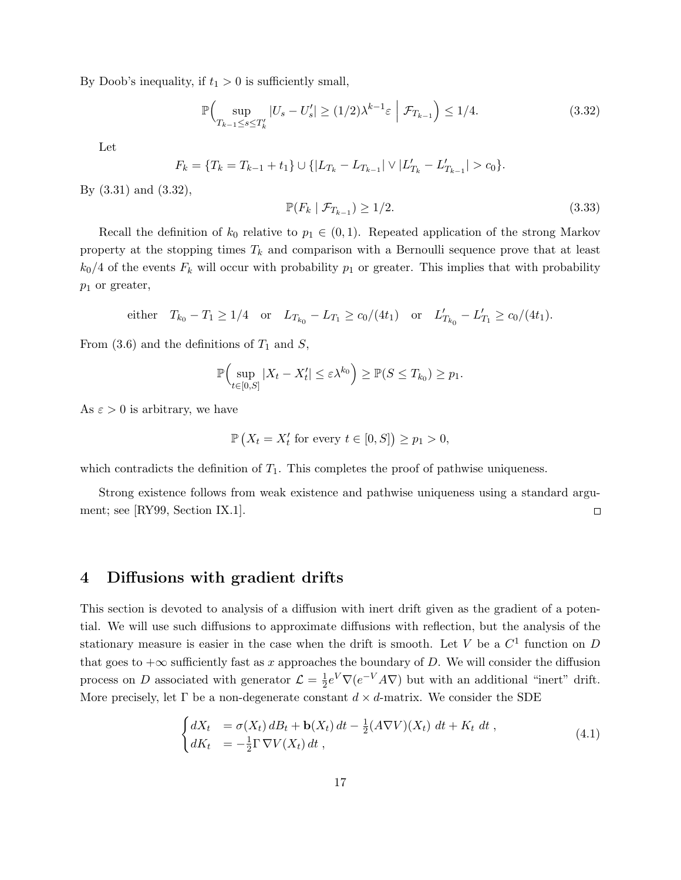By Doob's inequality, if $t_1 > 0$ is sufficiently small,

$$\mathbb{P}\Big( \sup_{T_{k-1} \le s \le T'_k} |U_s - U'_s| \ge (1/2)\lambda^{k-1}\varepsilon \ \Big|\ \mathcal{F}_{T_{k-1}} \Big) \le 1/4. \tag{3.32}$$

Let

$$F_k = \{T_k = T_{k-1} + t_1\} \cup \{|L_{T_k} - L_{T_{k-1}}| \vee |L'_{T_k} - L'_{T_{k-1}}| > c_0\}.$$

By (3.31) and (3.32),

$$\mathbb{P}(F_k \mid \mathcal{F}_{T_{k-1}}) \ge 1/2. \tag{3.33}$$

Recall the definition of $k_0$ relative to $p_1 \in (0,1)$. Repeated application of the strong Markov property at the stopping times $T_k$ and comparison with a Bernoulli sequence prove that at least $k_0/4$ of the events $F_k$ will occur with probability $p_1$ or greater. This implies that with probability $p_1$ or greater,

$$\text{either} \quad T_{k_0} - T_1 \ge 1/4 \quad \text{or} \quad L_{T_{k_0}} - L_{T_1} \ge c_0/(4t_1) \quad \text{or} \quad L'_{T_{k_0}} - L'_{T_1} \ge c_0/(4t_1).$$

From (3.6) and the definitions of $T_1$ and $S$,

$$\mathbb{P}\Big( \sup_{t \in [0,S]} |X_t - X'_t| \le \varepsilon \lambda^{k_0} \Big) \ge \mathbb{P}(S \le T_{k_0}) \ge p_1.$$

As $\varepsilon > 0$ is arbitrary, we have

$$\mathbb{P}\left( X_t = X'_t \text{ for every } t \in [0,S] \right) \ge p_1 > 0,$$

which contradicts the definition of $T_1$. This completes the proof of pathwise uniqueness.

Strong existence follows from weak existence and pathwise uniqueness using a standard argument; see [RY99, Section IX.1]. $\square$

# 4 Diffusions with gradient drifts

This section is devoted to analysis of a diffusion with inert drift given as the gradient of a potential. We will use such diffusions to approximate diffusions with reflection, but the analysis of the stationary measure is easier in the case when the drift is smooth. Let $V$ be a $C^1$ function on $D$ that goes to $+\infty$ sufficiently fast as $x$ approaches the boundary of $D$. We will consider the diffusion process on $D$ associated with generator $\mathcal{L} = \frac{1}{2} e^V \nabla (e^{-V} A \nabla)$ but with an additional "inert" drift. More precisely, let $\Gamma$ be a non-degenerate constant $d \times d$-matrix. We consider the SDE

$$\begin{cases} dX_t &= \sigma(X_t)\, dB_t + \mathbf{b}(X_t)\, dt - \frac{1}{2}(A \nabla V)(X_t)\ dt + K_t\ dt\ , \\ dK_t &= -\frac{1}{2} \Gamma\, \nabla V(X_t)\, dt\ , \end{cases} \tag{4.1}$$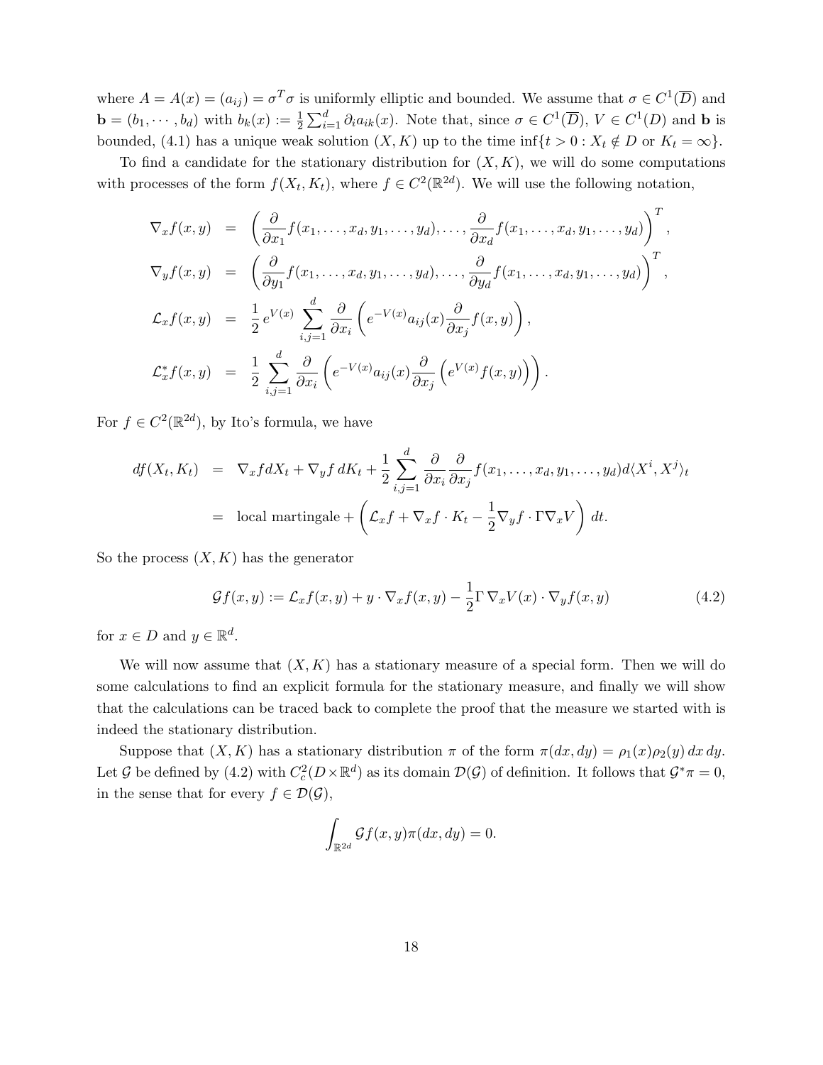where $A = A(x) = (a_{ij}) = \sigma^T \sigma$ is uniformly elliptic and bounded. We assume that $\sigma \in C^1(\overline{D})$ and $\mathbf{b} = (b_1, \cdots, b_d)$ with $b_k(x) := \frac{1}{2}\sum_{i=1}^d \partial_i a_{ik}(x)$. Note that, since $\sigma \in C^1(\overline{D})$, $V \in C^1(D)$ and $\mathbf{b}$ is bounded, (4.1) has a unique weak solution $(X, K)$ up to the time $\inf\{t > 0 : X_t \notin D \text{ or } K_t = \infty\}$.

To find a candidate for the stationary distribution for $(X, K)$, we will do some computations with processes of the form $f(X_t, K_t)$, where $f \in C^2(\mathbb{R}^{2d})$. We will use the following notation,

$$
\begin{aligned}
\nabla_x f(x,y) &= \left( \frac{\partial}{\partial x_1} f(x_1, \ldots, x_d, y_1, \ldots, y_d), \ldots, \frac{\partial}{\partial x_d} f(x_1, \ldots, x_d, y_1, \ldots, y_d) \right)^T, \\
\nabla_y f(x,y) &= \left( \frac{\partial}{\partial y_1} f(x_1, \ldots, x_d, y_1, \ldots, y_d), \ldots, \frac{\partial}{\partial y_d} f(x_1, \ldots, x_d, y_1, \ldots, y_d) \right)^T, \\
\mathcal{L}_x f(x,y) &= \frac{1}{2} e^{V(x)} \sum_{i,j=1}^d \frac{\partial}{\partial x_i} \left( e^{-V(x)} a_{ij}(x) \frac{\partial}{\partial x_j} f(x,y) \right), \\
\mathcal{L}_x^* f(x,y) &= \frac{1}{2} \sum_{i,j=1}^d \frac{\partial}{\partial x_i} \left( e^{-V(x)} a_{ij}(x) \frac{\partial}{\partial x_j} \left( e^{V(x)} f(x,y) \right) \right).
\end{aligned}
$$

For $f \in C^2(\mathbb{R}^{2d})$, by Ito's formula, we have

$$
\begin{aligned}
df(X_t, K_t) &= \nabla_x f dX_t + \nabla_y f \, dK_t + \frac{1}{2} \sum_{i,j=1}^d \frac{\partial}{\partial x_i} \frac{\partial}{\partial x_j} f(x_1, \ldots, x_d, y_1, \ldots, y_d) d\langle X^i, X^j \rangle_t \\
&= \text{local martingale} + \left( \mathcal{L}_x f + \nabla_x f \cdot K_t - \frac{1}{2} \nabla_y f \cdot \Gamma \nabla_x V \right) dt.
\end{aligned}
$$

So the process $(X, K)$ has the generator

$$
\mathcal{G} f(x,y) := \mathcal{L}_x f(x,y) + y \cdot \nabla_x f(x,y) - \frac{1}{2} \Gamma \, \nabla_x V(x) \cdot \nabla_y f(x,y) \tag{4.2}
$$

for $x \in D$ and $y \in \mathbb{R}^d$.

We will now assume that $(X, K)$ has a stationary measure of a special form. Then we will do some calculations to find an explicit formula for the stationary measure, and finally we will show that the calculations can be traced back to complete the proof that the measure we started with is indeed the stationary distribution.

Suppose that $(X, K)$ has a stationary distribution $\pi$ of the form $\pi(dx, dy) = \rho_1(x)\rho_2(y)\, dx\, dy$. Let $\mathcal{G}$ be defined by (4.2) with $C_c^2(D \times \mathbb{R}^d)$ as its domain $\mathcal{D}(\mathcal{G})$ of definition. It follows that $\mathcal{G}^* \pi = 0$, in the sense that for every $f \in \mathcal{D}(\mathcal{G})$,

$$
\int_{\mathbb{R}^{2d}} \mathcal{G} f(x,y) \pi(dx, dy) = 0.
$$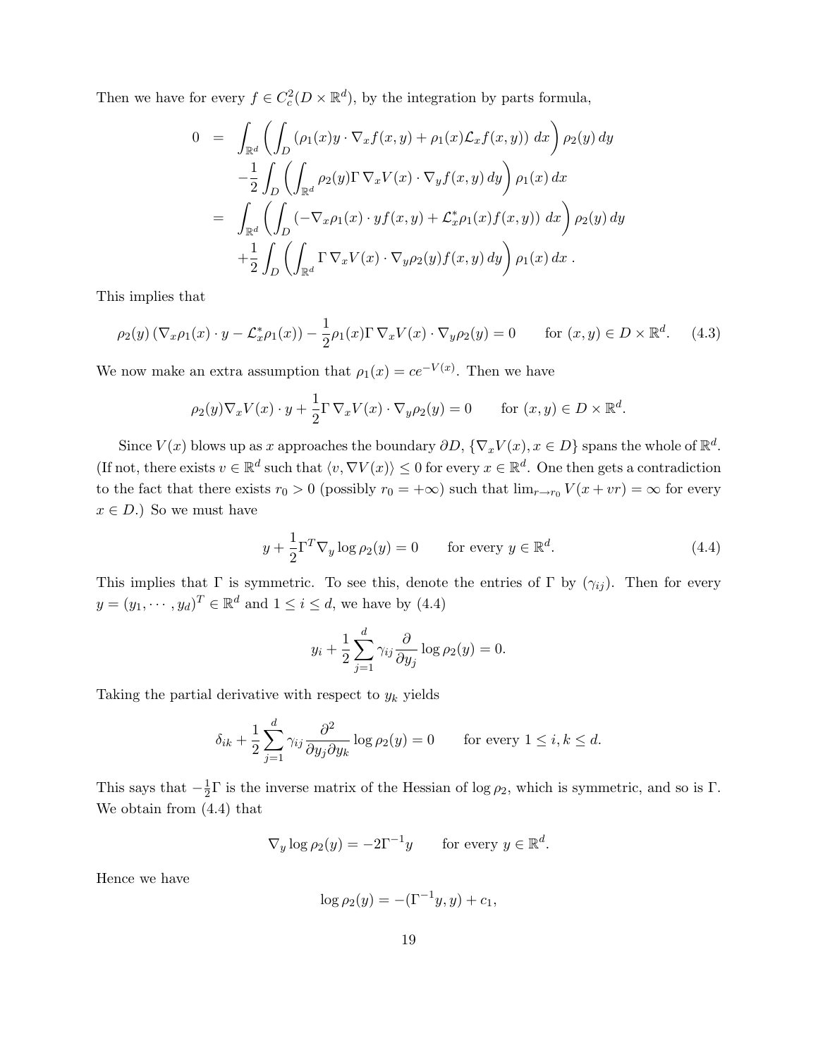Then we have for every $f \in C_c^2(D \times \mathbb{R}^d)$, by the integration by parts formula,

$$
\begin{aligned}
0 &= \int_{\mathbb{R}^d} \left( \int_D \left( \rho_1(x) y \cdot \nabla_x f(x,y) + \rho_1(x) \mathcal{L}_x f(x,y) \right) dx \right) \rho_2(y)\, dy \\
&\quad - \frac{1}{2} \int_D \left( \int_{\mathbb{R}^d} \rho_2(y) \Gamma \nabla_x V(x) \cdot \nabla_y f(x,y)\, dy \right) \rho_1(x)\, dx \\
&= \int_{\mathbb{R}^d} \left( \int_D \left( -\nabla_x \rho_1(x) \cdot y f(x,y) + \mathcal{L}_x^* \rho_1(x) f(x,y) \right) dx \right) \rho_2(y)\, dy \\
&\quad + \frac{1}{2} \int_D \left( \int_{\mathbb{R}^d} \Gamma \nabla_x V(x) \cdot \nabla_y \rho_2(y) f(x,y)\, dy \right) \rho_1(x)\, dx .
\end{aligned}
$$

This implies that

$$
\rho_2(y) \left( \nabla_x \rho_1(x) \cdot y - \mathcal{L}_x^* \rho_1(x) \right) - \frac{1}{2} \rho_1(x) \Gamma \nabla_x V(x) \cdot \nabla_y \rho_2(y) = 0 \qquad \text{for } (x,y) \in D \times \mathbb{R}^d. \tag{4.3}
$$

We now make an extra assumption that $\rho_1(x) = ce^{-V(x)}$. Then we have

$$
\rho_2(y) \nabla_x V(x) \cdot y + \frac{1}{2} \Gamma \nabla_x V(x) \cdot \nabla_y \rho_2(y) = 0 \qquad \text{for } (x,y) \in D \times \mathbb{R}^d.
$$

Since $V(x)$ blows up as $x$ approaches the boundary $\partial D$, $\{\nabla_x V(x), x \in D\}$ spans the whole of $\mathbb{R}^d$. (If not, there exists $v \in \mathbb{R}^d$ such that $\langle v, \nabla V(x) \rangle \leq 0$ for every $x \in \mathbb{R}^d$. One then gets a contradiction to the fact that there exists $r_0 > 0$ (possibly $r_0 = +\infty$) such that $\lim_{r \to r_0} V(x + vr) = \infty$ for every $x \in D$.) So we must have

$$
y + \frac{1}{2} \Gamma^T \nabla_y \log \rho_2(y) = 0 \qquad \text{for every } y \in \mathbb{R}^d. \tag{4.4}
$$

This implies that $\Gamma$ is symmetric. To see this, denote the entries of $\Gamma$ by $(\gamma_{ij})$. Then for every $y = (y_1, \cdots, y_d)^T \in \mathbb{R}^d$ and $1 \leq i \leq d$, we have by (4.4)

$$
y_i + \frac{1}{2} \sum_{j=1}^d \gamma_{ij} \frac{\partial}{\partial y_j} \log \rho_2(y) = 0.
$$

Taking the partial derivative with respect to $y_k$ yields

$$
\delta_{ik} + \frac{1}{2} \sum_{j=1}^d \gamma_{ij} \frac{\partial^2}{\partial y_j \partial y_k} \log \rho_2(y) = 0 \qquad \text{for every } 1 \leq i, k \leq d.
$$

This says that $-\frac{1}{2}\Gamma$ is the inverse matrix of the Hessian of $\log \rho_2$, which is symmetric, and so is $\Gamma$. We obtain from (4.4) that

$$
\nabla_y \log \rho_2(y) = -2\Gamma^{-1} y \qquad \text{for every } y \in \mathbb{R}^d.
$$

Hence we have

$$
\log \rho_2(y) = -(\Gamma^{-1} y, y) + c_1,
$$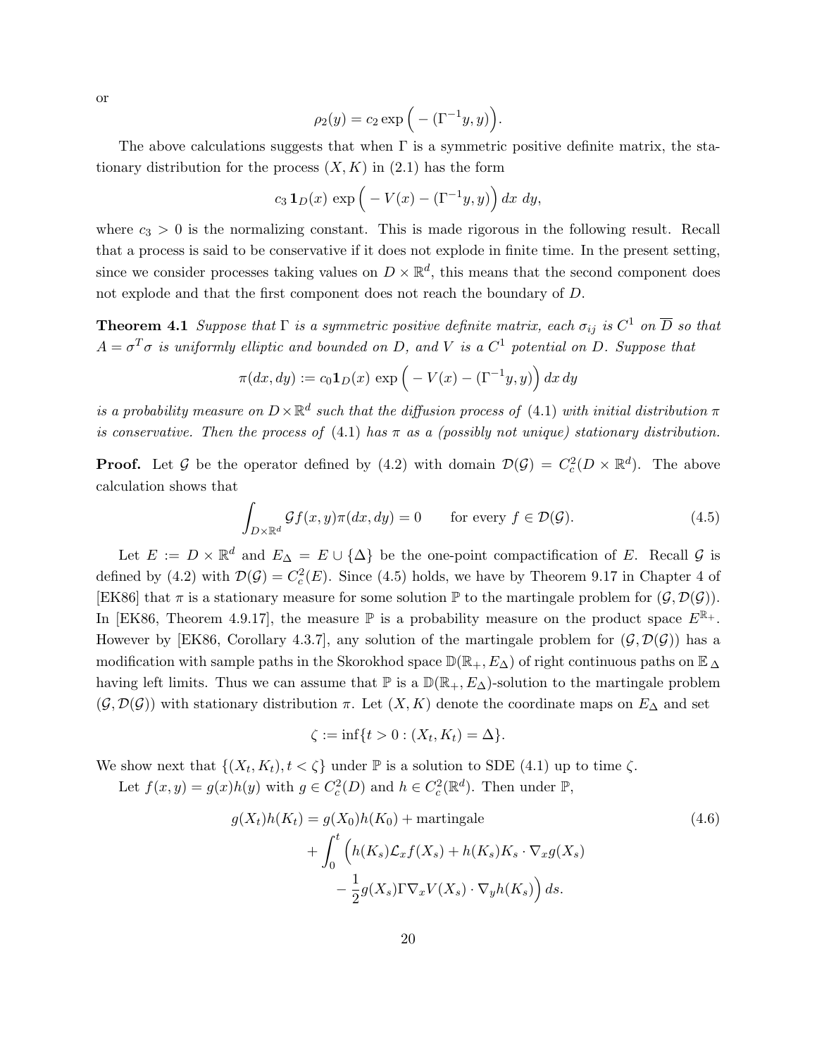or

$$\rho_2(y) = c_2 \exp\Big( - (\Gamma^{-1} y, y)\Big).$$

The above calculations suggests that when $\Gamma$ is a symmetric positive definite matrix, the stationary distribution for the process $(X, K)$ in (2.1) has the form

$$c_3 \, \mathbf{1}_D(x) \, \exp\Big( - V(x) - (\Gamma^{-1} y, y)\Big) \, dx \; dy,$$

where $c_3 > 0$ is the normalizing constant. This is made rigorous in the following result. Recall that a process is said to be conservative if it does not explode in finite time. In the present setting, since we consider processes taking values on $D \times \mathbb{R}^d$, this means that the second component does not explode and that the first component does not reach the boundary of $D$.

**Theorem 4.1** *Suppose that $\Gamma$ is a symmetric positive definite matrix, each $\sigma_{ij}$ is $C^1$ on $\overline{D}$ so that $A = \sigma^T \sigma$ is uniformly elliptic and bounded on $D$, and $V$ is a $C^1$ potential on $D$. Suppose that*

$$\pi(dx, dy) := c_0 \mathbf{1}_D(x) \, \exp\Big( - V(x) - (\Gamma^{-1} y, y)\Big) \, dx \, dy$$

*is a probability measure on $D \times \mathbb{R}^d$ such that the diffusion process of (4.1) with initial distribution $\pi$ is conservative. Then the process of (4.1) has $\pi$ as a (possibly not unique) stationary distribution.*

**Proof.** Let $\mathcal{G}$ be the operator defined by (4.2) with domain $\mathcal{D}(\mathcal{G}) = C_c^2(D \times \mathbb{R}^d)$. The above calculation shows that

$$\int_{D \times \mathbb{R}^d} \mathcal{G} f(x, y) \pi(dx, dy) = 0 \qquad \text{for every } f \in \mathcal{D}(\mathcal{G}). \tag{4.5}$$

Let $E := D \times \mathbb{R}^d$ and $E_\Delta = E \cup \{\Delta\}$ be the one-point compactification of $E$. Recall $\mathcal{G}$ is defined by (4.2) with $\mathcal{D}(\mathcal{G}) = C_c^2(E)$. Since (4.5) holds, we have by Theorem 9.17 in Chapter 4 of [EK86] that $\pi$ is a stationary measure for some solution $\mathbb{P}$ to the martingale problem for $(\mathcal{G}, \mathcal{D}(\mathcal{G}))$. In [EK86, Theorem 4.9.17], the measure $\mathbb{P}$ is a probability measure on the product space $E^{\mathbb{R}_+}$. However by [EK86, Corollary 4.3.7], any solution of the martingale problem for $(\mathcal{G}, \mathcal{D}(\mathcal{G}))$ has a modification with sample paths in the Skorokhod space $\mathbb{D}(\mathbb{R}_+, E_\Delta)$ of right continuous paths on $\mathbb{E}_\Delta$ having left limits. Thus we can assume that $\mathbb{P}$ is a $\mathbb{D}(\mathbb{R}_+, E_\Delta)$-solution to the martingale problem $(\mathcal{G}, \mathcal{D}(\mathcal{G}))$ with stationary distribution $\pi$. Let $(X, K)$ denote the coordinate maps on $E_\Delta$ and set

$$\zeta := \inf\{t > 0 : (X_t, K_t) = \Delta\}.$$

We show next that $\{(X_t, K_t), t < \zeta\}$ under $\mathbb{P}$ is a solution to SDE (4.1) up to time $\zeta$.

Let $f(x, y) = g(x) h(y)$ with $g \in C_c^2(D)$ and $h \in C_c^2(\mathbb{R}^d)$. Then under $\mathbb{P}$,

$$\begin{aligned} g(X_t) h(K_t) = {} & g(X_0) h(K_0) + \text{martingale} \\ & + \int_0^t \Big( h(K_s) \mathcal{L}_x f(X_s) + h(K_s) K_s \cdot \nabla_x g(X_s) \\ & \qquad - \frac{1}{2} g(X_s) \Gamma \nabla_x V(X_s) \cdot \nabla_y h(K_s) \Big) \, ds. \end{aligned} \tag{4.6}$$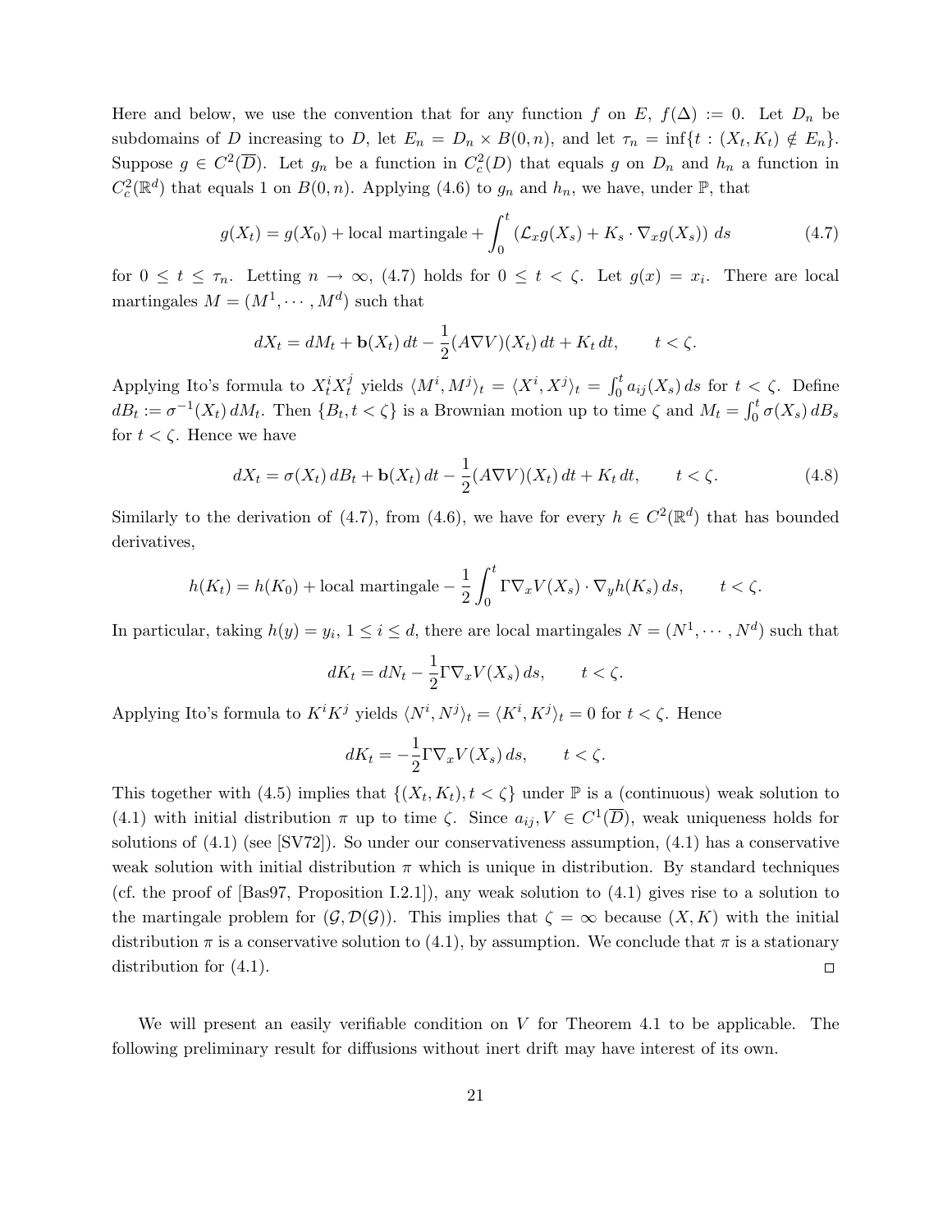Here and below, we use the convention that for any function $f$ on $E$, $f(\Delta) := 0$. Let $D_n$ be subdomains of $D$ increasing to $D$, let $E_n = D_n \times B(0,n)$, and let $\tau_n = \inf\{t : (X_t, K_t) \notin E_n\}$. Suppose $g \in C^2(\overline{D})$. Let $g_n$ be a function in $C_c^2(D)$ that equals $g$ on $D_n$ and $h_n$ a function in $C_c^2(\mathbb{R}^d)$ that equals 1 on $B(0,n)$. Applying (4.6) to $g_n$ and $h_n$, we have, under $\mathbb{P}$, that

$$g(X_t) = g(X_0) + \text{local martingale} + \int_0^t \left(\mathcal{L}_x g(X_s) + K_s \cdot \nabla_x g(X_s)\right) ds \tag{4.7}$$

for $0 \le t \le \tau_n$. Letting $n \to \infty$, (4.7) holds for $0 \le t < \zeta$. Let $g(x) = x_i$. There are local martingales $M = (M^1, \cdots, M^d)$ such that

$$dX_t = dM_t + \mathbf{b}(X_t)\, dt - \frac{1}{2}(A\nabla V)(X_t)\, dt + K_t\, dt, \qquad t < \zeta.$$

Applying Ito's formula to $X_t^i X_t^j$ yields $\langle M^i, M^j \rangle_t = \langle X^i, X^j \rangle_t = \int_0^t a_{ij}(X_s)\, ds$ for $t < \zeta$. Define $dB_t := \sigma^{-1}(X_t)\, dM_t$. Then $\{B_t, t < \zeta\}$ is a Brownian motion up to time $\zeta$ and $M_t = \int_0^t \sigma(X_s)\, dB_s$ for $t < \zeta$. Hence we have

$$dX_t = \sigma(X_t)\, dB_t + \mathbf{b}(X_t)\, dt - \frac{1}{2}(A\nabla V)(X_t)\, dt + K_t\, dt, \qquad t < \zeta. \tag{4.8}$$

Similarly to the derivation of (4.7), from (4.6), we have for every $h \in C^2(\mathbb{R}^d)$ that has bounded derivatives,

$$h(K_t) = h(K_0) + \text{local martingale} - \frac{1}{2}\int_0^t \Gamma \nabla_x V(X_s) \cdot \nabla_y h(K_s)\, ds, \qquad t < \zeta.$$

In particular, taking $h(y) = y_i$, $1 \le i \le d$, there are local martingales $N = (N^1, \cdots, N^d)$ such that

$$dK_t = dN_t - \frac{1}{2}\Gamma \nabla_x V(X_s)\, ds, \qquad t < \zeta.$$

Applying Ito's formula to $K^i K^j$ yields $\langle N^i, N^j \rangle_t = \langle K^i, K^j \rangle_t = 0$ for $t < \zeta$. Hence

$$dK_t = -\frac{1}{2}\Gamma \nabla_x V(X_s)\, ds, \qquad t < \zeta.$$

This together with (4.5) implies that $\{(X_t, K_t), t < \zeta\}$ under $\mathbb{P}$ is a (continuous) weak solution to (4.1) with initial distribution $\pi$ up to time $\zeta$. Since $a_{ij}, V \in C^1(\overline{D})$, weak uniqueness holds for solutions of (4.1) (see [SV72]). So under our conservativeness assumption, (4.1) has a conservative weak solution with initial distribution $\pi$ which is unique in distribution. By standard techniques (cf. the proof of [Bas97, Proposition I.2.1]), any weak solution to (4.1) gives rise to a solution to the martingale problem for $(\mathcal{G}, \mathcal{D}(\mathcal{G}))$. This implies that $\zeta = \infty$ because $(X, K)$ with the initial distribution $\pi$ is a conservative solution to (4.1), by assumption. We conclude that $\pi$ is a stationary distribution for (4.1). $\square$

We will present an easily verifiable condition on $V$ for Theorem 4.1 to be applicable. The following preliminary result for diffusions without inert drift may have interest of its own.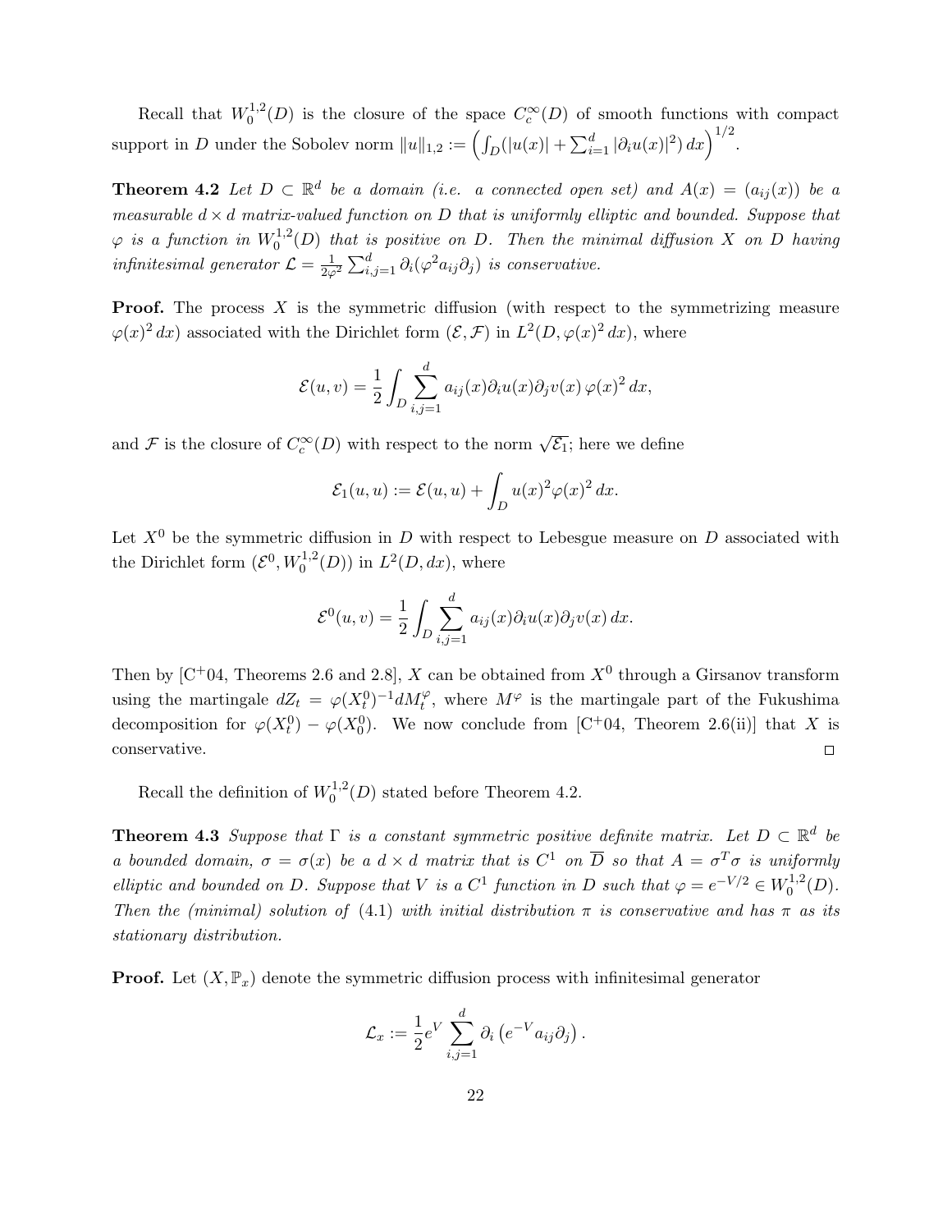Recall that $W_0^{1,2}(D)$ is the closure of the space $C_c^\infty(D)$ of smooth functions with compact support in $D$ under the Sobolev norm $\|u\|_{1,2} := \left(\int_D (|u(x)| + \sum_{i=1}^d |\partial_i u(x)|^2)\, dx\right)^{1/2}$.

**Theorem 4.2** *Let $D \subset \mathbb{R}^d$ be a domain (i.e. a connected open set) and $A(x) = (a_{ij}(x))$ be a measurable $d \times d$ matrix-valued function on $D$ that is uniformly elliptic and bounded. Suppose that $\varphi$ is a function in $W_0^{1,2}(D)$ that is positive on $D$. Then the minimal diffusion $X$ on $D$ having infinitesimal generator $\mathcal{L} = \frac{1}{2\varphi^2}\sum_{i,j=1}^d \partial_i(\varphi^2 a_{ij}\partial_j)$ is conservative.*

**Proof.** The process $X$ is the symmetric diffusion (with respect to the symmetrizing measure $\varphi(x)^2\, dx$) associated with the Dirichlet form $(\mathcal{E}, \mathcal{F})$ in $L^2(D, \varphi(x)^2\, dx)$, where

$$\mathcal{E}(u, v) = \frac{1}{2}\int_D \sum_{i,j=1}^d a_{ij}(x)\partial_i u(x)\partial_j v(x)\, \varphi(x)^2\, dx,$$

and $\mathcal{F}$ is the closure of $C_c^\infty(D)$ with respect to the norm $\sqrt{\mathcal{E}_1}$; here we define

$$\mathcal{E}_1(u, u) := \mathcal{E}(u, u) + \int_D u(x)^2 \varphi(x)^2\, dx.$$

Let $X^0$ be the symmetric diffusion in $D$ with respect to Lebesgue measure on $D$ associated with the Dirichlet form $(\mathcal{E}^0, W_0^{1,2}(D))$ in $L^2(D, dx)$, where

$$\mathcal{E}^0(u, v) = \frac{1}{2}\int_D \sum_{i,j=1}^d a_{ij}(x)\partial_i u(x)\partial_j v(x)\, dx.$$

Then by [C$^+$04, Theorems 2.6 and 2.8], $X$ can be obtained from $X^0$ through a Girsanov transform using the martingale $dZ_t = \varphi(X_t^0)^{-1} dM_t^\varphi$, where $M^\varphi$ is the martingale part of the Fukushima decomposition for $\varphi(X_t^0) - \varphi(X_0^0)$. We now conclude from [C$^+$04, Theorem 2.6(ii)] that $X$ is conservative. $\square$

Recall the definition of $W_0^{1,2}(D)$ stated before Theorem 4.2.

**Theorem 4.3** *Suppose that $\Gamma$ is a constant symmetric positive definite matrix. Let $D \subset \mathbb{R}^d$ be a bounded domain, $\sigma = \sigma(x)$ be a $d \times d$ matrix that is $C^1$ on $\overline{D}$ so that $A = \sigma^T\sigma$ is uniformly elliptic and bounded on $D$. Suppose that $V$ is a $C^1$ function in $D$ such that $\varphi = e^{-V/2} \in W_0^{1,2}(D)$. Then the (minimal) solution of (4.1) with initial distribution $\pi$ is conservative and has $\pi$ as its stationary distribution.*

**Proof.** Let $(X, \mathbb{P}_x)$ denote the symmetric diffusion process with infinitesimal generator

$$\mathcal{L}_x := \frac{1}{2}e^V \sum_{i,j=1}^d \partial_i\left(e^{-V} a_{ij}\partial_j\right).$$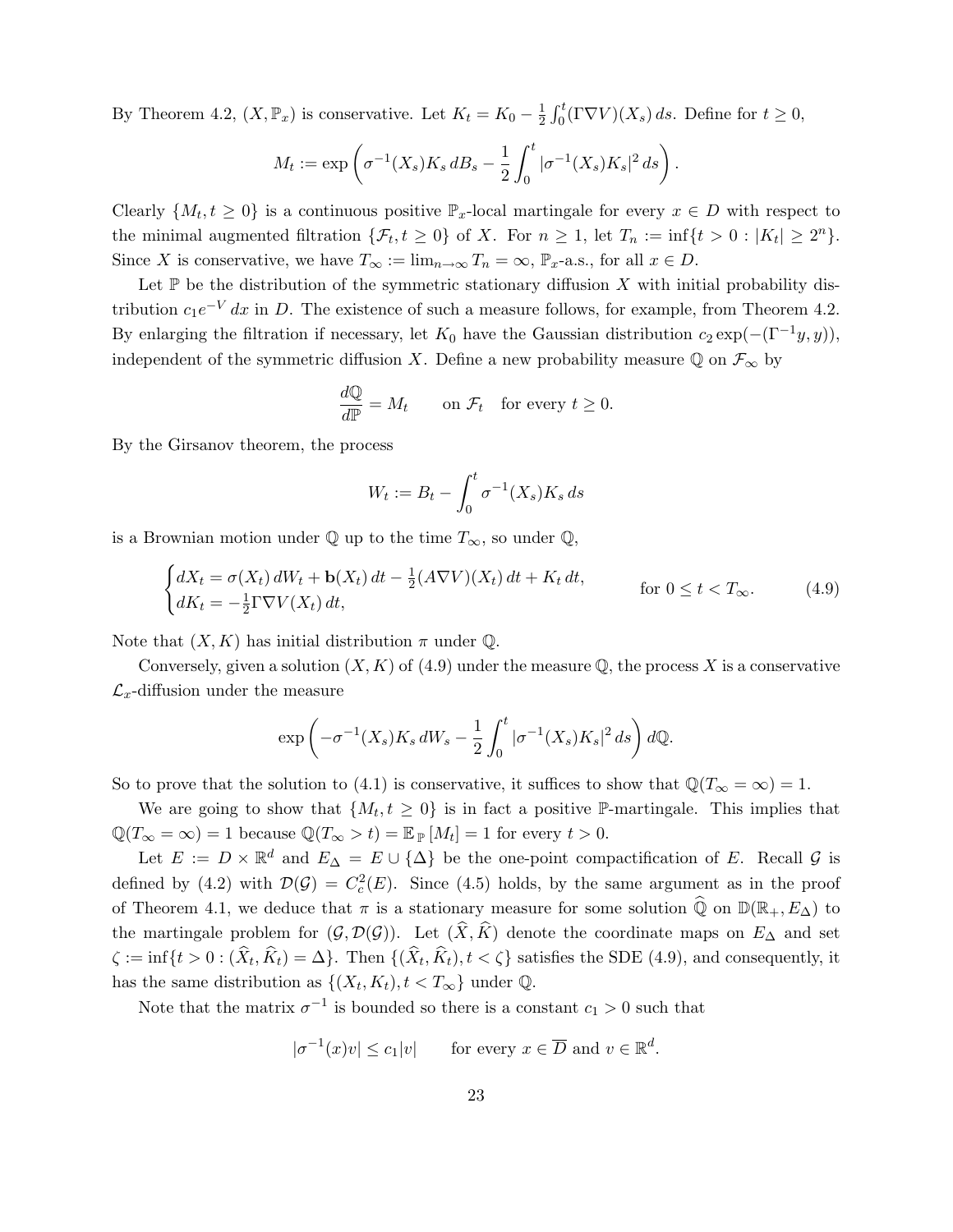By Theorem 4.2, $(X, \mathbb{P}_x)$ is conservative. Let $K_t = K_0 - \frac{1}{2}\int_0^t (\Gamma\nabla V)(X_s)\,ds$. Define for $t \geq 0$,

$$M_t := \exp\left(\sigma^{-1}(X_s)K_s\,dB_s - \frac{1}{2}\int_0^t |\sigma^{-1}(X_s)K_s|^2\,ds\right).$$

Clearly $\{M_t, t \geq 0\}$ is a continuous positive $\mathbb{P}_x$-local martingale for every $x \in D$ with respect to the minimal augmented filtration $\{\mathcal{F}_t, t \geq 0\}$ of $X$. For $n \geq 1$, let $T_n := \inf\{t > 0 : |K_t| \geq 2^n\}$. Since $X$ is conservative, we have $T_\infty := \lim_{n\to\infty} T_n = \infty$, $\mathbb{P}_x$-a.s., for all $x \in D$.

Let $\mathbb{P}$ be the distribution of the symmetric stationary diffusion $X$ with initial probability distribution $c_1 e^{-V}\,dx$ in $D$. The existence of such a measure follows, for example, from Theorem 4.2. By enlarging the filtration if necessary, let $K_0$ have the Gaussian distribution $c_2\exp(-(\Gamma^{-1}y, y))$, independent of the symmetric diffusion $X$. Define a new probability measure $\mathbb{Q}$ on $\mathcal{F}_\infty$ by

$$\frac{d\mathbb{Q}}{d\mathbb{P}} = M_t \qquad \text{on } \mathcal{F}_t \quad \text{for every } t \geq 0.$$

By the Girsanov theorem, the process

$$W_t := B_t - \int_0^t \sigma^{-1}(X_s)K_s\,ds$$

is a Brownian motion under $\mathbb{Q}$ up to the time $T_\infty$, so under $\mathbb{Q}$,

$$\begin{cases} dX_t = \sigma(X_t)\,dW_t + \mathbf{b}(X_t)\,dt - \frac{1}{2}(A\nabla V)(X_t)\,dt + K_t\,dt, \\ dK_t = -\frac{1}{2}\Gamma\nabla V(X_t)\,dt, \end{cases} \qquad \text{for } 0 \leq t < T_\infty. \tag{4.9}$$

Note that $(X, K)$ has initial distribution $\pi$ under $\mathbb{Q}$.

Conversely, given a solution $(X, K)$ of (4.9) under the measure $\mathbb{Q}$, the process $X$ is a conservative $\mathcal{L}_x$-diffusion under the measure

$$\exp\left(-\sigma^{-1}(X_s)K_s\,dW_s - \frac{1}{2}\int_0^t |\sigma^{-1}(X_s)K_s|^2\,ds\right)d\mathbb{Q}.$$

So to prove that the solution to (4.1) is conservative, it suffices to show that $\mathbb{Q}(T_\infty = \infty) = 1$.

We are going to show that $\{M_t, t \geq 0\}$ is in fact a positive $\mathbb{P}$-martingale. This implies that $\mathbb{Q}(T_\infty = \infty) = 1$ because $\mathbb{Q}(T_\infty > t) = \mathbb{E}_{\mathbb{P}}[M_t] = 1$ for every $t > 0$.

Let $E := D \times \mathbb{R}^d$ and $E_\Delta = E \cup \{\Delta\}$ be the one-point compactification of $E$. Recall $\mathcal{G}$ is defined by (4.2) with $\mathcal{D}(\mathcal{G}) = C_c^2(E)$. Since (4.5) holds, by the same argument as in the proof of Theorem 4.1, we deduce that $\pi$ is a stationary measure for some solution $\widehat{\mathbb{Q}}$ on $\mathbb{D}(\mathbb{R}_+, E_\Delta)$ to the martingale problem for $(\mathcal{G}, \mathcal{D}(\mathcal{G}))$. Let $(\widehat{X}, \widehat{K})$ denote the coordinate maps on $E_\Delta$ and set $\zeta := \inf\{t > 0 : (\widehat{X}_t, \widehat{K}_t) = \Delta\}$. Then $\{(\widehat{X}_t, \widehat{K}_t), t < \zeta\}$ satisfies the SDE (4.9), and consequently, it has the same distribution as $\{(X_t, K_t), t < T_\infty\}$ under $\mathbb{Q}$.

Note that the matrix $\sigma^{-1}$ is bounded so there is a constant $c_1 > 0$ such that

$$|\sigma^{-1}(x)v| \leq c_1|v| \qquad \text{for every } x \in \overline{D} \text{ and } v \in \mathbb{R}^d.$$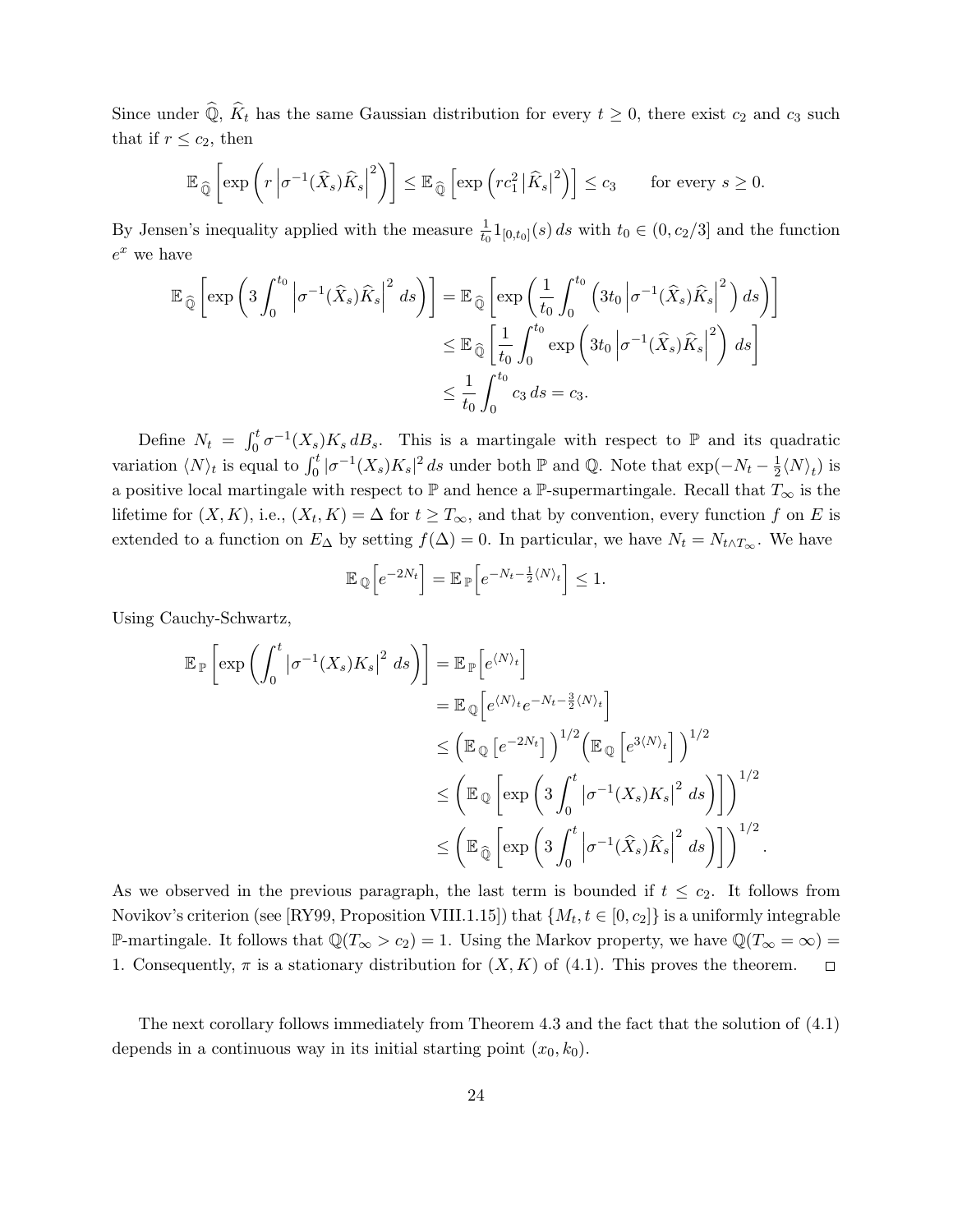Since under $\widehat{\mathbb{Q}}$, $\widehat{K}_t$ has the same Gaussian distribution for every $t \geq 0$, there exist $c_2$ and $c_3$ such that if $r \leq c_2$, then

$$\mathbb{E}_{\widehat{\mathbb{Q}}}\left[\exp\left(r\left|\sigma^{-1}(\widehat{X}_s)\widehat{K}_s\right|^2\right)\right] \leq \mathbb{E}_{\widehat{\mathbb{Q}}}\left[\exp\left(rc_1^2\left|\widehat{K}_s\right|^2\right)\right] \leq c_3 \qquad \text{for every } s \geq 0.$$

By Jensen's inequality applied with the measure $\frac{1}{t_0}1_{[0,t_0]}(s)\,ds$ with $t_0 \in (0, c_2/3]$ and the function $e^x$ we have

$$\begin{aligned}
\mathbb{E}_{\widehat{\mathbb{Q}}}\left[\exp\left(3\int_0^{t_0}\left|\sigma^{-1}(\widehat{X}_s)\widehat{K}_s\right|^2\,ds\right)\right] &= \mathbb{E}_{\widehat{\mathbb{Q}}}\left[\exp\left(\frac{1}{t_0}\int_0^{t_0}\left(3t_0\left|\sigma^{-1}(\widehat{X}_s)\widehat{K}_s\right|^2\right)ds\right)\right] \\
&\leq \mathbb{E}_{\widehat{\mathbb{Q}}}\left[\frac{1}{t_0}\int_0^{t_0}\exp\left(3t_0\left|\sigma^{-1}(\widehat{X}_s)\widehat{K}_s\right|^2\right)\,ds\right] \\
&\leq \frac{1}{t_0}\int_0^{t_0} c_3\,ds = c_3.
\end{aligned}$$

Define $N_t = \int_0^t \sigma^{-1}(X_s)K_s\,dB_s$. This is a martingale with respect to $\mathbb{P}$ and its quadratic variation $\langle N\rangle_t$ is equal to $\int_0^t |\sigma^{-1}(X_s)K_s|^2\,ds$ under both $\mathbb{P}$ and $\mathbb{Q}$. Note that $\exp(-N_t - \frac{1}{2}\langle N\rangle_t)$ is a positive local martingale with respect to $\mathbb{P}$ and hence a $\mathbb{P}$-supermartingale. Recall that $T_\infty$ is the lifetime for $(X,K)$, i.e., $(X_t, K) = \Delta$ for $t \geq T_\infty$, and that by convention, every function $f$ on $E$ is extended to a function on $E_\Delta$ by setting $f(\Delta) = 0$. In particular, we have $N_t = N_{t\wedge T_\infty}$. We have

$$\mathbb{E}_{\mathbb{Q}}\left[e^{-2N_t}\right] = \mathbb{E}_{\mathbb{P}}\left[e^{-N_t - \frac{1}{2}\langle N\rangle_t}\right] \leq 1.$$

Using Cauchy-Schwartz,

$$\begin{aligned}
\mathbb{E}_{\mathbb{P}}\left[\exp\left(\int_0^t\left|\sigma^{-1}(X_s)K_s\right|^2\,ds\right)\right] &= \mathbb{E}_{\mathbb{P}}\left[e^{\langle N\rangle_t}\right] \\
&= \mathbb{E}_{\mathbb{Q}}\left[e^{\langle N\rangle_t}e^{-N_t - \frac{3}{2}\langle N\rangle_t}\right] \\
&\leq \left(\mathbb{E}_{\mathbb{Q}}\left[e^{-2N_t}\right]\right)^{1/2}\left(\mathbb{E}_{\mathbb{Q}}\left[e^{3\langle N\rangle_t}\right]\right)^{1/2} \\
&\leq \left(\mathbb{E}_{\mathbb{Q}}\left[\exp\left(3\int_0^t\left|\sigma^{-1}(X_s)K_s\right|^2\,ds\right)\right]\right)^{1/2} \\
&\leq \left(\mathbb{E}_{\widehat{\mathbb{Q}}}\left[\exp\left(3\int_0^t\left|\sigma^{-1}(\widehat{X}_s)\widehat{K}_s\right|^2\,ds\right)\right]\right)^{1/2}.
\end{aligned}$$

As we observed in the previous paragraph, the last term is bounded if $t \leq c_2$. It follows from Novikov's criterion (see [RY99, Proposition VIII.1.15]) that $\{M_t, t \in [0, c_2]\}$ is a uniformly integrable $\mathbb{P}$-martingale. It follows that $\mathbb{Q}(T_\infty > c_2) = 1$. Using the Markov property, we have $\mathbb{Q}(T_\infty = \infty) = 1$. Consequently, $\pi$ is a stationary distribution for $(X, K)$ of (4.1). This proves the theorem. $\square$

The next corollary follows immediately from Theorem 4.3 and the fact that the solution of (4.1) depends in a continuous way in its initial starting point $(x_0, k_0)$.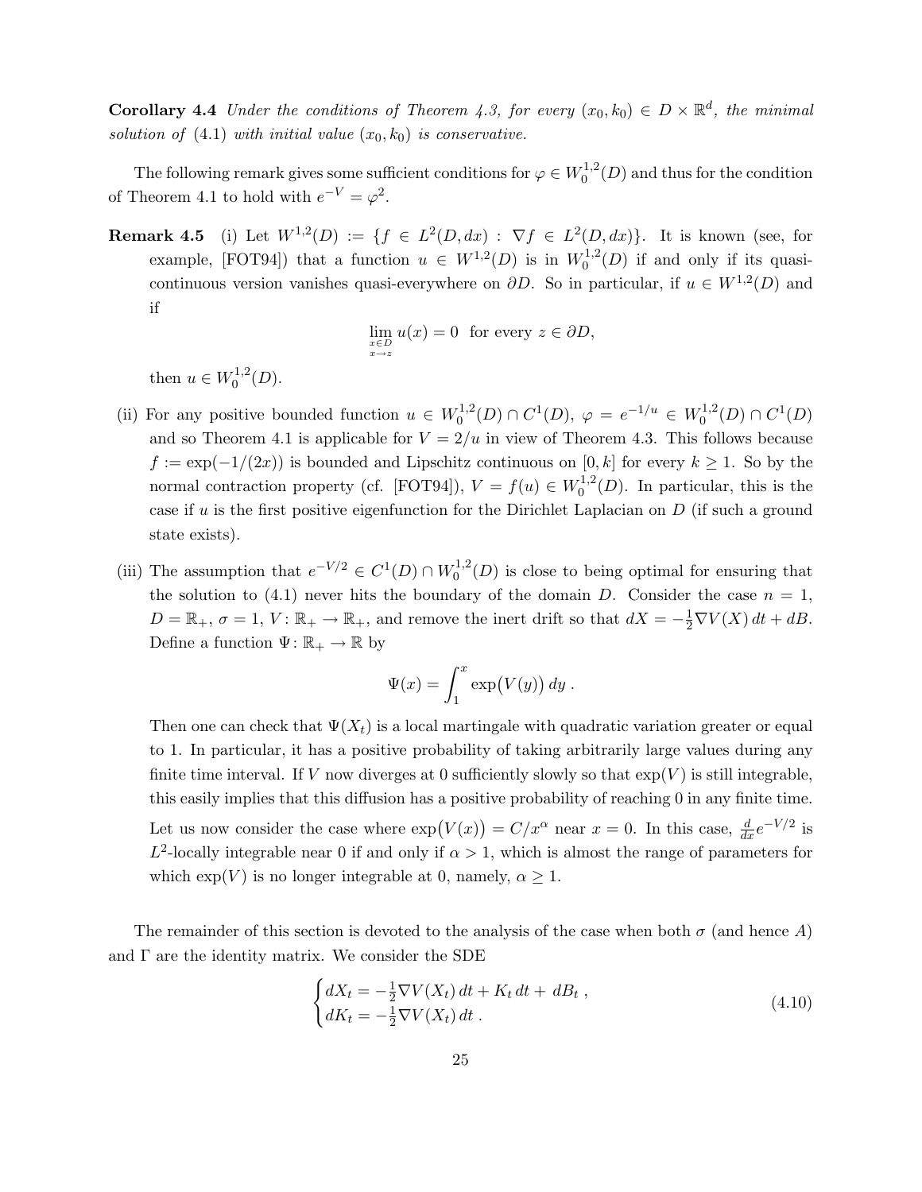**Corollary 4.4** *Under the conditions of Theorem 4.3, for every $(x_0, k_0) \in D \times \mathbb{R}^d$, the minimal solution of (4.1) with initial value $(x_0, k_0)$ is conservative.*

The following remark gives some sufficient conditions for $\varphi \in W_0^{1,2}(D)$ and thus for the condition of Theorem 4.1 to hold with $e^{-V} = \varphi^2$.

**Remark 4.5** (i) Let $W^{1,2}(D) := \{f \in L^2(D, dx) : \nabla f \in L^2(D, dx)\}$. It is known (see, for example, [FOT94]) that a function $u \in W^{1,2}(D)$ is in $W_0^{1,2}(D)$ if and only if its quasi-continuous version vanishes quasi-everywhere on $\partial D$. So in particular, if $u \in W^{1,2}(D)$ and if

$$\lim_{\substack{x \in D \\ x \to z}} u(x) = 0 \quad \text{for every } z \in \partial D,$$

then $u \in W_0^{1,2}(D)$.

(ii) For any positive bounded function $u \in W_0^{1,2}(D) \cap C^1(D)$, $\varphi = e^{-1/u} \in W_0^{1,2}(D) \cap C^1(D)$ and so Theorem 4.1 is applicable for $V = 2/u$ in view of Theorem 4.3. This follows because $f := \exp(-1/(2x))$ is bounded and Lipschitz continuous on $[0, k]$ for every $k \geq 1$. So by the normal contraction property (cf. [FOT94]), $V = f(u) \in W_0^{1,2}(D)$. In particular, this is the case if $u$ is the first positive eigenfunction for the Dirichlet Laplacian on $D$ (if such a ground state exists).

(iii) The assumption that $e^{-V/2} \in C^1(D) \cap W_0^{1,2}(D)$ is close to being optimal for ensuring that the solution to (4.1) never hits the boundary of the domain $D$. Consider the case $n = 1$, $D = \mathbb{R}_+$, $\sigma = 1$, $V : \mathbb{R}_+ \to \mathbb{R}_+$, and remove the inert drift so that $dX = -\frac{1}{2}\nabla V(X)\, dt + dB$. Define a function $\Psi : \mathbb{R}_+ \to \mathbb{R}$ by

$$\Psi(x) = \int_1^x \exp\bigl(V(y)\bigr)\, dy \, .$$

Then one can check that $\Psi(X_t)$ is a local martingale with quadratic variation greater or equal to 1. In particular, it has a positive probability of taking arbitrarily large values during any finite time interval. If $V$ now diverges at 0 sufficiently slowly so that $\exp(V)$ is still integrable, this easily implies that this diffusion has a positive probability of reaching 0 in any finite time.

Let us now consider the case where $\exp\bigl(V(x)\bigr) = C/x^\alpha$ near $x = 0$. In this case, $\frac{d}{dx}e^{-V/2}$ is $L^2$-locally integrable near 0 if and only if $\alpha > 1$, which is almost the range of parameters for which $\exp(V)$ is no longer integrable at 0, namely, $\alpha \geq 1$.

The remainder of this section is devoted to the analysis of the case when both $\sigma$ (and hence $A$) and $\Gamma$ are the identity matrix. We consider the SDE

$$\begin{cases} dX_t = -\frac{1}{2}\nabla V(X_t)\, dt + K_t\, dt + dB_t \, , \\ dK_t = -\frac{1}{2}\nabla V(X_t)\, dt \, . \end{cases} \tag{4.10}$$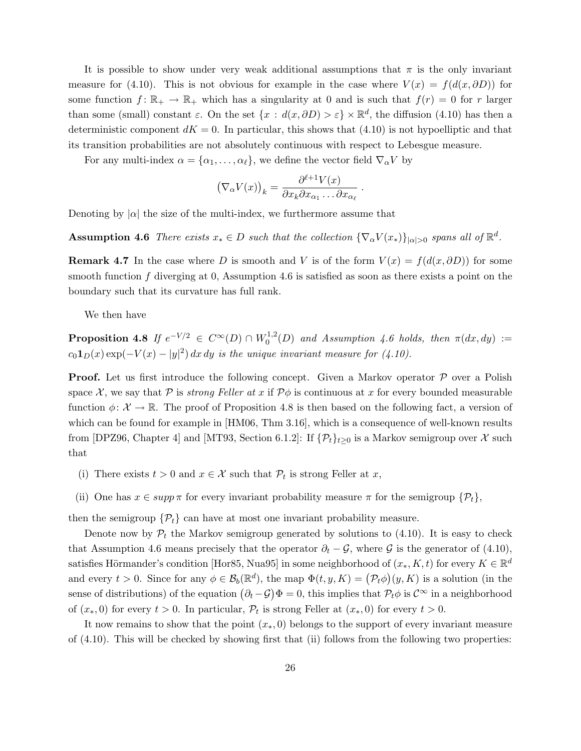It is possible to show under very weak additional assumptions that $\pi$ is the only invariant measure for (4.10). This is not obvious for example in the case where $V(x) = f(d(x, \partial D))$ for some function $f\colon \mathbb{R}_+ \to \mathbb{R}_+$ which has a singularity at 0 and is such that $f(r) = 0$ for $r$ larger than some (small) constant $\varepsilon$. On the set $\{x : d(x, \partial D) > \varepsilon\} \times \mathbb{R}^d$, the diffusion (4.10) has then a deterministic component $dK = 0$. In particular, this shows that (4.10) is not hypoelliptic and that its transition probabilities are not absolutely continuous with respect to Lebesgue measure.

For any multi-index $\alpha = \{\alpha_1, \ldots, \alpha_\ell\}$, we define the vector field $\nabla_\alpha V$ by

$$\big(\nabla_\alpha V(x)\big)_k = \frac{\partial^{\ell+1} V(x)}{\partial x_k \partial x_{\alpha_1} \ldots \partial x_{\alpha_\ell}}\;.$$

Denoting by $|\alpha|$ the size of the multi-index, we furthermore assume that

**Assumption 4.6** *There exists $x_* \in D$ such that the collection $\{\nabla_\alpha V(x_*)\}_{|\alpha|>0}$ spans all of $\mathbb{R}^d$.*

**Remark 4.7** In the case where $D$ is smooth and $V$ is of the form $V(x) = f(d(x, \partial D))$ for some smooth function $f$ diverging at 0, Assumption 4.6 is satisfied as soon as there exists a point on the boundary such that its curvature has full rank.

We then have

**Proposition 4.8** *If $e^{-V/2} \in \mathcal{C}^\infty(D) \cap W_0^{1,2}(D)$ and Assumption 4.6 holds, then $\pi(dx, dy) := c_0 \mathbf{1}_D(x) \exp(-V(x) - |y|^2)\, dx\, dy$ is the unique invariant measure for (4.10).*

**Proof.** Let us first introduce the following concept. Given a Markov operator $\mathcal{P}$ over a Polish space $\mathcal{X}$, we say that $\mathcal{P}$ is *strong Feller at $x$* if $\mathcal{P}\phi$ is continuous at $x$ for every bounded measurable function $\phi\colon \mathcal{X} \to \mathbb{R}$. The proof of Proposition 4.8 is then based on the following fact, a version of which can be found for example in [HM06, Thm 3.16], which is a consequence of well-known results from [DPZ96, Chapter 4] and [MT93, Section 6.1.2]: If $\{\mathcal{P}_t\}_{t\ge 0}$ is a Markov semigroup over $\mathcal{X}$ such that

(i) There exists $t > 0$ and $x \in \mathcal{X}$ such that $\mathcal{P}_t$ is strong Feller at $x$,

(ii) One has $x \in supp\, \pi$ for every invariant probability measure $\pi$ for the semigroup $\{\mathcal{P}_t\}$,

then the semigroup $\{\mathcal{P}_t\}$ can have at most one invariant probability measure.

Denote now by $\mathcal{P}_t$ the Markov semigroup generated by solutions to (4.10). It is easy to check that Assumption 4.6 means precisely that the operator $\partial_t - \mathcal{G}$, where $\mathcal{G}$ is the generator of (4.10), satisfies Hörmander's condition [Hor85, Nua95] in some neighborhood of $(x_*, K, t)$ for every $K \in \mathbb{R}^d$ and every $t > 0$. Since for any $\phi \in \mathcal{B}_b(\mathbb{R}^d)$, the map $\Phi(t, y, K) = \big(\mathcal{P}_t\phi\big)(y, K)$ is a solution (in the sense of distributions) of the equation $\big(\partial_t - \mathcal{G}\big)\Phi = 0$, this implies that $\mathcal{P}_t\phi$ is $\mathcal{C}^\infty$ in a neighborhood of $(x_*, 0)$ for every $t > 0$. In particular, $\mathcal{P}_t$ is strong Feller at $(x_*, 0)$ for every $t > 0$.

It now remains to show that the point $(x_*, 0)$ belongs to the support of every invariant measure of (4.10). This will be checked by showing first that (ii) follows from the following two properties: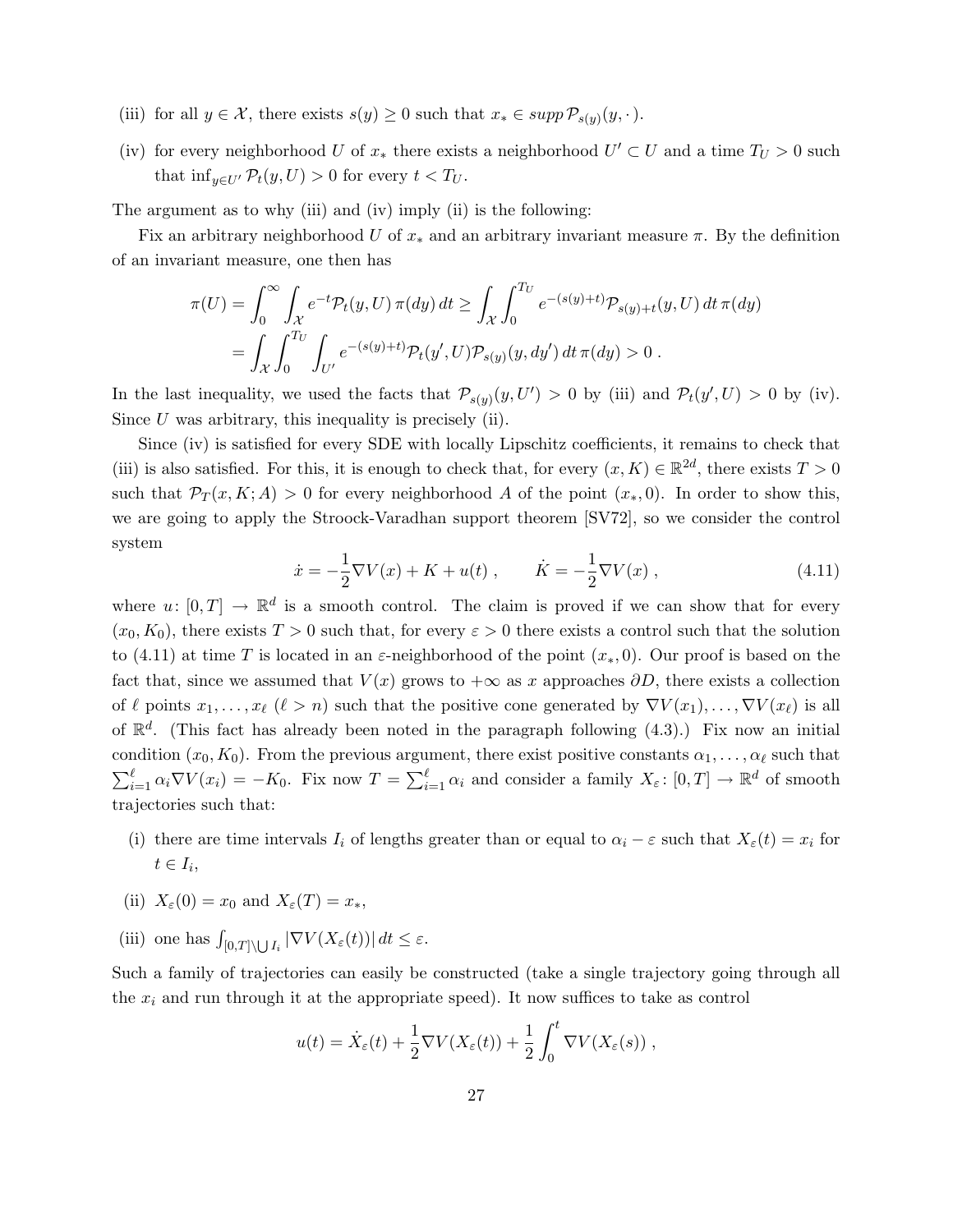(iii) for all $y \in \mathcal{X}$, there exists $s(y) \geq 0$ such that $x_* \in supp\, \mathcal{P}_{s(y)}(y, \cdot)$.

(iv) for every neighborhood $U$ of $x_*$ there exists a neighborhood $U' \subset U$ and a time $T_U > 0$ such that $\inf_{y \in U'} \mathcal{P}_t(y, U) > 0$ for every $t < T_U$.

The argument as to why (iii) and (iv) imply (ii) is the following:

Fix an arbitrary neighborhood $U$ of $x_*$ and an arbitrary invariant measure $\pi$. By the definition of an invariant measure, one then has

$$\pi(U) = \int_0^\infty \int_{\mathcal{X}} e^{-t} \mathcal{P}_t(y, U)\, \pi(dy)\, dt \geq \int_{\mathcal{X}} \int_0^{T_U} e^{-(s(y)+t)} \mathcal{P}_{s(y)+t}(y, U)\, dt\, \pi(dy)$$
$$= \int_{\mathcal{X}} \int_0^{T_U} \int_{U'} e^{-(s(y)+t)} \mathcal{P}_t(y', U) \mathcal{P}_{s(y)}(y, dy')\, dt\, \pi(dy) > 0 \,.$$

In the last inequality, we used the facts that $\mathcal{P}_{s(y)}(y, U') > 0$ by (iii) and $\mathcal{P}_t(y', U) > 0$ by (iv). Since $U$ was arbitrary, this inequality is precisely (ii).

Since (iv) is satisfied for every SDE with locally Lipschitz coefficients, it remains to check that (iii) is also satisfied. For this, it is enough to check that, for every $(x, K) \in \mathbb{R}^{2d}$, there exists $T > 0$ such that $\mathcal{P}_T(x, K; A) > 0$ for every neighborhood $A$ of the point $(x_*, 0)$. In order to show this, we are going to apply the Stroock-Varadhan support theorem [SV72], so we consider the control system

$$\dot{x} = -\frac{1}{2} \nabla V(x) + K + u(t) \,, \qquad \dot{K} = -\frac{1}{2} \nabla V(x) \,, \tag{4.11}$$

where $u\colon [0, T] \to \mathbb{R}^d$ is a smooth control. The claim is proved if we can show that for every $(x_0, K_0)$, there exists $T > 0$ such that, for every $\varepsilon > 0$ there exists a control such that the solution to (4.11) at time $T$ is located in an $\varepsilon$-neighborhood of the point $(x_*, 0)$. Our proof is based on the fact that, since we assumed that $V(x)$ grows to $+\infty$ as $x$ approaches $\partial D$, there exists a collection of $\ell$ points $x_1, \ldots, x_\ell$ ($\ell > n$) such that the positive cone generated by $\nabla V(x_1), \ldots, \nabla V(x_\ell)$ is all of $\mathbb{R}^d$. (This fact has already been noted in the paragraph following (4.3).) Fix now an initial condition $(x_0, K_0)$. From the previous argument, there exist positive constants $\alpha_1, \ldots, \alpha_\ell$ such that $\sum_{i=1}^\ell \alpha_i \nabla V(x_i) = -K_0$. Fix now $T = \sum_{i=1}^\ell \alpha_i$ and consider a family $X_\varepsilon\colon [0, T] \to \mathbb{R}^d$ of smooth trajectories such that:

(i) there are time intervals $I_i$ of lengths greater than or equal to $\alpha_i - \varepsilon$ such that $X_\varepsilon(t) = x_i$ for $t \in I_i$,

(ii) $X_\varepsilon(0) = x_0$ and $X_\varepsilon(T) = x_*$,

(iii) one has $\int_{[0,T] \setminus \bigcup I_i} |\nabla V(X_\varepsilon(t))|\, dt \leq \varepsilon$.

Such a family of trajectories can easily be constructed (take a single trajectory going through all the $x_i$ and run through it at the appropriate speed). It now suffices to take as control

$$u(t) = \dot{X}_\varepsilon(t) + \frac{1}{2} \nabla V(X_\varepsilon(t)) + \frac{1}{2} \int_0^t \nabla V(X_\varepsilon(s)) \,,$$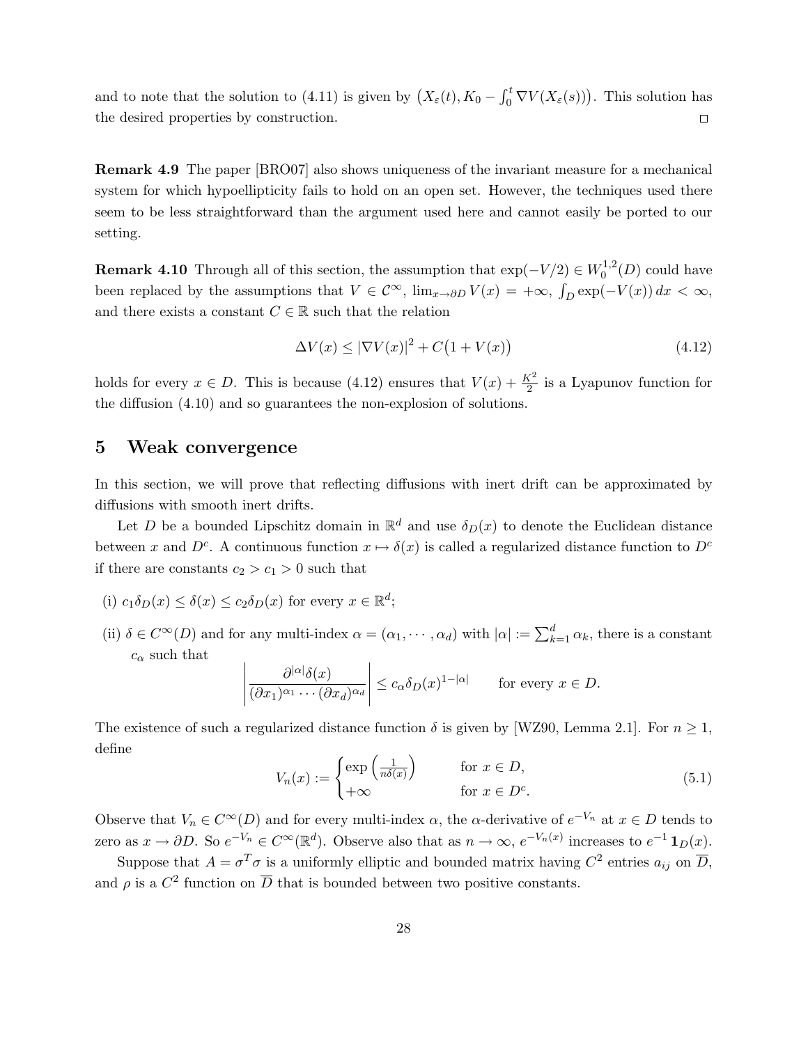and to note that the solution to (4.11) is given by $\big(X_\varepsilon(t), K_0 - \int_0^t \nabla V(X_\varepsilon(s))\big)$. This solution has the desired properties by construction. $\square$

**Remark 4.9** The paper [BRO07] also shows uniqueness of the invariant measure for a mechanical system for which hypoellipticity fails to hold on an open set. However, the techniques used there seem to be less straightforward than the argument used here and cannot easily be ported to our setting.

**Remark 4.10** Through all of this section, the assumption that $\exp(-V/2) \in W_0^{1,2}(D)$ could have been replaced by the assumptions that $V \in \mathcal{C}^\infty$, $\lim_{x\to\partial D} V(x) = +\infty$, $\int_D \exp(-V(x))\,dx < \infty$, and there exists a constant $C \in \mathbb{R}$ such that the relation

$$\Delta V(x) \le |\nabla V(x)|^2 + C\big(1 + V(x)\big) \tag{4.12}$$

holds for every $x \in D$. This is because (4.12) ensures that $V(x) + \frac{K^2}{2}$ is a Lyapunov function for the diffusion (4.10) and so guarantees the non-explosion of solutions.

# 5 Weak convergence

In this section, we will prove that reflecting diffusions with inert drift can be approximated by diffusions with smooth inert drifts.

Let $D$ be a bounded Lipschitz domain in $\mathbb{R}^d$ and use $\delta_D(x)$ to denote the Euclidean distance between $x$ and $D^c$. A continuous function $x \mapsto \delta(x)$ is called a regularized distance function to $D^c$ if there are constants $c_2 > c_1 > 0$ such that

(i) $c_1\delta_D(x) \le \delta(x) \le c_2\delta_D(x)$ for every $x \in \mathbb{R}^d$;

(ii) $\delta \in C^\infty(D)$ and for any multi-index $\alpha = (\alpha_1, \cdots, \alpha_d)$ with $|\alpha| := \sum_{k=1}^d \alpha_k$, there is a constant $c_\alpha$ such that

$$\left| \frac{\partial^{|\alpha|}\delta(x)}{(\partial x_1)^{\alpha_1}\cdots(\partial x_d)^{\alpha_d}} \right| \le c_\alpha \delta_D(x)^{1-|\alpha|} \qquad \text{for every } x \in D.$$

The existence of such a regularized distance function $\delta$ is given by [WZ90, Lemma 2.1]. For $n \ge 1$, define

$$V_n(x) := \begin{cases} \exp\left(\frac{1}{n\delta(x)}\right) & \text{for } x \in D, \\ +\infty & \text{for } x \in D^c. \end{cases} \tag{5.1}$$

Observe that $V_n \in C^\infty(D)$ and for every multi-index $\alpha$, the $\alpha$-derivative of $e^{-V_n}$ at $x \in D$ tends to zero as $x \to \partial D$. So $e^{-V_n} \in C^\infty(\mathbb{R}^d)$. Observe also that as $n \to \infty$, $e^{-V_n(x)}$ increases to $e^{-1}\mathbf{1}_D(x)$.

Suppose that $A = \sigma^T\sigma$ is a uniformly elliptic and bounded matrix having $C^2$ entries $a_{ij}$ on $\overline{D}$, and $\rho$ is a $C^2$ function on $\overline{D}$ that is bounded between two positive constants.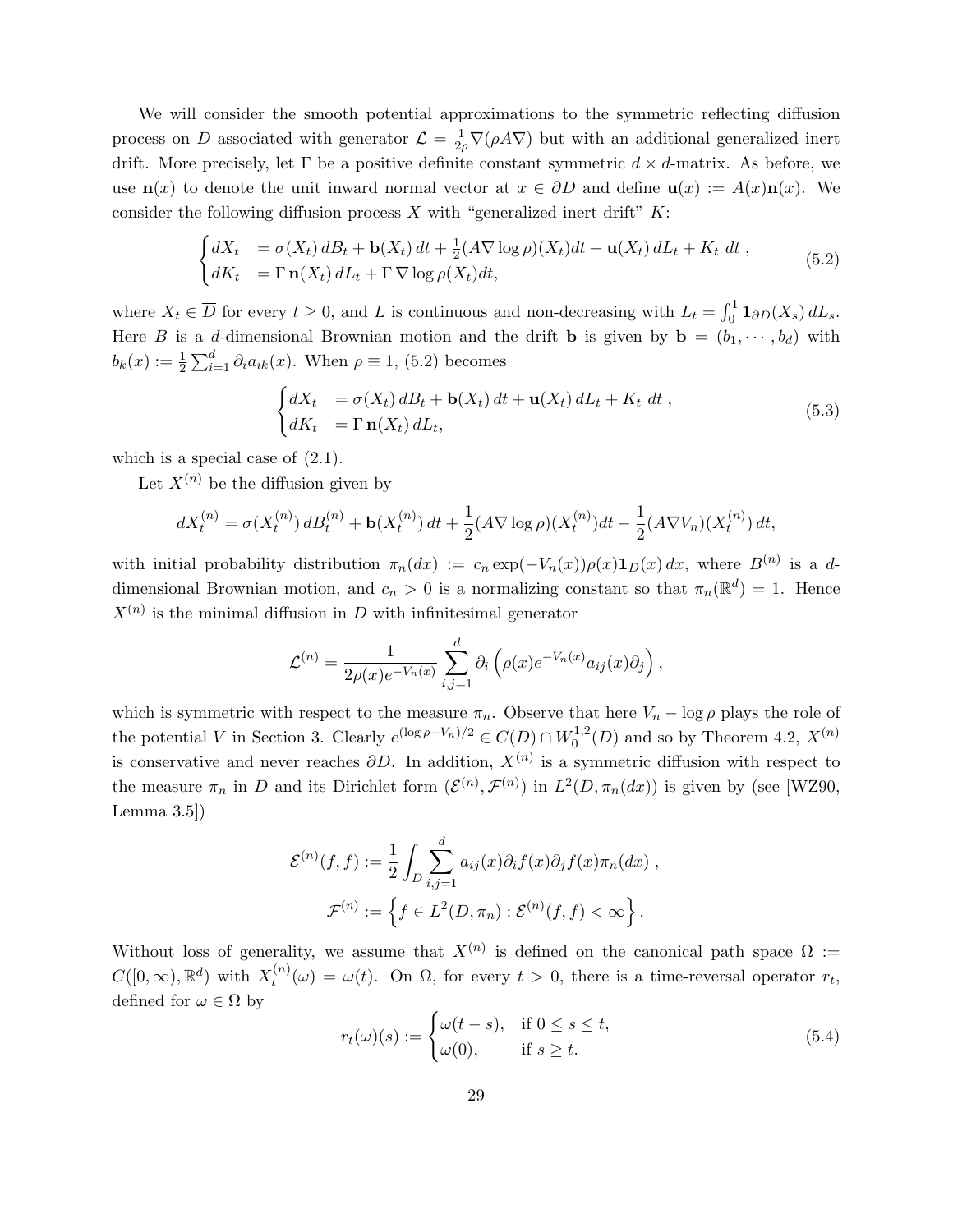We will consider the smooth potential approximations to the symmetric reflecting diffusion process on $D$ associated with generator $\mathcal{L} = \frac{1}{2\rho}\nabla(\rho A \nabla)$ but with an additional generalized inert drift. More precisely, let $\Gamma$ be a positive definite constant symmetric $d \times d$-matrix. As before, we use $\mathbf{n}(x)$ to denote the unit inward normal vector at $x \in \partial D$ and define $\mathbf{u}(x) := A(x)\mathbf{n}(x)$. We consider the following diffusion process $X$ with "generalized inert drift" $K$:

$$
\begin{cases} dX_t &= \sigma(X_t)\, dB_t + \mathbf{b}(X_t)\, dt + \frac{1}{2}(A\nabla \log \rho)(X_t)dt + \mathbf{u}(X_t)\, dL_t + K_t \; dt \;, \\ dK_t &= \Gamma\, \mathbf{n}(X_t)\, dL_t + \Gamma\, \nabla \log \rho(X_t)dt, \end{cases} \tag{5.2}
$$

where $X_t \in \overline{D}$ for every $t \geq 0$, and $L$ is continuous and non-decreasing with $L_t = \int_0^1 \mathbf{1}_{\partial D}(X_s)\, dL_s$. Here $B$ is a $d$-dimensional Brownian motion and the drift $\mathbf{b}$ is given by $\mathbf{b} = (b_1, \cdots, b_d)$ with $b_k(x) := \frac{1}{2}\sum_{i=1}^d \partial_i a_{ik}(x)$. When $\rho \equiv 1$, (5.2) becomes

$$
\begin{cases} dX_t &= \sigma(X_t)\, dB_t + \mathbf{b}(X_t)\, dt + \mathbf{u}(X_t)\, dL_t + K_t \; dt \;, \\ dK_t &= \Gamma\, \mathbf{n}(X_t)\, dL_t, \end{cases} \tag{5.3}
$$

which is a special case of (2.1).

Let $X^{(n)}$ be the diffusion given by

$$
dX_t^{(n)} = \sigma(X_t^{(n)})\, dB_t^{(n)} + \mathbf{b}(X_t^{(n)})\, dt + \frac{1}{2}(A\nabla \log \rho)(X_t^{(n)})dt - \frac{1}{2}(A\nabla V_n)(X_t^{(n)})\, dt,
$$

with initial probability distribution $\pi_n(dx) := c_n \exp(-V_n(x))\rho(x)\mathbf{1}_D(x)\, dx$, where $B^{(n)}$ is a $d$-dimensional Brownian motion, and $c_n > 0$ is a normalizing constant so that $\pi_n(\mathbb{R}^d) = 1$. Hence $X^{(n)}$ is the minimal diffusion in $D$ with infinitesimal generator

$$
\mathcal{L}^{(n)} = \frac{1}{2\rho(x)e^{-V_n(x)}} \sum_{i,j=1}^d \partial_i \left( \rho(x) e^{-V_n(x)} a_{ij}(x) \partial_j \right),
$$

which is symmetric with respect to the measure $\pi_n$. Observe that here $V_n - \log \rho$ plays the role of the potential $V$ in Section 3. Clearly $e^{(\log \rho - V_n)/2} \in C(D) \cap W_0^{1,2}(D)$ and so by Theorem 4.2, $X^{(n)}$ is conservative and never reaches $\partial D$. In addition, $X^{(n)}$ is a symmetric diffusion with respect to the measure $\pi_n$ in $D$ and its Dirichlet form $(\mathcal{E}^{(n)}, \mathcal{F}^{(n)})$ in $L^2(D, \pi_n(dx))$ is given by (see [WZ90, Lemma 3.5])

$$
\mathcal{E}^{(n)}(f,f) := \frac{1}{2}\int_D \sum_{i,j=1}^d a_{ij}(x)\partial_i f(x) \partial_j f(x) \pi_n(dx) \;,
$$

$$
\mathcal{F}^{(n)} := \left\{ f \in L^2(D, \pi_n) : \mathcal{E}^{(n)}(f,f) < \infty \right\}.
$$

Without loss of generality, we assume that $X^{(n)}$ is defined on the canonical path space $\Omega := C([0,\infty), \mathbb{R}^d)$ with $X_t^{(n)}(\omega) = \omega(t)$. On $\Omega$, for every $t > 0$, there is a time-reversal operator $r_t$, defined for $\omega \in \Omega$ by

$$
r_t(\omega)(s) := \begin{cases} \omega(t-s), & \text{if } 0 \leq s \leq t, \\ \omega(0), & \text{if } s \geq t. \end{cases} \tag{5.4}
$$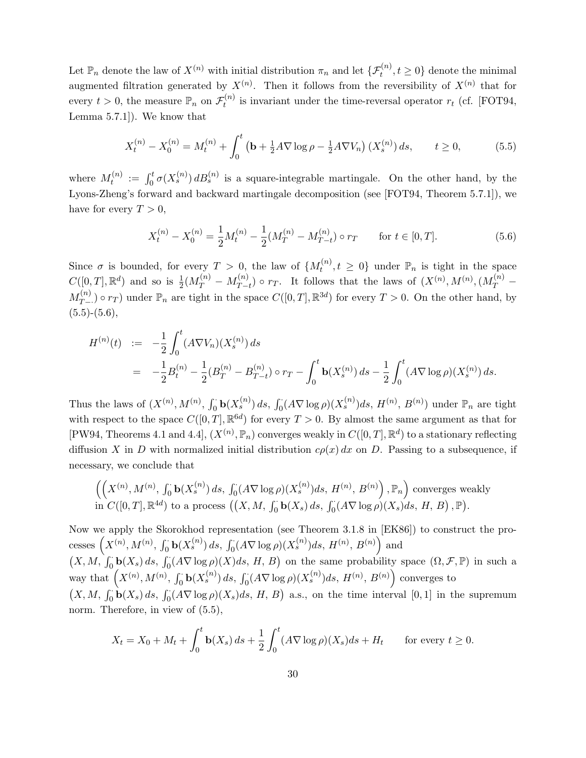Let $\mathbb{P}_n$ denote the law of $X^{(n)}$ with initial distribution $\pi_n$ and let $\{\mathcal{F}_t^{(n)}, t \geq 0\}$ denote the minimal augmented filtration generated by $X^{(n)}$. Then it follows from the reversibility of $X^{(n)}$ that for every $t > 0$, the measure $\mathbb{P}_n$ on $\mathcal{F}_t^{(n)}$ is invariant under the time-reversal operator $r_t$ (cf. [FOT94, Lemma 5.7.1]). We know that

$$X_t^{(n)} - X_0^{(n)} = M_t^{(n)} + \int_0^t \left( \mathbf{b} + \tfrac{1}{2} A \nabla \log \rho - \tfrac{1}{2} A \nabla V_n \right) (X_s^{(n)})\, ds, \qquad t \geq 0, \tag{5.5}$$

where $M_t^{(n)} := \int_0^t \sigma(X_s^{(n)})\, dB_s^{(n)}$ is a square-integrable martingale. On the other hand, by the Lyons-Zheng's forward and backward martingale decomposition (see [FOT94, Theorem 5.7.1]), we have for every $T > 0$,

$$X_t^{(n)} - X_0^{(n)} = \frac{1}{2} M_t^{(n)} - \frac{1}{2} (M_T^{(n)} - M_{T-t}^{(n)}) \circ r_T \qquad \text{for } t \in [0, T]. \tag{5.6}$$

Since $\sigma$ is bounded, for every $T > 0$, the law of $\{M_t^{(n)}, t \geq 0\}$ under $\mathbb{P}_n$ is tight in the space $C([0,T], \mathbb{R}^d)$ and so is $\frac{1}{2}(M_T^{(n)} - M_{T-t}^{(n)}) \circ r_T$. It follows that the laws of $(X^{(n)}, M^{(n)}, (M_T^{(n)} - M_{T-\cdot}^{(n)}) \circ r_T)$ under $\mathbb{P}_n$ are tight in the space $C([0,T], \mathbb{R}^{3d})$ for every $T > 0$. On the other hand, by (5.5)-(5.6),

$$\begin{aligned}
H^{(n)}(t) &:= -\frac{1}{2} \int_0^t (A \nabla V_n)(X_s^{(n)})\, ds \\
&= -\frac{1}{2} B_t^{(n)} - \frac{1}{2} (B_T^{(n)} - B_{T-t}^{(n)}) \circ r_T - \int_0^t \mathbf{b}(X_s^{(n)})\, ds - \frac{1}{2} \int_0^t (A \nabla \log \rho)(X_s^{(n)})\, ds.
\end{aligned}$$

Thus the laws of $(X^{(n)}, M^{(n)}, \int_0^\cdot \mathbf{b}(X_s^{(n)})\, ds,\ \int_0^\cdot (A\nabla \log \rho)(X_s^{(n)}) ds,\ H^{(n)},\ B^{(n)})$ under $\mathbb{P}_n$ are tight with respect to the space $C([0,T], \mathbb{R}^{6d})$ for every $T > 0$. By almost the same argument as that for [PW94, Theorems 4.1 and 4.4], $(X^{(n)}, \mathbb{P}_n)$ converges weakly in $C([0,T], \mathbb{R}^d)$ to a stationary reflecting diffusion $X$ in $D$ with normalized initial distribution $c\rho(x)\, dx$ on $D$. Passing to a subsequence, if necessary, we conclude that

$\left( \left( X^{(n)}, M^{(n)}, \int_0^\cdot \mathbf{b}(X_s^{(n)})\, ds,\ \int_0^\cdot (A \nabla \log \rho)(X_s^{(n)}) ds,\ H^{(n)},\ B^{(n)} \right), \mathbb{P}_n \right)$ converges weakly in $C([0,T], \mathbb{R}^{4d})$ to a process $\left( \left( X, M, \int_0^\cdot \mathbf{b}(X_s)\, ds,\ \int_0^\cdot (A\nabla \log \rho)(X_s) ds,\ H,\ B \right), \mathbb{P} \right)$.

Now we apply the Skorokhod representation (see Theorem 3.1.8 in [EK86]) to construct the processes $\left( X^{(n)}, M^{(n)}, \int_0^\cdot \mathbf{b}(X_s^{(n)})\, ds,\ \int_0^\cdot (A\nabla \log \rho)(X_s^{(n)}) ds,\ H^{(n)},\ B^{(n)} \right)$ and $\left( X, M, \int_0^\cdot \mathbf{b}(X_s)\, ds,\ \int_0^\cdot (A\nabla \log \rho)(X) ds,\ H,\ B \right)$ on the same probability space $(\Omega, \mathcal{F}, \mathbb{P})$ in such a way that $\left( X^{(n)}, M^{(n)}, \int_0^\cdot \mathbf{b}(X_s^{(n)})\, ds,\ \int_0^\cdot (A\nabla \log \rho)(X_s^{(n)}) ds,\ H^{(n)},\ B^{(n)} \right)$ converges to $\left( X, M, \int_0^\cdot \mathbf{b}(X_s)\, ds,\ \int_0^\cdot (A\nabla \log \rho)(X_s) ds,\ H,\ B \right)$ a.s., on the time interval $[0,1]$ in the supremum norm. Therefore, in view of (5.5),

$$X_t = X_0 + M_t + \int_0^t \mathbf{b}(X_s)\, ds + \frac{1}{2} \int_0^t (A \nabla \log \rho)(X_s) ds + H_t \qquad \text{for every } t \geq 0.$$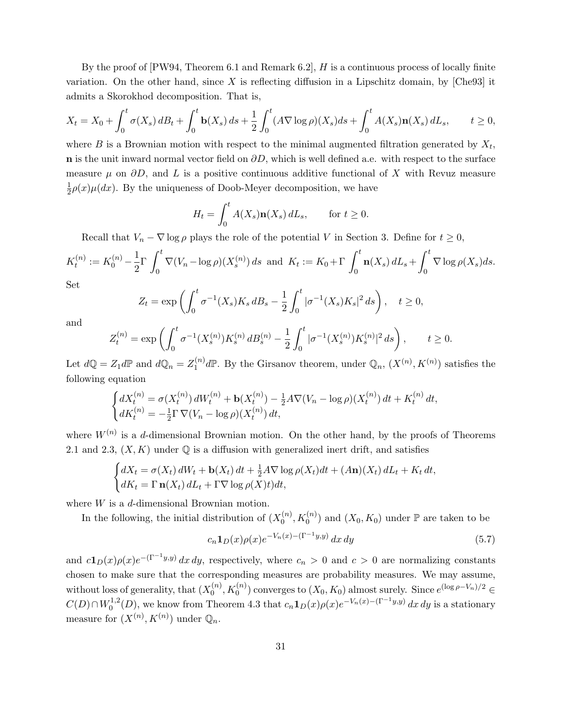By the proof of [PW94, Theorem 6.1 and Remark 6.2], $H$ is a continuous process of locally finite variation. On the other hand, since $X$ is reflecting diffusion in a Lipschitz domain, by [Che93] it admits a Skorokhod decomposition. That is,

$$X_t = X_0 + \int_0^t \sigma(X_s)\, dB_t + \int_0^t \mathbf{b}(X_s)\, ds + \frac{1}{2}\int_0^t (A\nabla \log\rho)(X_s) ds + \int_0^t A(X_s)\mathbf{n}(X_s)\, dL_s, \qquad t \geq 0,$$

where $B$ is a Brownian motion with respect to the minimal augmented filtration generated by $X_t$, $\mathbf{n}$ is the unit inward normal vector field on $\partial D$, which is well defined a.e. with respect to the surface measure $\mu$ on $\partial D$, and $L$ is a positive continuous additive functional of $X$ with Revuz measure $\frac{1}{2}\rho(x)\mu(dx)$. By the uniqueness of Doob-Meyer decomposition, we have

$$H_t = \int_0^t A(X_s)\mathbf{n}(X_s)\, dL_s, \qquad \text{for } t \geq 0.$$

Recall that $V_n - \nabla \log\rho$ plays the role of the potential $V$ in Section 3. Define for $t \geq 0$,

$$K_t^{(n)} := K_0^{(n)} - \frac{1}{2}\Gamma \int_0^t \nabla(V_n - \log\rho)(X_s^{(n)})\, ds \text{ and } K_t := K_0 + \Gamma \int_0^t \mathbf{n}(X_s)\, dL_s + \int_0^t \nabla\log\rho(X_s) ds.$$

Set

$$Z_t = \exp\left(\int_0^t \sigma^{-1}(X_s)K_s\, dB_s - \frac{1}{2}\int_0^t |\sigma^{-1}(X_s)K_s|^2\, ds\right), \quad t \geq 0,$$

and

$$Z_t^{(n)} = \exp\left(\int_0^t \sigma^{-1}(X_s^{(n)})K_s^{(n)}\, dB_s^{(n)} - \frac{1}{2}\int_0^t |\sigma^{-1}(X_s^{(n)})K_s^{(n)}|^2\, ds\right), \qquad t \geq 0.$$

Let $d\mathbb{Q} = Z_1 d\mathbb{P}$ and $d\mathbb{Q}_n = Z_1^{(n)} d\mathbb{P}$. By the Girsanov theorem, under $\mathbb{Q}_n$, $(X^{(n)}, K^{(n)})$ satisfies the following equation

$$\begin{cases} dX_t^{(n)} = \sigma(X_t^{(n)})\, dW_t^{(n)} + \mathbf{b}(X_t^{(n)}) - \frac{1}{2}A\nabla(V_n - \log\rho)(X_t^{(n)})\, dt + K_t^{(n)}\, dt, \\ dK_t^{(n)} = -\frac{1}{2}\Gamma\, \nabla(V_n - \log\rho)(X_t^{(n)})\, dt, \end{cases}$$

where $W^{(n)}$ is a $d$-dimensional Brownian motion. On the other hand, by the proofs of Theorems 2.1 and 2.3, $(X, K)$ under $\mathbb{Q}$ is a diffusion with generalized inert drift, and satisfies

$$\begin{cases} dX_t = \sigma(X_t)\, dW_t + \mathbf{b}(X_t)\, dt + \frac{1}{2}A\nabla\log\rho(X_t)dt + (A\mathbf{n})(X_t)\, dL_t + K_t\, dt, \\ dK_t = \Gamma\, \mathbf{n}(X_t)\, dL_t + \Gamma\nabla\log\rho(X)t)dt, \end{cases}$$

where $W$ is a $d$-dimensional Brownian motion.

In the following, the initial distribution of $(X_0^{(n)}, K_0^{(n)})$ and $(X_0, K_0)$ under $\mathbb{P}$ are taken to be

$$c_n \mathbf{1}_D(x)\rho(x)e^{-V_n(x) - (\Gamma^{-1}y, y)}\, dx\, dy \tag{5.7}$$

and $c\mathbf{1}_D(x)\rho(x)e^{-(\Gamma^{-1}y,y)}\, dx\, dy$, respectively, where $c_n > 0$ and $c > 0$ are normalizing constants chosen to make sure that the corresponding measures are probability measures. We may assume, without loss of generality, that $(X_0^{(n)}, K_0^{(n)})$ converges to $(X_0, K_0)$ almost surely. Since $e^{(\log\rho - V_n)/2} \in C(D) \cap W_0^{1,2}(D)$, we know from Theorem 4.3 that $c_n \mathbf{1}_D(x)\rho(x)e^{-V_n(x)-(\Gamma^{-1}y,y)}\, dx\, dy$ is a stationary measure for $(X^{(n)}, K^{(n)})$ under $\mathbb{Q}_n$.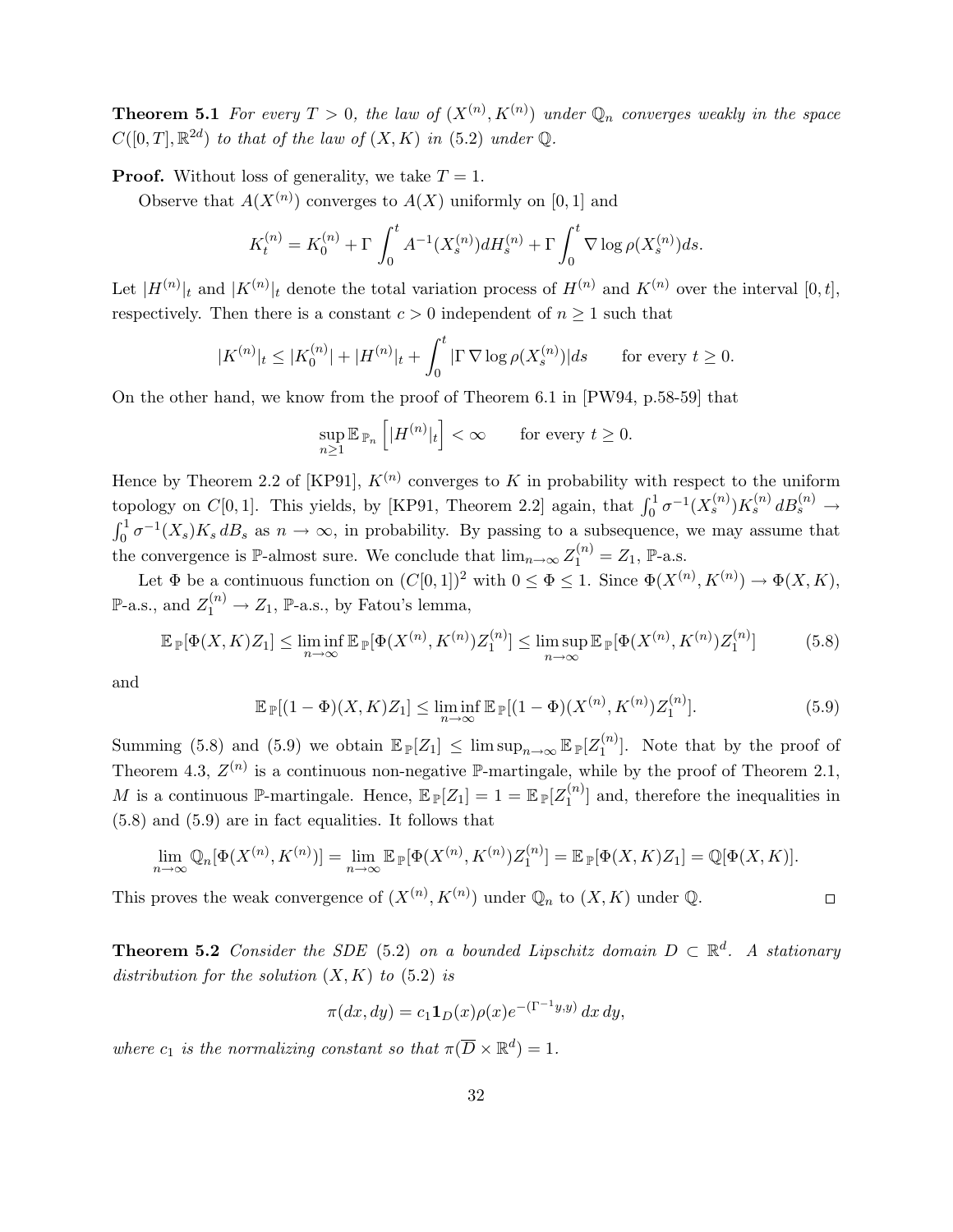**Theorem 5.1** *For every $T > 0$, the law of $(X^{(n)}, K^{(n)})$ under $\mathbb{Q}_n$ converges weakly in the space $C([0,T], \mathbb{R}^{2d})$ to that of the law of $(X, K)$ in (5.2) under $\mathbb{Q}$.*

**Proof.** Without loss of generality, we take $T = 1$.

Observe that $A(X^{(n)})$ converges to $A(X)$ uniformly on $[0, 1]$ and

$$K_t^{(n)} = K_0^{(n)} + \Gamma \int_0^t A^{-1}(X_s^{(n)}) dH_s^{(n)} + \Gamma \int_0^t \nabla \log \rho(X_s^{(n)}) ds.$$

Let $|H^{(n)}|_t$ and $|K^{(n)}|_t$ denote the total variation process of $H^{(n)}$ and $K^{(n)}$ over the interval $[0, t]$, respectively. Then there is a constant $c > 0$ independent of $n \geq 1$ such that

$$|K^{(n)}|_t \leq |K_0^{(n)}| + |H^{(n)}|_t + \int_0^t |\Gamma \nabla \log \rho(X_s^{(n)})| ds \qquad \text{for every } t \geq 0.$$

On the other hand, we know from the proof of Theorem 6.1 in [PW94, p.58-59] that

$$\sup_{n \geq 1} \mathbb{E}_{\mathbb{P}_n} \left[ |H^{(n)}|_t \right] < \infty \qquad \text{for every } t \geq 0.$$

Hence by Theorem 2.2 of [KP91], $K^{(n)}$ converges to $K$ in probability with respect to the uniform topology on $C[0, 1]$. This yields, by [KP91, Theorem 2.2] again, that $\int_0^1 \sigma^{-1}(X_s^{(n)}) K_s^{(n)} \, dB_s^{(n)} \to \int_0^1 \sigma^{-1}(X_s) K_s \, dB_s$ as $n \to \infty$, in probability. By passing to a subsequence, we may assume that the convergence is $\mathbb{P}$-almost sure. We conclude that $\lim_{n\to\infty} Z_1^{(n)} = Z_1$, $\mathbb{P}$-a.s.

Let $\Phi$ be a continuous function on $(C[0, 1])^2$ with $0 \leq \Phi \leq 1$. Since $\Phi(X^{(n)}, K^{(n)}) \to \Phi(X, K)$, $\mathbb{P}$-a.s., and $Z_1^{(n)} \to Z_1$, $\mathbb{P}$-a.s., by Fatou's lemma,

$$\mathbb{E}_{\mathbb{P}}[\Phi(X, K) Z_1] \leq \liminf_{n\to\infty} \mathbb{E}_{\mathbb{P}}[\Phi(X^{(n)}, K^{(n)}) Z_1^{(n)}] \leq \limsup_{n\to\infty} \mathbb{E}_{\mathbb{P}}[\Phi(X^{(n)}, K^{(n)}) Z_1^{(n)}] \tag{5.8}$$

and

$$\mathbb{E}_{\mathbb{P}}[(1 - \Phi)(X, K) Z_1] \leq \liminf_{n\to\infty} \mathbb{E}_{\mathbb{P}}[(1 - \Phi)(X^{(n)}, K^{(n)}) Z_1^{(n)}]. \tag{5.9}$$

Summing (5.8) and (5.9) we obtain $\mathbb{E}_{\mathbb{P}}[Z_1] \leq \limsup_{n\to\infty} \mathbb{E}_{\mathbb{P}}[Z_1^{(n)}]$. Note that by the proof of Theorem 4.3, $Z^{(n)}$ is a continuous non-negative $\mathbb{P}$-martingale, while by the proof of Theorem 2.1, $M$ is a continuous $\mathbb{P}$-martingale. Hence, $\mathbb{E}_{\mathbb{P}}[Z_1] = 1 = \mathbb{E}_{\mathbb{P}}[Z_1^{(n)}]$ and, therefore the inequalities in (5.8) and (5.9) are in fact equalities. It follows that

$$\lim_{n\to\infty} \mathbb{Q}_n[\Phi(X^{(n)}, K^{(n)})] = \lim_{n\to\infty} \mathbb{E}_{\mathbb{P}}[\Phi(X^{(n)}, K^{(n)}) Z_1^{(n)}] = \mathbb{E}_{\mathbb{P}}[\Phi(X, K) Z_1] = \mathbb{Q}[\Phi(X, K)].$$

This proves the weak convergence of $(X^{(n)}, K^{(n)})$ under $\mathbb{Q}_n$ to $(X, K)$ under $\mathbb{Q}$. $\square$

**Theorem 5.2** *Consider the SDE (5.2) on a bounded Lipschitz domain $D \subset \mathbb{R}^d$. A stationary distribution for the solution $(X, K)$ to (5.2) is*

$$\pi(dx, dy) = c_1 \mathbf{1}_D(x) \rho(x) e^{-(\Gamma^{-1} y, y)} \, dx \, dy,$$

*where $c_1$ is the normalizing constant so that $\pi(\overline{D} \times \mathbb{R}^d) = 1$.*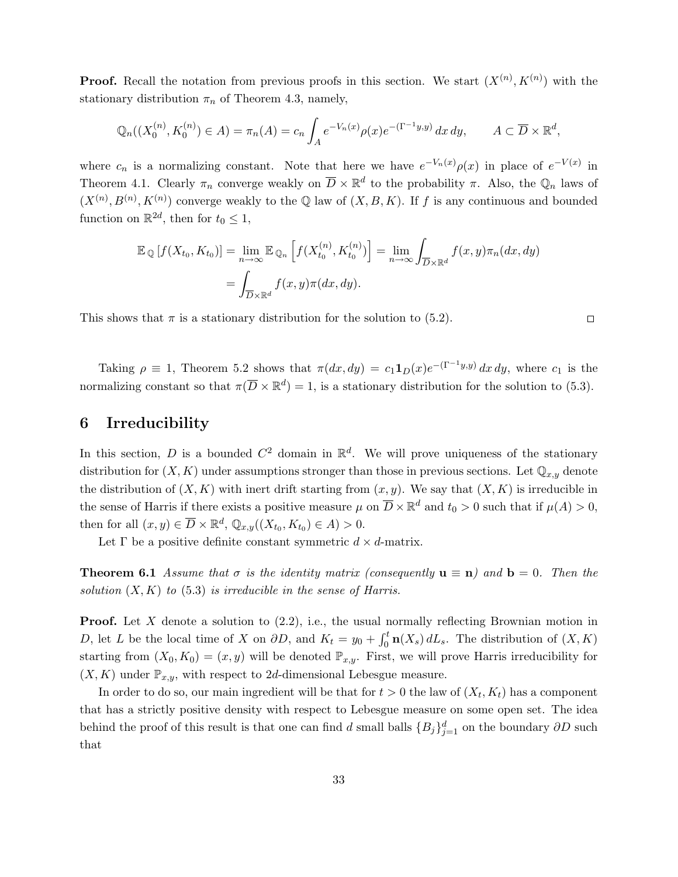**Proof.** Recall the notation from previous proofs in this section. We start $(X^{(n)}, K^{(n)})$ with the stationary distribution $\pi_n$ of Theorem 4.3, namely,

$$\mathbb{Q}_n((X_0^{(n)}, K_0^{(n)}) \in A) = \pi_n(A) = c_n \int_A e^{-V_n(x)} \rho(x) e^{-(\Gamma^{-1}y, y)} \, dx \, dy, \qquad A \subset \overline{D} \times \mathbb{R}^d,$$

where $c_n$ is a normalizing constant. Note that here we have $e^{-V_n(x)}\rho(x)$ in place of $e^{-V(x)}$ in Theorem 4.1. Clearly $\pi_n$ converge weakly on $\overline{D} \times \mathbb{R}^d$ to the probability $\pi$. Also, the $\mathbb{Q}_n$ laws of $(X^{(n)}, B^{(n)}, K^{(n)})$ converge weakly to the $\mathbb{Q}$ law of $(X, B, K)$. If $f$ is any continuous and bounded function on $\mathbb{R}^{2d}$, then for $t_0 \le 1$,

$$\begin{aligned}
\mathbb{E}_{\mathbb{Q}} \left[ f(X_{t_0}, K_{t_0}) \right] &= \lim_{n \to \infty} \mathbb{E}_{\mathbb{Q}_n} \left[ f(X_{t_0}^{(n)}, K_{t_0}^{(n)}) \right] = \lim_{n \to \infty} \int_{\overline{D} \times \mathbb{R}^d} f(x, y) \pi_n(dx, dy) \\
&= \int_{\overline{D} \times \mathbb{R}^d} f(x, y) \pi(dx, dy).
\end{aligned}$$

This shows that $\pi$ is a stationary distribution for the solution to (5.2). $\square$

Taking $\rho \equiv 1$, Theorem 5.2 shows that $\pi(dx, dy) = c_1 \mathbf{1}_D(x) e^{-(\Gamma^{-1}y, y)} \, dx \, dy$, where $c_1$ is the normalizing constant so that $\pi(\overline{D} \times \mathbb{R}^d) = 1$, is a stationary distribution for the solution to (5.3).

## 6 Irreducibility

In this section, $D$ is a bounded $C^2$ domain in $\mathbb{R}^d$. We will prove uniqueness of the stationary distribution for $(X, K)$ under assumptions stronger than those in previous sections. Let $\mathbb{Q}_{x,y}$ denote the distribution of $(X, K)$ with inert drift starting from $(x, y)$. We say that $(X, K)$ is irreducible in the sense of Harris if there exists a positive measure $\mu$ on $\overline{D} \times \mathbb{R}^d$ and $t_0 > 0$ such that if $\mu(A) > 0$, then for all $(x, y) \in \overline{D} \times \mathbb{R}^d$, $\mathbb{Q}_{x,y}((X_{t_0}, K_{t_0}) \in A) > 0$.

Let $\Gamma$ be a positive definite constant symmetric $d \times d$-matrix.

**Theorem 6.1** *Assume that $\sigma$ is the identity matrix (consequently $\mathbf{u} \equiv \mathbf{n}$) and $\mathbf{b} = 0$. Then the solution $(X, K)$ to (5.3) is irreducible in the sense of Harris.*

**Proof.** Let $X$ denote a solution to (2.2), i.e., the usual normally reflecting Brownian motion in $D$, let $L$ be the local time of $X$ on $\partial D$, and $K_t = y_0 + \int_0^t \mathbf{n}(X_s) \, dL_s$. The distribution of $(X, K)$ starting from $(X_0, K_0) = (x, y)$ will be denoted $\mathbb{P}_{x,y}$. First, we will prove Harris irreducibility for $(X, K)$ under $\mathbb{P}_{x,y}$, with respect to $2d$-dimensional Lebesgue measure.

In order to do so, our main ingredient will be that for $t > 0$ the law of $(X_t, K_t)$ has a component that has a strictly positive density with respect to Lebesgue measure on some open set. The idea behind the proof of this result is that one can find $d$ small balls $\{B_j\}_{j=1}^d$ on the boundary $\partial D$ such that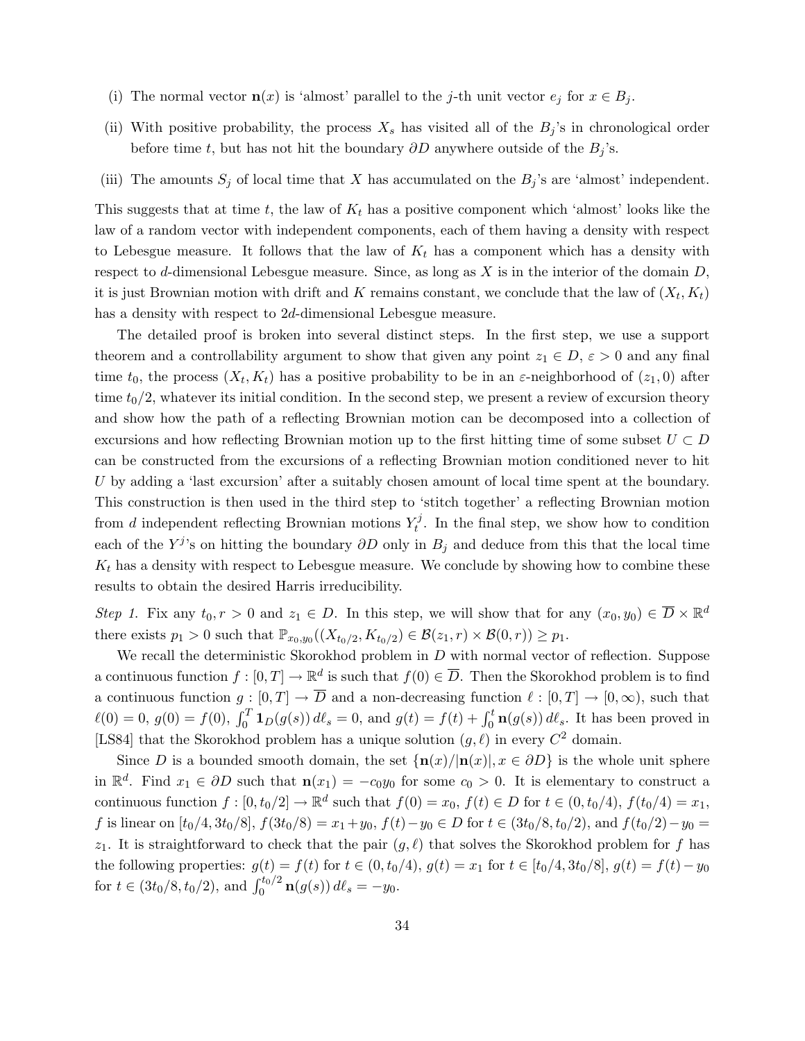(i) The normal vector $\mathbf{n}(x)$ is 'almost' parallel to the $j$-th unit vector $e_j$ for $x \in B_j$.

(ii) With positive probability, the process $X_s$ has visited all of the $B_j$'s in chronological order before time $t$, but has not hit the boundary $\partial D$ anywhere outside of the $B_j$'s.

(iii) The amounts $S_j$ of local time that $X$ has accumulated on the $B_j$'s are 'almost' independent.

This suggests that at time $t$, the law of $K_t$ has a positive component which 'almost' looks like the law of a random vector with independent components, each of them having a density with respect to Lebesgue measure. It follows that the law of $K_t$ has a component which has a density with respect to $d$-dimensional Lebesgue measure. Since, as long as $X$ is in the interior of the domain $D$, it is just Brownian motion with drift and $K$ remains constant, we conclude that the law of $(X_t, K_t)$ has a density with respect to $2d$-dimensional Lebesgue measure.

The detailed proof is broken into several distinct steps. In the first step, we use a support theorem and a controllability argument to show that given any point $z_1 \in D$, $\varepsilon > 0$ and any final time $t_0$, the process $(X_t, K_t)$ has a positive probability to be in an $\varepsilon$-neighborhood of $(z_1, 0)$ after time $t_0/2$, whatever its initial condition. In the second step, we present a review of excursion theory and show how the path of a reflecting Brownian motion can be decomposed into a collection of excursions and how reflecting Brownian motion up to the first hitting time of some subset $U \subset D$ can be constructed from the excursions of a reflecting Brownian motion conditioned never to hit $U$ by adding a 'last excursion' after a suitably chosen amount of local time spent at the boundary. This construction is then used in the third step to 'stitch together' a reflecting Brownian motion from $d$ independent reflecting Brownian motions $Y_t^j$. In the final step, we show how to condition each of the $Y^j$'s on hitting the boundary $\partial D$ only in $B_j$ and deduce from this that the local time $K_t$ has a density with respect to Lebesgue measure. We conclude by showing how to combine these results to obtain the desired Harris irreducibility.

*Step 1.* Fix any $t_0, r > 0$ and $z_1 \in D$. In this step, we will show that for any $(x_0, y_0) \in \overline{D} \times \mathbb{R}^d$ there exists $p_1 > 0$ such that $\mathbb{P}_{x_0,y_0}((X_{t_0/2}, K_{t_0/2}) \in \mathcal{B}(z_1, r) \times \mathcal{B}(0, r)) \geq p_1$.

We recall the deterministic Skorokhod problem in $D$ with normal vector of reflection. Suppose a continuous function $f : [0, T] \to \mathbb{R}^d$ is such that $f(0) \in \overline{D}$. Then the Skorokhod problem is to find a continuous function $g : [0, T] \to \overline{D}$ and a non-decreasing function $\ell : [0, T] \to [0, \infty)$, such that $\ell(0) = 0$, $g(0) = f(0)$, $\int_0^T \mathbf{1}_D(g(s))\, d\ell_s = 0$, and $g(t) = f(t) + \int_0^t \mathbf{n}(g(s))\, d\ell_s$. It has been proved in [LS84] that the Skorokhod problem has a unique solution $(g, \ell)$ in every $C^2$ domain.

Since $D$ is a bounded smooth domain, the set $\{\mathbf{n}(x)/|\mathbf{n}(x)|, x \in \partial D\}$ is the whole unit sphere in $\mathbb{R}^d$. Find $x_1 \in \partial D$ such that $\mathbf{n}(x_1) = -c_0 y_0$ for some $c_0 > 0$. It is elementary to construct a continuous function $f : [0, t_0/2] \to \mathbb{R}^d$ such that $f(0) = x_0$, $f(t) \in D$ for $t \in (0, t_0/4)$, $f(t_0/4) = x_1$, $f$ is linear on $[t_0/4, 3t_0/8]$, $f(3t_0/8) = x_1 + y_0$, $f(t) - y_0 \in D$ for $t \in (3t_0/8, t_0/2)$, and $f(t_0/2) - y_0 = z_1$. It is straightforward to check that the pair $(g, \ell)$ that solves the Skorokhod problem for $f$ has the following properties: $g(t) = f(t)$ for $t \in (0, t_0/4)$, $g(t) = x_1$ for $t \in [t_0/4, 3t_0/8]$, $g(t) = f(t) - y_0$ for $t \in (3t_0/8, t_0/2)$, and $\int_0^{t_0/2} \mathbf{n}(g(s))\, d\ell_s = -y_0$.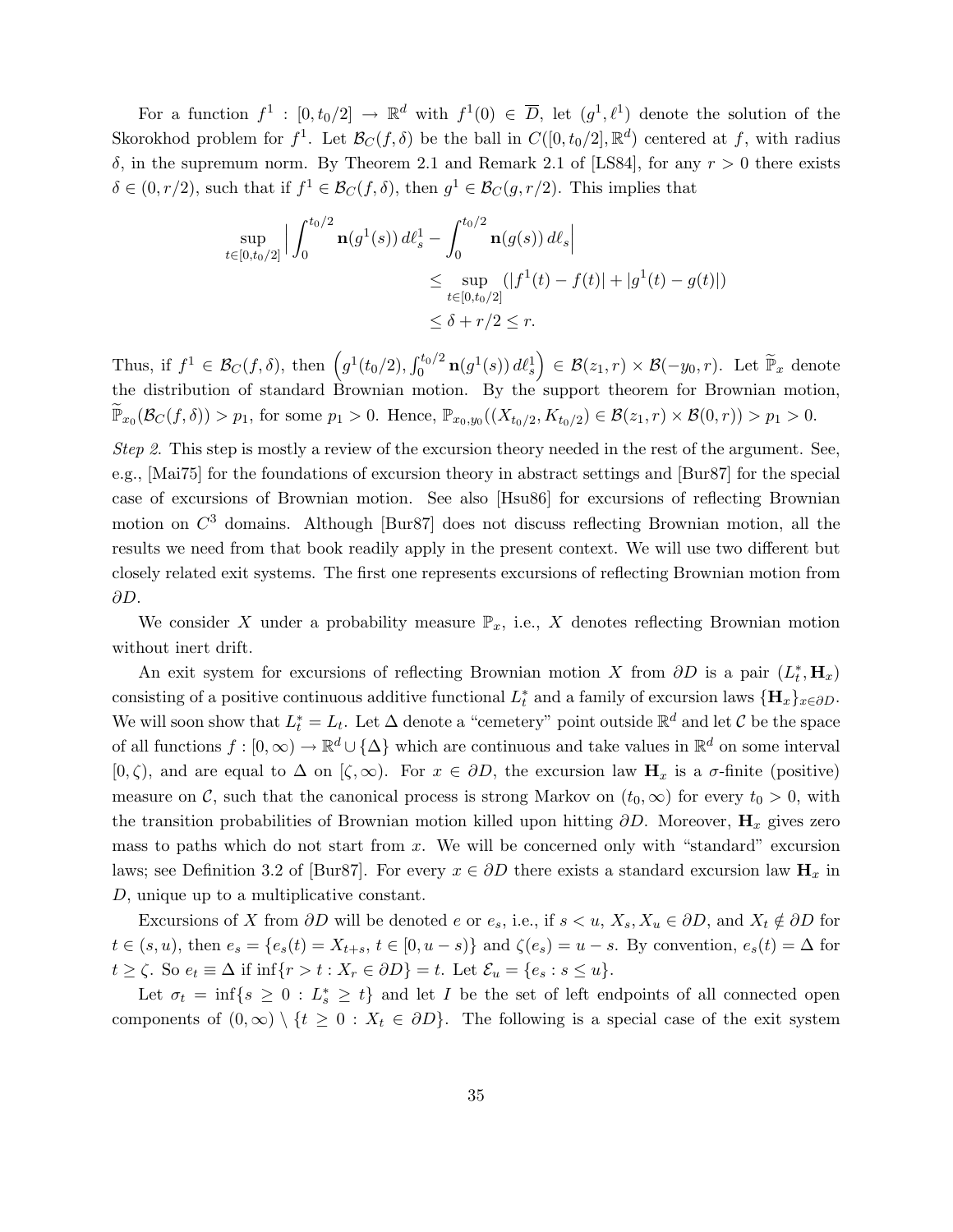For a function $f^1 : [0, t_0/2] \to \mathbb{R}^d$ with $f^1(0) \in \overline{D}$, let $(g^1, \ell^1)$ denote the solution of the Skorokhod problem for $f^1$. Let $\mathcal{B}_C(f, \delta)$ be the ball in $C([0, t_0/2], \mathbb{R}^d)$ centered at $f$, with radius $\delta$, in the supremum norm. By Theorem 2.1 and Remark 2.1 of [LS84], for any $r > 0$ there exists $\delta \in (0, r/2)$, such that if $f^1 \in \mathcal{B}_C(f, \delta)$, then $g^1 \in \mathcal{B}_C(g, r/2)$. This implies that

$$
\begin{aligned}
\sup_{t \in [0, t_0/2]} \Big| \int_0^{t_0/2} \mathbf{n}(g^1(s))\, d\ell^1_s - \int_0^{t_0/2} \mathbf{n}(g(s))\, d\ell_s \Big| \\
&\leq \sup_{t \in [0, t_0/2]} (|f^1(t) - f(t)| + |g^1(t) - g(t)|) \\
&\leq \delta + r/2 \leq r.
\end{aligned}
$$

Thus, if $f^1 \in \mathcal{B}_C(f, \delta)$, then $\left(g^1(t_0/2), \int_0^{t_0/2} \mathbf{n}(g^1(s))\, d\ell^1_s\right) \in \mathcal{B}(z_1, r) \times \mathcal{B}(-y_0, r)$. Let $\widetilde{\mathbb{P}}_x$ denote the distribution of standard Brownian motion. By the support theorem for Brownian motion, $\widetilde{\mathbb{P}}_{x_0}(\mathcal{B}_C(f, \delta)) > p_1$, for some $p_1 > 0$. Hence, $\mathbb{P}_{x_0, y_0}((X_{t_0/2}, K_{t_0/2}) \in \mathcal{B}(z_1, r) \times \mathcal{B}(0, r)) > p_1 > 0$.

*Step 2.* This step is mostly a review of the excursion theory needed in the rest of the argument. See, e.g., [Mai75] for the foundations of excursion theory in abstract settings and [Bur87] for the special case of excursions of Brownian motion. See also [Hsu86] for excursions of reflecting Brownian motion on $C^3$ domains. Although [Bur87] does not discuss reflecting Brownian motion, all the results we need from that book readily apply in the present context. We will use two different but closely related exit systems. The first one represents excursions of reflecting Brownian motion from $\partial D$.

We consider $X$ under a probability measure $\mathbb{P}_x$, i.e., $X$ denotes reflecting Brownian motion without inert drift.

An exit system for excursions of reflecting Brownian motion $X$ from $\partial D$ is a pair $(L^*_t, \mathbf{H}_x)$ consisting of a positive continuous additive functional $L^*_t$ and a family of excursion laws $\{\mathbf{H}_x\}_{x \in \partial D}$. We will soon show that $L^*_t = L_t$. Let $\Delta$ denote a "cemetery" point outside $\mathbb{R}^d$ and let $\mathcal{C}$ be the space of all functions $f : [0, \infty) \to \mathbb{R}^d \cup \{\Delta\}$ which are continuous and take values in $\mathbb{R}^d$ on some interval $[0, \zeta)$, and are equal to $\Delta$ on $[\zeta, \infty)$. For $x \in \partial D$, the excursion law $\mathbf{H}_x$ is a $\sigma$-finite (positive) measure on $\mathcal{C}$, such that the canonical process is strong Markov on $(t_0, \infty)$ for every $t_0 > 0$, with the transition probabilities of Brownian motion killed upon hitting $\partial D$. Moreover, $\mathbf{H}_x$ gives zero mass to paths which do not start from $x$. We will be concerned only with "standard" excursion laws; see Definition 3.2 of [Bur87]. For every $x \in \partial D$ there exists a standard excursion law $\mathbf{H}_x$ in $D$, unique up to a multiplicative constant.

Excursions of $X$ from $\partial D$ will be denoted $e$ or $e_s$, i.e., if $s < u$, $X_s, X_u \in \partial D$, and $X_t \notin \partial D$ for $t \in (s, u)$, then $e_s = \{e_s(t) = X_{t+s},\ t \in [0, u - s)\}$ and $\zeta(e_s) = u - s$. By convention, $e_s(t) = \Delta$ for $t \geq \zeta$. So $e_t \equiv \Delta$ if $\inf\{r > t : X_r \in \partial D\} = t$. Let $\mathcal{E}_u = \{e_s : s \leq u\}$.

Let $\sigma_t = \inf\{s \geq 0 : L^*_s \geq t\}$ and let $I$ be the set of left endpoints of all connected open components of $(0, \infty) \setminus \{t \geq 0 : X_t \in \partial D\}$. The following is a special case of the exit system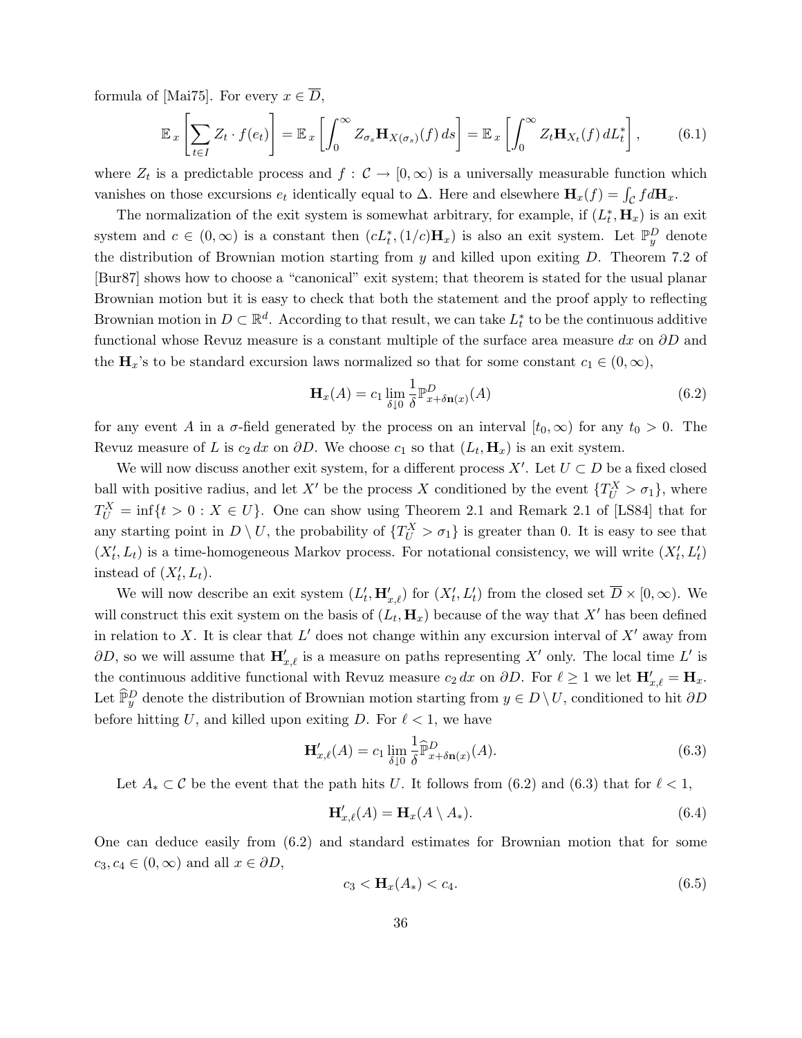formula of [Mai75]. For every $x \in \overline{D}$,

$$\mathbb{E}_x \left[ \sum_{t \in I} Z_t \cdot f(e_t) \right] = \mathbb{E}_x \left[ \int_0^\infty Z_{\sigma_s} \mathbf{H}_{X(\sigma_s)}(f)\, ds \right] = \mathbb{E}_x \left[ \int_0^\infty Z_t \mathbf{H}_{X_t}(f)\, dL^*_t \right], \tag{6.1}$$

where $Z_t$ is a predictable process and $f : \mathcal{C} \to [0, \infty)$ is a universally measurable function which vanishes on those excursions $e_t$ identically equal to $\Delta$. Here and elsewhere $\mathbf{H}_x(f) = \int_{\mathcal{C}} f d\mathbf{H}_x$.

The normalization of the exit system is somewhat arbitrary, for example, if $(L^*_t, \mathbf{H}_x)$ is an exit system and $c \in (0, \infty)$ is a constant then $(cL^*_t, (1/c)\mathbf{H}_x)$ is also an exit system. Let $\mathbb{P}^D_y$ denote the distribution of Brownian motion starting from $y$ and killed upon exiting $D$. Theorem 7.2 of [Bur87] shows how to choose a "canonical" exit system; that theorem is stated for the usual planar Brownian motion but it is easy to check that both the statement and the proof apply to reflecting Brownian motion in $D \subset \mathbb{R}^d$. According to that result, we can take $L^*_t$ to be the continuous additive functional whose Revuz measure is a constant multiple of the surface area measure $dx$ on $\partial D$ and the $\mathbf{H}_x$'s to be standard excursion laws normalized so that for some constant $c_1 \in (0, \infty)$,

$$\mathbf{H}_x(A) = c_1 \lim_{\delta \downarrow 0} \frac{1}{\delta} \mathbb{P}^D_{x + \delta \mathbf{n}(x)}(A) \tag{6.2}$$

for any event $A$ in a $\sigma$-field generated by the process on an interval $[t_0, \infty)$ for any $t_0 > 0$. The Revuz measure of $L$ is $c_2\, dx$ on $\partial D$. We choose $c_1$ so that $(L_t, \mathbf{H}_x)$ is an exit system.

We will now discuss another exit system, for a different process $X'$. Let $U \subset D$ be a fixed closed ball with positive radius, and let $X'$ be the process $X$ conditioned by the event $\{T^X_U > \sigma_1\}$, where $T^X_U = \inf\{t > 0 : X \in U\}$. One can show using Theorem 2.1 and Remark 2.1 of [LS84] that for any starting point in $D \setminus U$, the probability of $\{T^X_U > \sigma_1\}$ is greater than 0. It is easy to see that $(X'_t, L_t)$ is a time-homogeneous Markov process. For notational consistency, we will write $(X'_t, L'_t)$ instead of $(X'_t, L_t)$.

We will now describe an exit system $(L'_t, \mathbf{H}'_{x,\ell})$ for $(X'_t, L'_t)$ from the closed set $\overline{D} \times [0, \infty)$. We will construct this exit system on the basis of $(L_t, \mathbf{H}_x)$ because of the way that $X'$ has been defined in relation to $X$. It is clear that $L'$ does not change within any excursion interval of $X'$ away from $\partial D$, so we will assume that $\mathbf{H}'_{x,\ell}$ is a measure on paths representing $X'$ only. The local time $L'$ is the continuous additive functional with Revuz measure $c_2\, dx$ on $\partial D$. For $\ell \geq 1$ we let $\mathbf{H}'_{x,\ell} = \mathbf{H}_x$. Let $\widehat{\mathbb{P}}^D_y$ denote the distribution of Brownian motion starting from $y \in D \setminus U$, conditioned to hit $\partial D$ before hitting $U$, and killed upon exiting $D$. For $\ell < 1$, we have

$$\mathbf{H}'_{x,\ell}(A) = c_1 \lim_{\delta \downarrow 0} \frac{1}{\delta} \widehat{\mathbb{P}}^D_{x + \delta \mathbf{n}(x)}(A). \tag{6.3}$$

Let $A_* \subset \mathcal{C}$ be the event that the path hits $U$. It follows from (6.2) and (6.3) that for $\ell < 1$,

$$\mathbf{H}'_{x,\ell}(A) = \mathbf{H}_x(A \setminus A_*). \tag{6.4}$$

One can deduce easily from (6.2) and standard estimates for Brownian motion that for some $c_3, c_4 \in (0, \infty)$ and all $x \in \partial D$,

$$c_3 < \mathbf{H}_x(A_*) < c_4. \tag{6.5}$$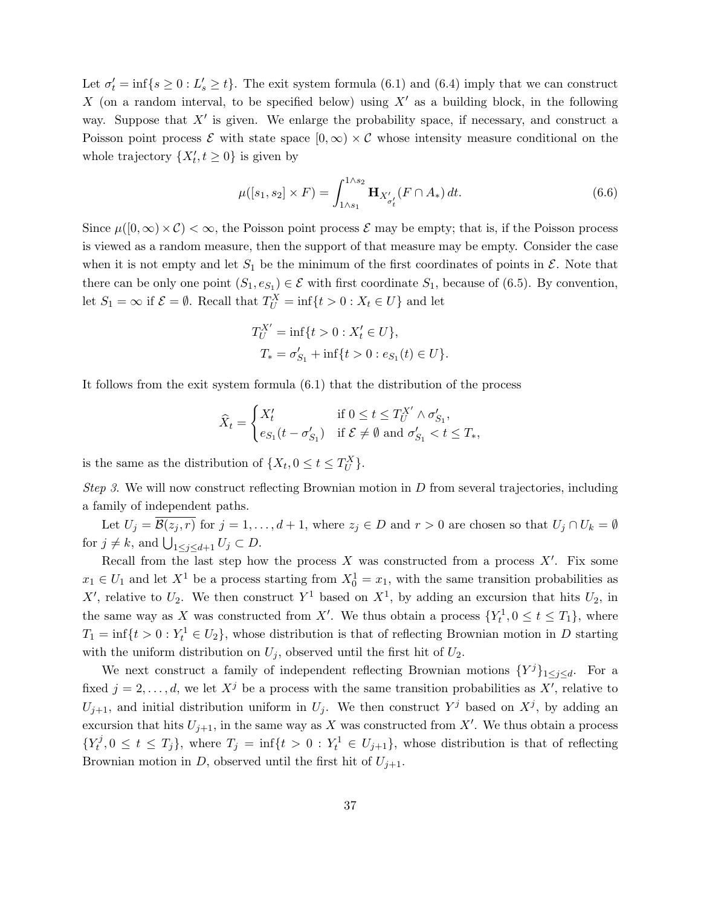Let $\sigma'_t = \inf\{s \geq 0 : L'_s \geq t\}$. The exit system formula (6.1) and (6.4) imply that we can construct $X$ (on a random interval, to be specified below) using $X'$ as a building block, in the following way. Suppose that $X'$ is given. We enlarge the probability space, if necessary, and construct a Poisson point process $\mathcal{E}$ with state space $[0, \infty) \times \mathcal{C}$ whose intensity measure conditional on the whole trajectory $\{X'_t, t \geq 0\}$ is given by

$$\mu([s_1, s_2] \times F) = \int_{1 \wedge s_1}^{1 \wedge s_2} \mathbf{H}_{X'_{\sigma'_t}}(F \cap A_*) \, dt. \tag{6.6}$$

Since $\mu([0, \infty) \times \mathcal{C}) < \infty$, the Poisson point process $\mathcal{E}$ may be empty; that is, if the Poisson process is viewed as a random measure, then the support of that measure may be empty. Consider the case when it is not empty and let $S_1$ be the minimum of the first coordinates of points in $\mathcal{E}$. Note that there can be only one point $(S_1, e_{S_1}) \in \mathcal{E}$ with first coordinate $S_1$, because of (6.5). By convention, let $S_1 = \infty$ if $\mathcal{E} = \emptyset$. Recall that $T_U^X = \inf\{t > 0 : X_t \in U\}$ and let

$$T_U^{X'} = \inf\{t > 0 : X'_t \in U\},$$
$$T_* = \sigma'_{S_1} + \inf\{t > 0 : e_{S_1}(t) \in U\}.$$

It follows from the exit system formula (6.1) that the distribution of the process

$$\widehat{X}_t = \begin{cases} X'_t & \text{if } 0 \leq t \leq T_U^{X'} \wedge \sigma'_{S_1}, \\ e_{S_1}(t - \sigma'_{S_1}) & \text{if } \mathcal{E} \neq \emptyset \text{ and } \sigma'_{S_1} < t \leq T_*, \end{cases}$$

is the same as the distribution of $\{X_t, 0 \leq t \leq T_U^X\}$.

*Step 3.* We will now construct reflecting Brownian motion in $D$ from several trajectories, including a family of independent paths.

Let $U_j = \overline{\mathcal{B}(z_j, r)}$ for $j = 1, \dots, d+1$, where $z_j \in D$ and $r > 0$ are chosen so that $U_j \cap U_k = \emptyset$ for $j \neq k$, and $\bigcup_{1 \leq j \leq d+1} U_j \subset D$.

Recall from the last step how the process $X$ was constructed from a process $X'$. Fix some $x_1 \in U_1$ and let $X^1$ be a process starting from $X_0^1 = x_1$, with the same transition probabilities as $X'$, relative to $U_2$. We then construct $Y^1$ based on $X^1$, by adding an excursion that hits $U_2$, in the same way as $X$ was constructed from $X'$. We thus obtain a process $\{Y_t^1, 0 \leq t \leq T_1\}$, where $T_1 = \inf\{t > 0 : Y_t^1 \in U_2\}$, whose distribution is that of reflecting Brownian motion in $D$ starting with the uniform distribution on $U_j$, observed until the first hit of $U_2$.

We next construct a family of independent reflecting Brownian motions $\{Y^j\}_{1 \leq j \leq d}$. For a fixed $j = 2, \dots, d$, we let $X^j$ be a process with the same transition probabilities as $X'$, relative to $U_{j+1}$, and initial distribution uniform in $U_j$. We then construct $Y^j$ based on $X^j$, by adding an excursion that hits $U_{j+1}$, in the same way as $X$ was constructed from $X'$. We thus obtain a process $\{Y_t^j, 0 \leq t \leq T_j\}$, where $T_j = \inf\{t > 0 : Y_t^1 \in U_{j+1}\}$, whose distribution is that of reflecting Brownian motion in $D$, observed until the first hit of $U_{j+1}$.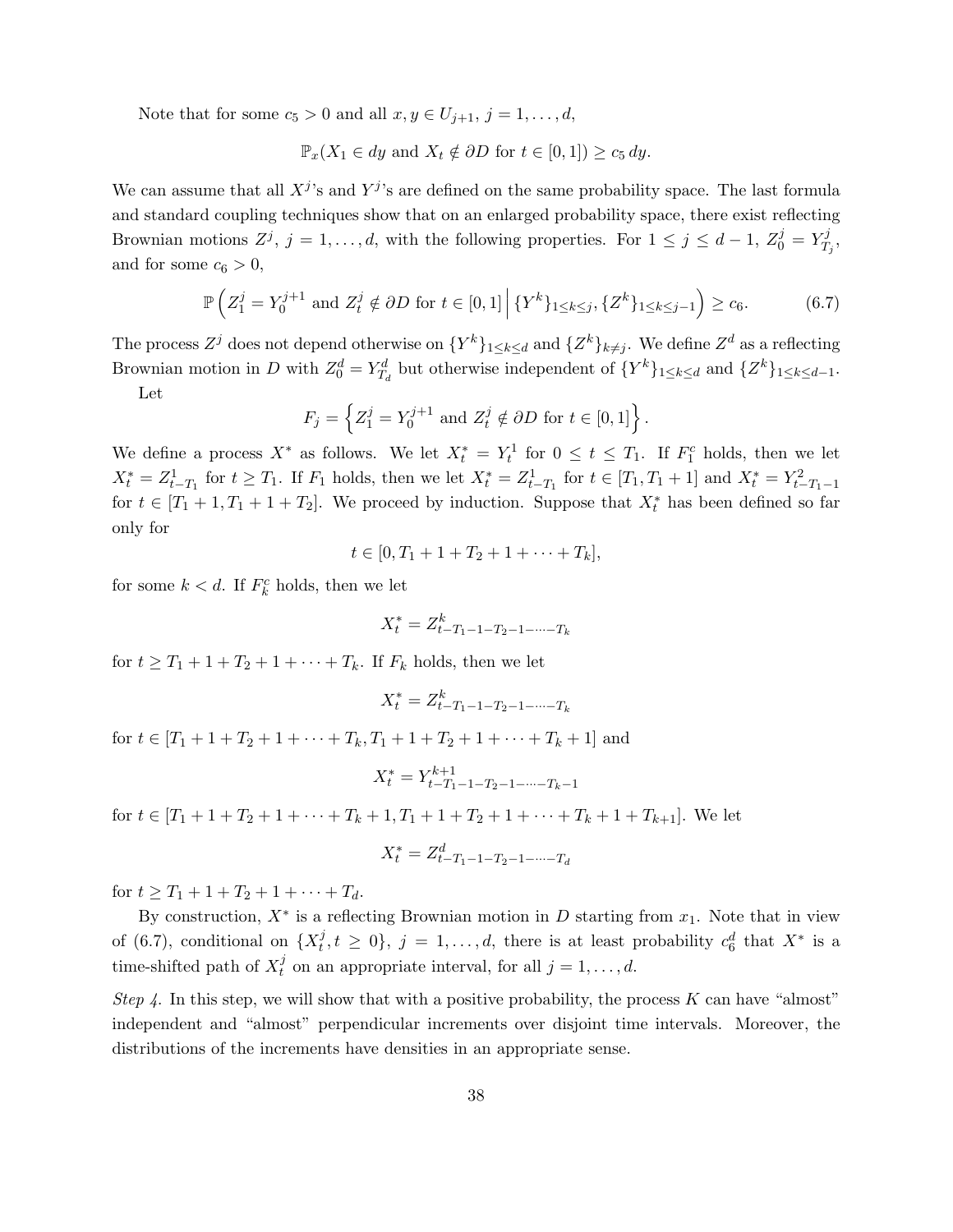Note that for some $c_5 > 0$ and all $x, y \in U_{j+1}$, $j = 1, \ldots, d$,

$$\mathbb{P}_x(X_1 \in dy \text{ and } X_t \notin \partial D \text{ for } t \in [0,1]) \geq c_5 \, dy.$$

We can assume that all $X^j$'s and $Y^j$'s are defined on the same probability space. The last formula and standard coupling techniques show that on an enlarged probability space, there exist reflecting Brownian motions $Z^j$, $j = 1, \ldots, d$, with the following properties. For $1 \leq j \leq d-1$, $Z^j_0 = Y^j_{T_j}$, and for some $c_6 > 0$,

$$\mathbb{P}\left( Z^j_1 = Y^{j+1}_0 \text{ and } Z^j_t \notin \partial D \text{ for } t \in [0,1] \,\Big|\, \{Y^k\}_{1 \leq k \leq j}, \{Z^k\}_{1 \leq k \leq j-1} \right) \geq c_6. \tag{6.7}$$

The process $Z^j$ does not depend otherwise on $\{Y^k\}_{1 \leq k \leq d}$ and $\{Z^k\}_{k \neq j}$. We define $Z^d$ as a reflecting Brownian motion in $D$ with $Z^d_0 = Y^d_{T_d}$ but otherwise independent of $\{Y^k\}_{1 \leq k \leq d}$ and $\{Z^k\}_{1 \leq k \leq d-1}$.

Let

$$F_j = \left\{ Z^j_1 = Y^{j+1}_0 \text{ and } Z^j_t \notin \partial D \text{ for } t \in [0,1] \right\}.$$

We define a process $X^*$ as follows. We let $X^*_t = Y^1_t$ for $0 \leq t \leq T_1$. If $F^c_1$ holds, then we let $X^*_t = Z^1_{t-T_1}$ for $t \geq T_1$. If $F_1$ holds, then we let $X^*_t = Z^1_{t-T_1}$ for $t \in [T_1, T_1 + 1]$ and $X^*_t = Y^2_{t-T_1-1}$ for $t \in [T_1 + 1, T_1 + 1 + T_2]$. We proceed by induction. Suppose that $X^*_t$ has been defined so far only for

$$t \in [0, T_1 + 1 + T_2 + 1 + \cdots + T_k],$$

for some $k < d$. If $F^c_k$ holds, then we let

$$X^*_t = Z^k_{t-T_1-1-T_2-1-\cdots-T_k}$$

for $t \geq T_1 + 1 + T_2 + 1 + \cdots + T_k$. If $F_k$ holds, then we let

$$X^*_t = Z^k_{t-T_1-1-T_2-1-\cdots-T_k}$$

for $t \in [T_1 + 1 + T_2 + 1 + \cdots + T_k, T_1 + 1 + T_2 + 1 + \cdots + T_k + 1]$ and

$$X^*_t = Y^{k+1}_{t-T_1-1-T_2-1-\cdots-T_k-1}$$

for $t \in [T_1 + 1 + T_2 + 1 + \cdots + T_k + 1, T_1 + 1 + T_2 + 1 + \cdots + T_k + 1 + T_{k+1}]$. We let

$$X^*_t = Z^d_{t-T_1-1-T_2-1-\cdots-T_d}$$

for $t \geq T_1 + 1 + T_2 + 1 + \cdots + T_d$.

By construction, $X^*$ is a reflecting Brownian motion in $D$ starting from $x_1$. Note that in view of (6.7), conditional on $\{X^j_t, t \geq 0\}$, $j = 1, \ldots, d$, there is at least probability $c^d_6$ that $X^*$ is a time-shifted path of $X^j_t$ on an appropriate interval, for all $j = 1, \ldots, d$.

*Step 4.* In this step, we will show that with a positive probability, the process $K$ can have "almost" independent and "almost" perpendicular increments over disjoint time intervals. Moreover, the distributions of the increments have densities in an appropriate sense.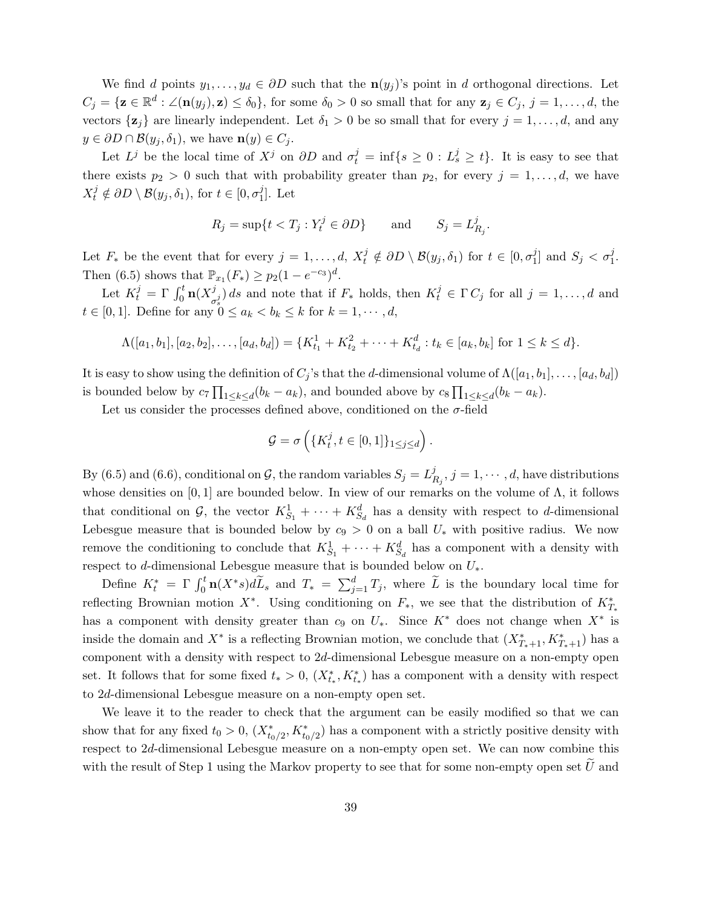We find $d$ points $y_1, \dots, y_d \in \partial D$ such that the $\mathbf{n}(y_j)$'s point in $d$ orthogonal directions. Let $C_j = \{\mathbf{z} \in \mathbb{R}^d : \angle(\mathbf{n}(y_j), \mathbf{z}) \le \delta_0\}$, for some $\delta_0 > 0$ so small that for any $\mathbf{z}_j \in C_j$, $j = 1, \dots, d$, the vectors $\{\mathbf{z}_j\}$ are linearly independent. Let $\delta_1 > 0$ be so small that for every $j = 1, \dots, d$, and any $y \in \partial D \cap \mathcal{B}(y_j, \delta_1)$, we have $\mathbf{n}(y) \in C_j$.

Let $L^j$ be the local time of $X^j$ on $\partial D$ and $\sigma_t^j = \inf\{s \ge 0 : L_s^j \ge t\}$. It is easy to see that there exists $p_2 > 0$ such that with probability greater than $p_2$, for every $j = 1, \dots, d$, we have $X_t^j \notin \partial D \setminus \mathcal{B}(y_j, \delta_1)$, for $t \in [0, \sigma_1^j]$. Let

$$R_j = \sup\{t < T_j : Y_t^j \in \partial D\} \qquad \text{and} \qquad S_j = L_{R_j}^j.$$

Let $F_*$ be the event that for every $j = 1, \dots, d$, $X_t^j \notin \partial D \setminus \mathcal{B}(y_j, \delta_1)$ for $t \in [0, \sigma_1^j]$ and $S_j < \sigma_1^j$. Then (6.5) shows that $\mathbb{P}_{x_1}(F_*) \ge p_2(1 - e^{-c_3})^d$.

Let $K_t^j = \Gamma \int_0^t \mathbf{n}(X_{\sigma_s^j}^j)\, ds$ and note that if $F_*$ holds, then $K_t^j \in \Gamma C_j$ for all $j = 1, \dots, d$ and $t \in [0, 1]$. Define for any $0 \le a_k < b_k \le k$ for $k = 1, \cdots, d$,

$$\Lambda([a_1, b_1], [a_2, b_2], \dots, [a_d, b_d]) = \{K_{t_1}^1 + K_{t_2}^2 + \cdots + K_{t_d}^d : t_k \in [a_k, b_k] \text{ for } 1 \le k \le d\}.$$

It is easy to show using the definition of $C_j$'s that the $d$-dimensional volume of $\Lambda([a_1, b_1], \dots, [a_d, b_d])$ is bounded below by $c_7 \prod_{1 \le k \le d}(b_k - a_k)$, and bounded above by $c_8 \prod_{1 \le k \le d}(b_k - a_k)$.

Let us consider the processes defined above, conditioned on the $\sigma$-field

$$\mathcal{G} = \sigma\left(\{K_t^j, t \in [0, 1]\}_{1 \le j \le d}\right).$$

By (6.5) and (6.6), conditional on $\mathcal{G}$, the random variables $S_j = L_{R_j}^j$, $j = 1, \cdots, d$, have distributions whose densities on $[0, 1]$ are bounded below. In view of our remarks on the volume of $\Lambda$, it follows that conditional on $\mathcal{G}$, the vector $K_{S_1}^1 + \cdots + K_{S_d}^d$ has a density with respect to $d$-dimensional Lebesgue measure that is bounded below by $c_9 > 0$ on a ball $U_*$ with positive radius. We now remove the conditioning to conclude that $K_{S_1}^1 + \cdots + K_{S_d}^d$ has a component with a density with respect to $d$-dimensional Lebesgue measure that is bounded below on $U_*$.

Define $K_t^* = \Gamma \int_0^t \mathbf{n}(X^* s) d\widetilde{L}_s$ and $T_* = \sum_{j=1}^d T_j$, where $\widetilde{L}$ is the boundary local time for reflecting Brownian motion $X^*$. Using conditioning on $F_*$, we see that the distribution of $K_{T_*}^*$ has a component with density greater than $c_9$ on $U_*$. Since $K^*$ does not change when $X^*$ is inside the domain and $X^*$ is a reflecting Brownian motion, we conclude that $(X_{T_*+1}^*, K_{T_*+1}^*)$ has a component with a density with respect to $2d$-dimensional Lebesgue measure on a non-empty open set. It follows that for some fixed $t_* > 0$, $(X_{t_*}^*, K_{t_*}^*)$ has a component with a density with respect to $2d$-dimensional Lebesgue measure on a non-empty open set.

We leave it to the reader to check that the argument can be easily modified so that we can show that for any fixed $t_0 > 0$, $(X_{t_0/2}^*, K_{t_0/2}^*)$ has a component with a strictly positive density with respect to $2d$-dimensional Lebesgue measure on a non-empty open set. We can now combine this with the result of Step 1 using the Markov property to see that for some non-empty open set $\widetilde{U}$ and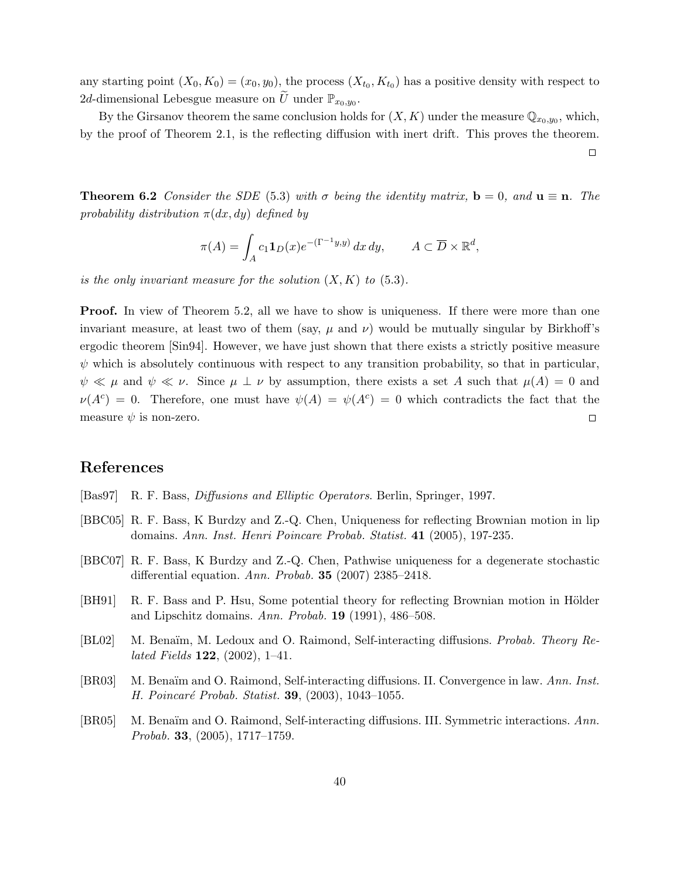any starting point $(X_0, K_0) = (x_0, y_0)$, the process $(X_{t_0}, K_{t_0})$ has a positive density with respect to $2d$-dimensional Lebesgue measure on $\widetilde{U}$ under $\mathbb{P}_{x_0,y_0}$.

By the Girsanov theorem the same conclusion holds for $(X, K)$ under the measure $\mathbb{Q}_{x_0,y_0}$, which, by the proof of Theorem 2.1, is the reflecting diffusion with inert drift. This proves the theorem. □

**Theorem 6.2** *Consider the SDE (5.3) with $\sigma$ being the identity matrix, $\mathbf{b} = 0$, and $\mathbf{u} \equiv \mathbf{n}$. The probability distribution $\pi(dx, dy)$ defined by*

$$\pi(A) = \int_A c_1 \mathbf{1}_D(x) e^{-(\Gamma^{-1} y, y)} \, dx \, dy, \qquad A \subset \overline{D} \times \mathbb{R}^d,$$

*is the only invariant measure for the solution $(X, K)$ to (5.3).*

**Proof.** In view of Theorem 5.2, all we have to show is uniqueness. If there were more than one invariant measure, at least two of them (say, $\mu$ and $\nu$) would be mutually singular by Birkhoff's ergodic theorem [Sin94]. However, we have just shown that there exists a strictly positive measure $\psi$ which is absolutely continuous with respect to any transition probability, so that in particular, $\psi \ll \mu$ and $\psi \ll \nu$. Since $\mu \perp \nu$ by assumption, there exists a set $A$ such that $\mu(A) = 0$ and $\nu(A^c) = 0$. Therefore, one must have $\psi(A) = \psi(A^c) = 0$ which contradicts the fact that the measure $\psi$ is non-zero. □

## References

[Bas97] R. F. Bass, *Diffusions and Elliptic Operators*. Berlin, Springer, 1997.

[BBC05] R. F. Bass, K Burdzy and Z.-Q. Chen, Uniqueness for reflecting Brownian motion in lip domains. *Ann. Inst. Henri Poincare Probab. Statist.* **41** (2005), 197-235.

[BBC07] R. F. Bass, K Burdzy and Z.-Q. Chen, Pathwise uniqueness for a degenerate stochastic differential equation. *Ann. Probab.* **35** (2007) 2385–2418.

[BH91] R. F. Bass and P. Hsu, Some potential theory for reflecting Brownian motion in Hölder and Lipschitz domains. *Ann. Probab.* **19** (1991), 486–508.

[BL02] M. Benaïm, M. Ledoux and O. Raimond, Self-interacting diffusions. *Probab. Theory Related Fields* **122**, (2002), 1–41.

[BR03] M. Benaïm and O. Raimond, Self-interacting diffusions. II. Convergence in law. *Ann. Inst. H. Poincaré Probab. Statist.* **39**, (2003), 1043–1055.

[BR05] M. Benaïm and O. Raimond, Self-interacting diffusions. III. Symmetric interactions. *Ann. Probab.* **33**, (2005), 1717–1759.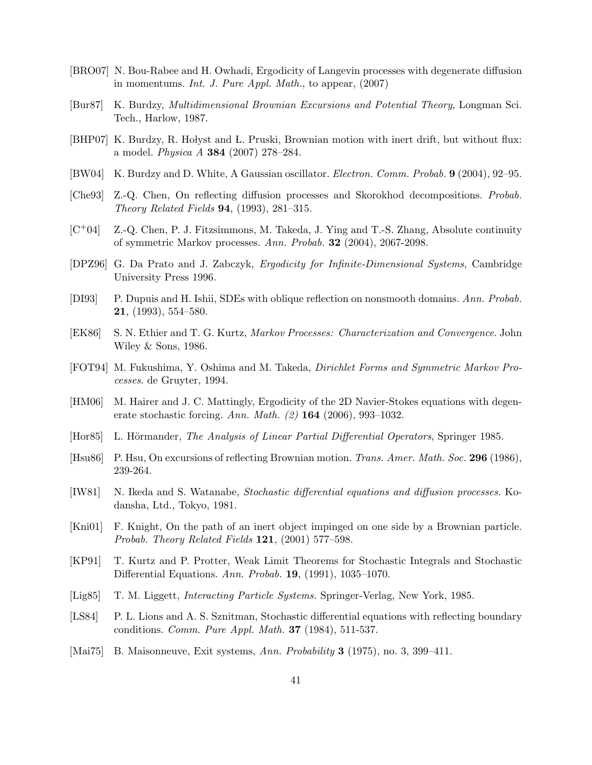[BRO07] N. Bou-Rabee and H. Owhadi, Ergodicity of Langevin processes with degenerate diffusion in momentums. *Int. J. Pure Appl. Math.*, to appear, (2007)

[Bur87] K. Burdzy, *Multidimensional Brownian Excursions and Potential Theory*, Longman Sci. Tech., Harlow, 1987.

[BHP07] K. Burdzy, R. Hołyst and Ł. Pruski, Brownian motion with inert drift, but without flux: a model. *Physica A* **384** (2007) 278–284.

[BW04] K. Burdzy and D. White, A Gaussian oscillator. *Electron. Comm. Probab.* **9** (2004), 92–95.

[Che93] Z.-Q. Chen, On reflecting diffusion processes and Skorokhod decompositions. *Probab. Theory Related Fields* **94**, (1993), 281–315.

[C$^+$04] Z.-Q. Chen, P. J. Fitzsimmons, M. Takeda, J. Ying and T.-S. Zhang, Absolute continuity of symmetric Markov processes. *Ann. Probab.* **32** (2004), 2067-2098.

[DPZ96] G. Da Prato and J. Zabczyk, *Ergodicity for Infinite-Dimensional Systems*, Cambridge University Press 1996.

[DI93] P. Dupuis and H. Ishii, SDEs with oblique reflection on nonsmooth domains. *Ann. Probab.* **21**, (1993), 554–580.

[EK86] S. N. Ethier and T. G. Kurtz, *Markov Processes: Characterization and Convergence*. John Wiley & Sons, 1986.

[FOT94] M. Fukushima, Y. Oshima and M. Takeda, *Dirichlet Forms and Symmetric Markov Processes*. de Gruyter, 1994.

[HM06] M. Hairer and J. C. Mattingly, Ergodicity of the 2D Navier-Stokes equations with degenerate stochastic forcing. *Ann. Math. (2)* **164** (2006), 993–1032.

[Hor85] L. Hörmander, *The Analysis of Linear Partial Differential Operators*, Springer 1985.

[Hsu86] P. Hsu, On excursions of reflecting Brownian motion. *Trans. Amer. Math. Soc.* **296** (1986), 239-264.

[IW81] N. Ikeda and S. Watanabe, *Stochastic differential equations and diffusion processes.* Kodansha, Ltd., Tokyo, 1981.

[Kni01] F. Knight, On the path of an inert object impinged on one side by a Brownian particle. *Probab. Theory Related Fields* **121**, (2001) 577–598.

[KP91] T. Kurtz and P. Protter, Weak Limit Theorems for Stochastic Integrals and Stochastic Differential Equations. *Ann. Probab.* **19**, (1991), 1035–1070.

[Lig85] T. M. Liggett, *Interacting Particle Systems.* Springer-Verlag, New York, 1985.

[LS84] P. L. Lions and A. S. Sznitman, Stochastic differential equations with reflecting boundary conditions. *Comm. Pure Appl. Math.* **37** (1984), 511-537.

[Mai75] B. Maisonneuve, Exit systems, *Ann. Probability* **3** (1975), no. 3, 399–411.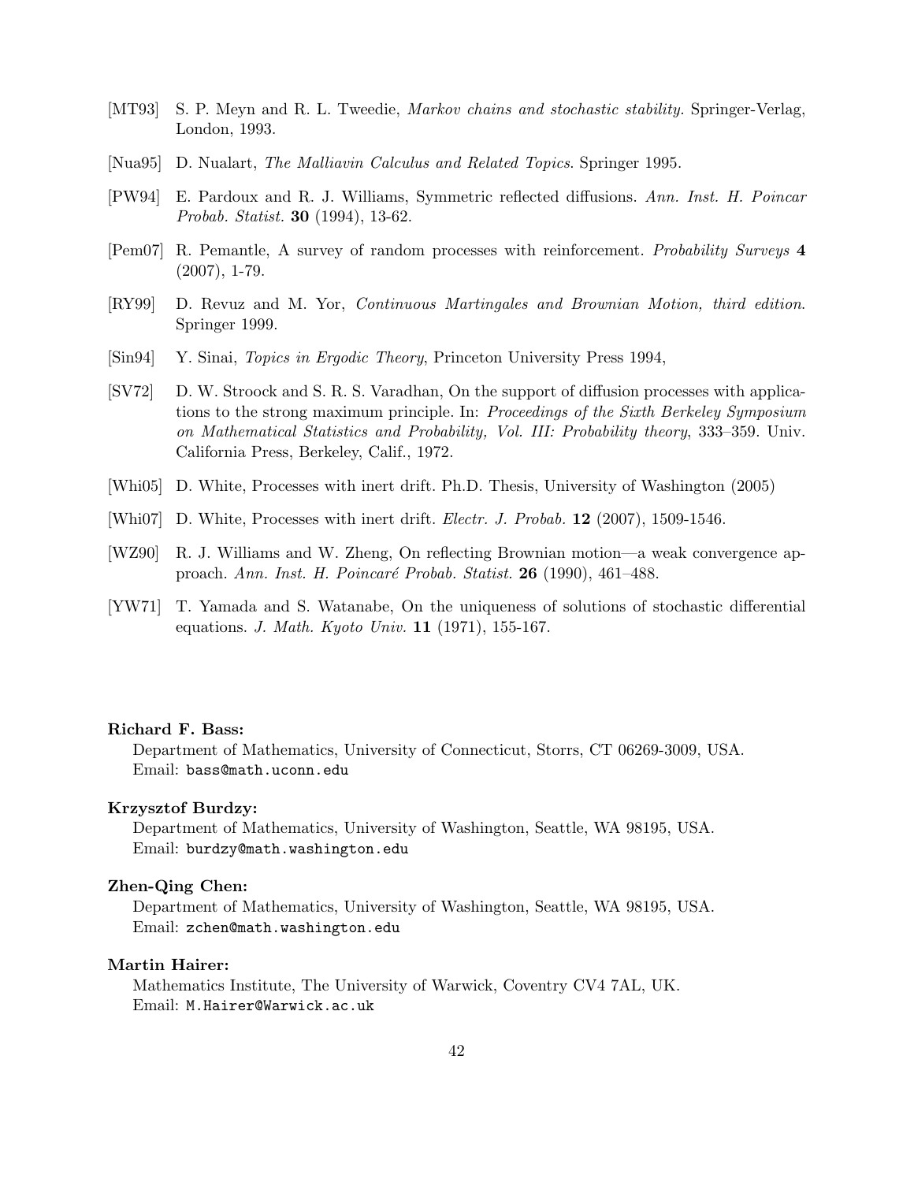[MT93] S. P. Meyn and R. L. Tweedie, *Markov chains and stochastic stability.* Springer-Verlag, London, 1993.

[Nua95] D. Nualart, *The Malliavin Calculus and Related Topics*. Springer 1995.

[PW94] E. Pardoux and R. J. Williams, Symmetric reflected diffusions. *Ann. Inst. H. Poincar Probab. Statist.* **30** (1994), 13-62.

[Pem07] R. Pemantle, A survey of random processes with reinforcement. *Probability Surveys* **4** (2007), 1-79.

[RY99] D. Revuz and M. Yor, *Continuous Martingales and Brownian Motion, third edition*. Springer 1999.

[Sin94] Y. Sinai, *Topics in Ergodic Theory*, Princeton University Press 1994,

[SV72] D. W. Stroock and S. R. S. Varadhan, On the support of diffusion processes with applications to the strong maximum principle. In: *Proceedings of the Sixth Berkeley Symposium on Mathematical Statistics and Probability, Vol. III: Probability theory*, 333–359. Univ. California Press, Berkeley, Calif., 1972.

[Whi05] D. White, Processes with inert drift. Ph.D. Thesis, University of Washington (2005)

[Whi07] D. White, Processes with inert drift. *Electr. J. Probab.* **12** (2007), 1509-1546.

[WZ90] R. J. Williams and W. Zheng, On reflecting Brownian motion—a weak convergence approach. *Ann. Inst. H. Poincaré Probab. Statist.* **26** (1990), 461–488.

[YW71] T. Yamada and S. Watanabe, On the uniqueness of solutions of stochastic differential equations. *J. Math. Kyoto Univ.* **11** (1971), 155-167.

**Richard F. Bass:**
Department of Mathematics, University of Connecticut, Storrs, CT 06269-3009, USA.
Email: bass@math.uconn.edu

**Krzysztof Burdzy:**
Department of Mathematics, University of Washington, Seattle, WA 98195, USA.
Email: burdzy@math.washington.edu

**Zhen-Qing Chen:**
Department of Mathematics, University of Washington, Seattle, WA 98195, USA.
Email: zchen@math.washington.edu

**Martin Hairer:**
Mathematics Institute, The University of Warwick, Coventry CV4 7AL, UK.
Email: M.Hairer@Warwick.ac.uk